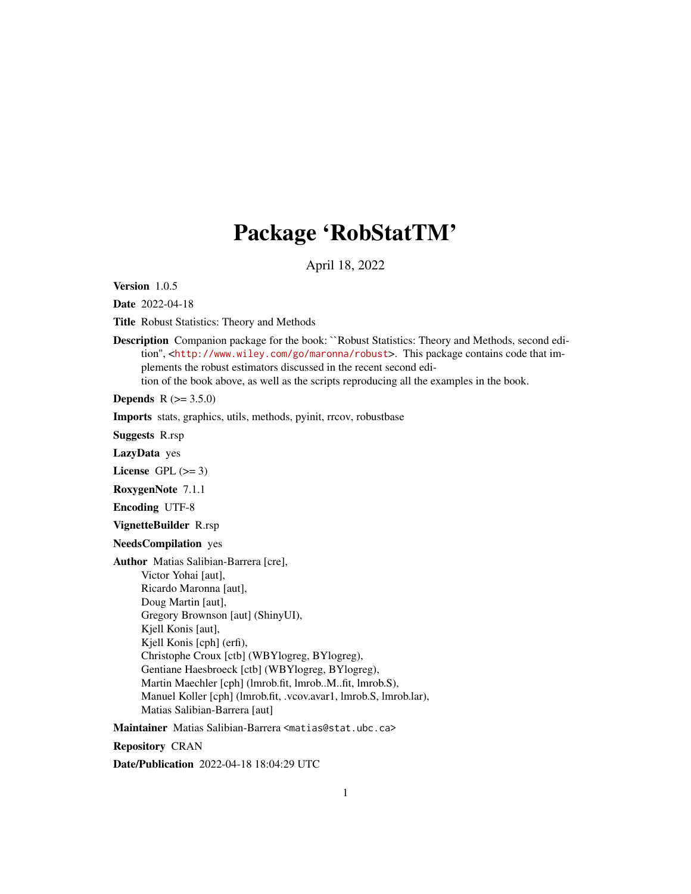# Package 'RobStatTM'

April 18, 2022

**Version** 1.0.5

**Date** 2022-04-18

**Title** Robust Statistics: Theory and Methods

**Description** Companion package for the book: ``Robust Statistics: Theory and Methods, second edition'', <http://www.wiley.com/go/maronna/robust>. This package contains code that implements the robust estimators discussed in the recent second edition of the book above, as well as the scripts reproducing all the examples in the book.

**Depends** R (>= 3.5.0)

**Imports** stats, graphics, utils, methods, pyinit, rrcov, robustbase

**Suggests** R.rsp

**LazyData** yes

**License** GPL (>= 3)

**RoxygenNote** 7.1.1

**Encoding** UTF-8

**VignetteBuilder** R.rsp

**NeedsCompilation** yes

**Author** Matias Salibian-Barrera [cre],
Victor Yohai [aut],
Ricardo Maronna [aut],
Doug Martin [aut],
Gregory Brownson [aut] (ShinyUI),
Kjell Konis [aut],
Kjell Konis [cph] (erfi),
Christophe Croux [ctb] (WBYlogreg, BYlogreg),
Gentiane Haesbroeck [ctb] (WBYlogreg, BYlogreg),
Martin Maechler [cph] (lmrob.fit, lmrob..M..fit, lmrob.S),
Manuel Koller [cph] (lmrob.fit, .vcov.avar1, lmrob.S, lmrob.lar),
Matias Salibian-Barrera [aut]

**Maintainer** Matias Salibian-Barrera <matias@stat.ubc.ca>

**Repository** CRAN

**Date/Publication** 2022-04-18 18:04:29 UTC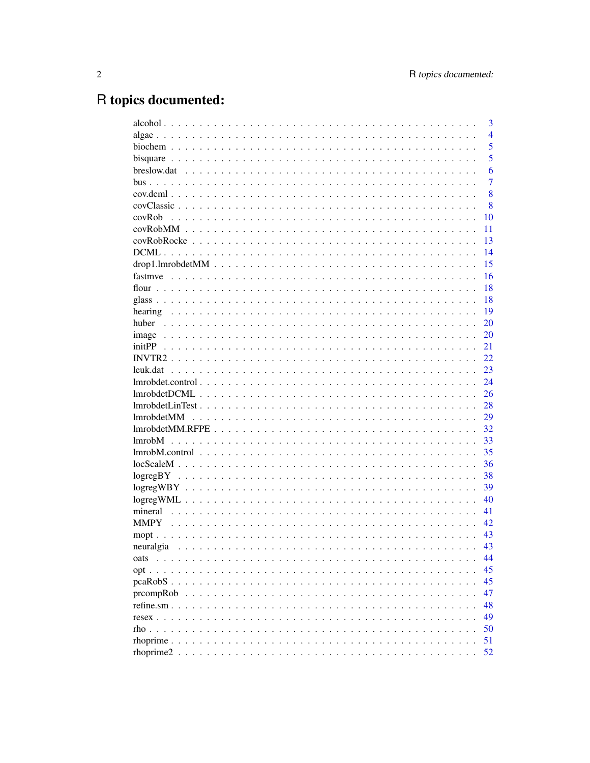# R topics documented:

alcohol . . . . . . . . . . . . . . . . . . . . . . . . . . . . . . . . . . . . . . . . . . . 3
algae . . . . . . . . . . . . . . . . . . . . . . . . . . . . . . . . . . . . . . . . . . . 4
biochem . . . . . . . . . . . . . . . . . . . . . . . . . . . . . . . . . . . . . . . . . . . 5
bisquare . . . . . . . . . . . . . . . . . . . . . . . . . . . . . . . . . . . . . . . . . . . 5
breslow.dat . . . . . . . . . . . . . . . . . . . . . . . . . . . . . . . . . . . . . . . . . . . 6
bus . . . . . . . . . . . . . . . . . . . . . . . . . . . . . . . . . . . . . . . . . . . 7
cov.dcml . . . . . . . . . . . . . . . . . . . . . . . . . . . . . . . . . . . . . . . . . . . 8
covClassic . . . . . . . . . . . . . . . . . . . . . . . . . . . . . . . . . . . . . . . . . . . 8
covRob . . . . . . . . . . . . . . . . . . . . . . . . . . . . . . . . . . . . . . . . . . . 10
covRobMM . . . . . . . . . . . . . . . . . . . . . . . . . . . . . . . . . . . . . . . . . . . 11
covRobRocke . . . . . . . . . . . . . . . . . . . . . . . . . . . . . . . . . . . . . . . . . . . 13
DCML . . . . . . . . . . . . . . . . . . . . . . . . . . . . . . . . . . . . . . . . . . . 14
drop1.lmrobdetMM . . . . . . . . . . . . . . . . . . . . . . . . . . . . . . . . . . . . . . . . . . . 15
fastmve . . . . . . . . . . . . . . . . . . . . . . . . . . . . . . . . . . . . . . . . . . . 16
flour . . . . . . . . . . . . . . . . . . . . . . . . . . . . . . . . . . . . . . . . . . . 18
glass . . . . . . . . . . . . . . . . . . . . . . . . . . . . . . . . . . . . . . . . . . . 18
hearing . . . . . . . . . . . . . . . . . . . . . . . . . . . . . . . . . . . . . . . . . . . 19
huber . . . . . . . . . . . . . . . . . . . . . . . . . . . . . . . . . . . . . . . . . . . 20
image . . . . . . . . . . . . . . . . . . . . . . . . . . . . . . . . . . . . . . . . . . . 20
initPP . . . . . . . . . . . . . . . . . . . . . . . . . . . . . . . . . . . . . . . . . . . 21
INVTR2 . . . . . . . . . . . . . . . . . . . . . . . . . . . . . . . . . . . . . . . . . . . 22
leuk.dat . . . . . . . . . . . . . . . . . . . . . . . . . . . . . . . . . . . . . . . . . . . 23
lmrobdet.control . . . . . . . . . . . . . . . . . . . . . . . . . . . . . . . . . . . . . . . . . . . 24
lmrobdetDCML . . . . . . . . . . . . . . . . . . . . . . . . . . . . . . . . . . . . . . . . . . . 26
lmrobdetLinTest . . . . . . . . . . . . . . . . . . . . . . . . . . . . . . . . . . . . . . . . . . . 28
lmrobdetMM . . . . . . . . . . . . . . . . . . . . . . . . . . . . . . . . . . . . . . . . . . . 29
lmrobdetMM.RFPE . . . . . . . . . . . . . . . . . . . . . . . . . . . . . . . . . . . . . . . . . . . 32
lmrobM . . . . . . . . . . . . . . . . . . . . . . . . . . . . . . . . . . . . . . . . . . . 33
lmrobM.control . . . . . . . . . . . . . . . . . . . . . . . . . . . . . . . . . . . . . . . . . . . 35
locScaleM . . . . . . . . . . . . . . . . . . . . . . . . . . . . . . . . . . . . . . . . . . . 36
logregBY . . . . . . . . . . . . . . . . . . . . . . . . . . . . . . . . . . . . . . . . . . . 38
logregWBY . . . . . . . . . . . . . . . . . . . . . . . . . . . . . . . . . . . . . . . . . . . 39
logregWML . . . . . . . . . . . . . . . . . . . . . . . . . . . . . . . . . . . . . . . . . . . 40
mineral . . . . . . . . . . . . . . . . . . . . . . . . . . . . . . . . . . . . . . . . . . . 41
MMPY . . . . . . . . . . . . . . . . . . . . . . . . . . . . . . . . . . . . . . . . . . . 42
mopt . . . . . . . . . . . . . . . . . . . . . . . . . . . . . . . . . . . . . . . . . . . 43
neuralgia . . . . . . . . . . . . . . . . . . . . . . . . . . . . . . . . . . . . . . . . . . . 43
oats . . . . . . . . . . . . . . . . . . . . . . . . . . . . . . . . . . . . . . . . . . . 44
opt . . . . . . . . . . . . . . . . . . . . . . . . . . . . . . . . . . . . . . . . . . . 45
pcaRobS . . . . . . . . . . . . . . . . . . . . . . . . . . . . . . . . . . . . . . . . . . . 45
prcompRob . . . . . . . . . . . . . . . . . . . . . . . . . . . . . . . . . . . . . . . . . . . 47
refine.sm . . . . . . . . . . . . . . . . . . . . . . . . . . . . . . . . . . . . . . . . . . . 48
resex . . . . . . . . . . . . . . . . . . . . . . . . . . . . . . . . . . . . . . . . . . . 49
rho . . . . . . . . . . . . . . . . . . . . . . . . . . . . . . . . . . . . . . . . . . . 50
rhoprime . . . . . . . . . . . . . . . . . . . . . . . . . . . . . . . . . . . . . . . . . . . 51
rhoprime2 . . . . . . . . . . . . . . . . . . . . . . . . . . . . . . . . . . . . . . . . . . . 52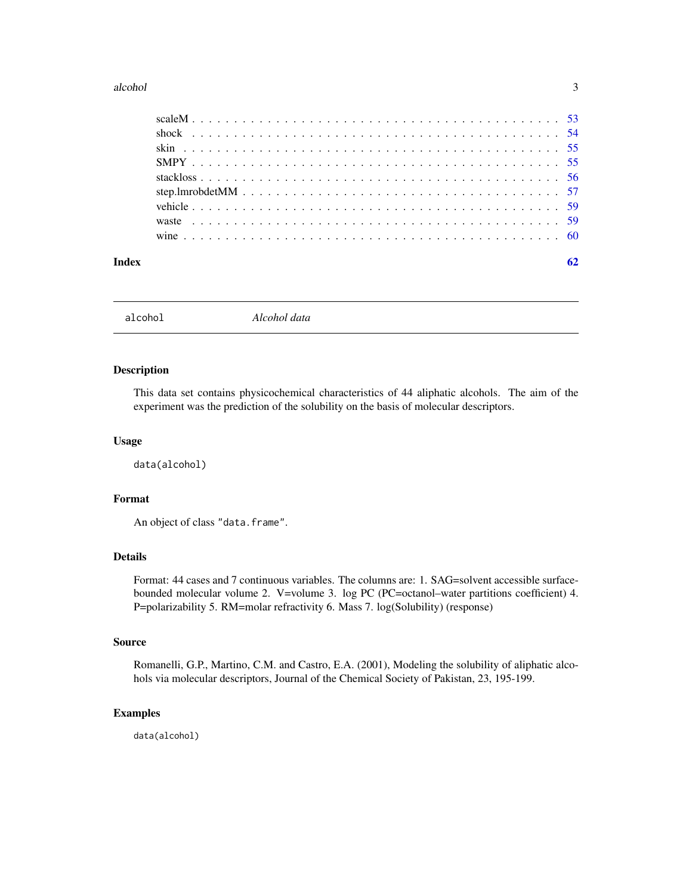scaleM . . . . . . . . . . . . . . . . . . . . . . . . . . . . . . . . . . . . . . . . 53
shock . . . . . . . . . . . . . . . . . . . . . . . . . . . . . . . . . . . . . . . . 54
skin . . . . . . . . . . . . . . . . . . . . . . . . . . . . . . . . . . . . . . . . 55
SMPY . . . . . . . . . . . . . . . . . . . . . . . . . . . . . . . . . . . . . . . . 55
stackloss . . . . . . . . . . . . . . . . . . . . . . . . . . . . . . . . . . . . . . . . 56
step.lmrobdetMM . . . . . . . . . . . . . . . . . . . . . . . . . . . . . . . . . . . . . . . . 57
vehicle . . . . . . . . . . . . . . . . . . . . . . . . . . . . . . . . . . . . . . . . 59
waste . . . . . . . . . . . . . . . . . . . . . . . . . . . . . . . . . . . . . . . . 59
wine . . . . . . . . . . . . . . . . . . . . . . . . . . . . . . . . . . . . . . . . 60

**Index** **62**

---

`alcohol` *Alcohol data*

---

## Description

This data set contains physicochemical characteristics of 44 aliphatic alcohols. The aim of the experiment was the prediction of the solubility on the basis of molecular descriptors.

## Usage

```
data(alcohol)
```

## Format

An object of class "data.frame".

## Details

Format: 44 cases and 7 continuous variables. The columns are: 1. SAG=solvent accessible surface-bounded molecular volume 2. V=volume 3. log PC (PC=octanol–water partitions coefficient) 4. P=polarizability 5. RM=molar refractivity 6. Mass 7. log(Solubility) (response)

## Source

Romanelli, G.P., Martino, C.M. and Castro, E.A. (2001), Modeling the solubility of aliphatic alcohols via molecular descriptors, Journal of the Chemical Society of Pakistan, 23, 195-199.

## Examples

```
data(alcohol)
```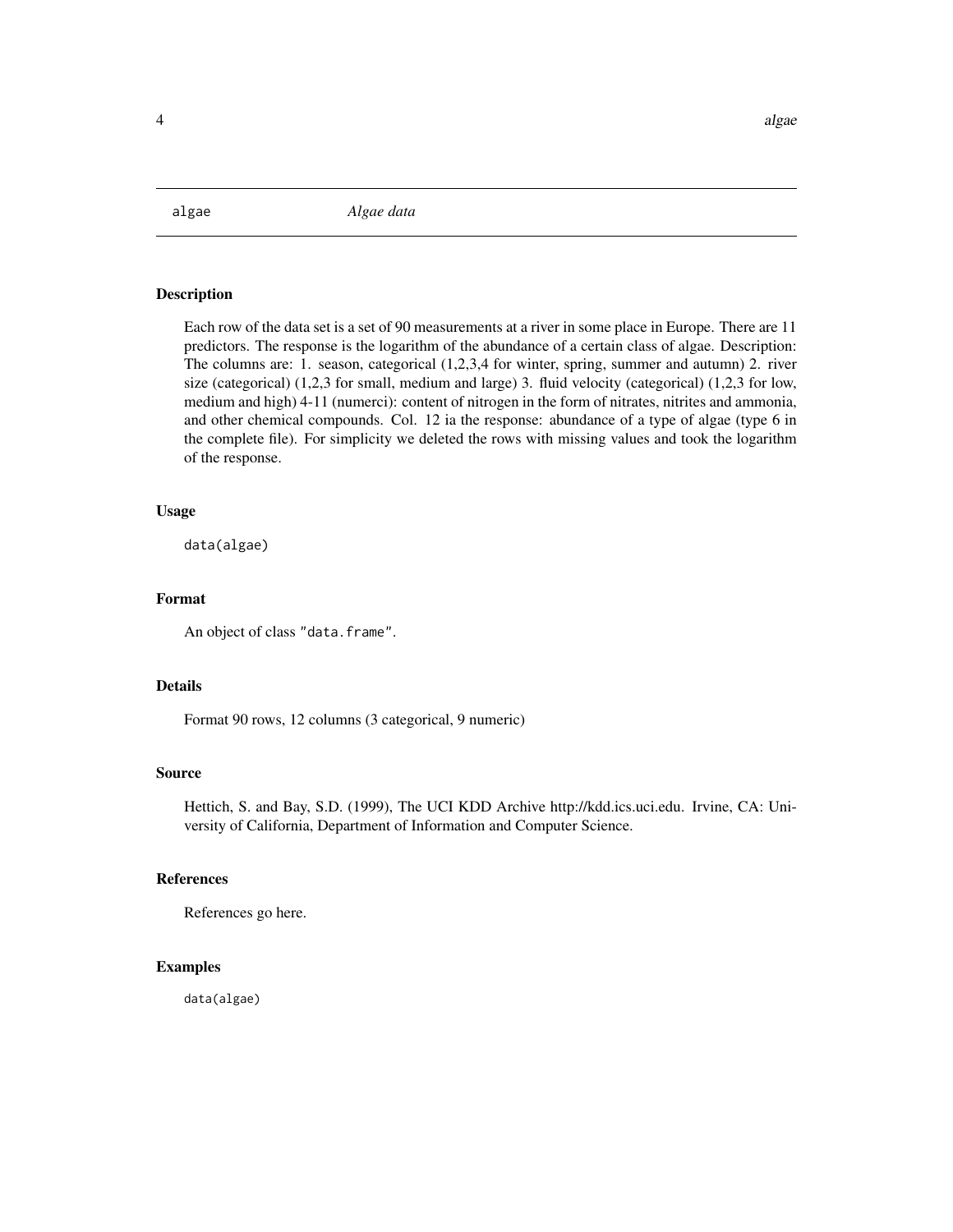# algae — *Algae data*

## Description

Each row of the data set is a set of 90 measurements at a river in some place in Europe. There are 11 predictors. The response is the logarithm of the abundance of a certain class of algae. Description: The columns are: 1. season, categorical (1,2,3,4 for winter, spring, summer and autumn) 2. river size (categorical) (1,2,3 for small, medium and large) 3. fluid velocity (categorical) (1,2,3 for low, medium and high) 4-11 (numerci): content of nitrogen in the form of nitrates, nitrites and ammonia, and other chemical compounds. Col. 12 ia the response: abundance of a type of algae (type 6 in the complete file). For simplicity we deleted the rows with missing values and took the logarithm of the response.

## Usage

```
data(algae)
```

## Format

An object of class "data.frame".

## Details

Format 90 rows, 12 columns (3 categorical, 9 numeric)

## Source

Hettich, S. and Bay, S.D. (1999), The UCI KDD Archive http://kdd.ics.uci.edu. Irvine, CA: University of California, Department of Information and Computer Science.

## References

References go here.

## Examples

```
data(algae)
```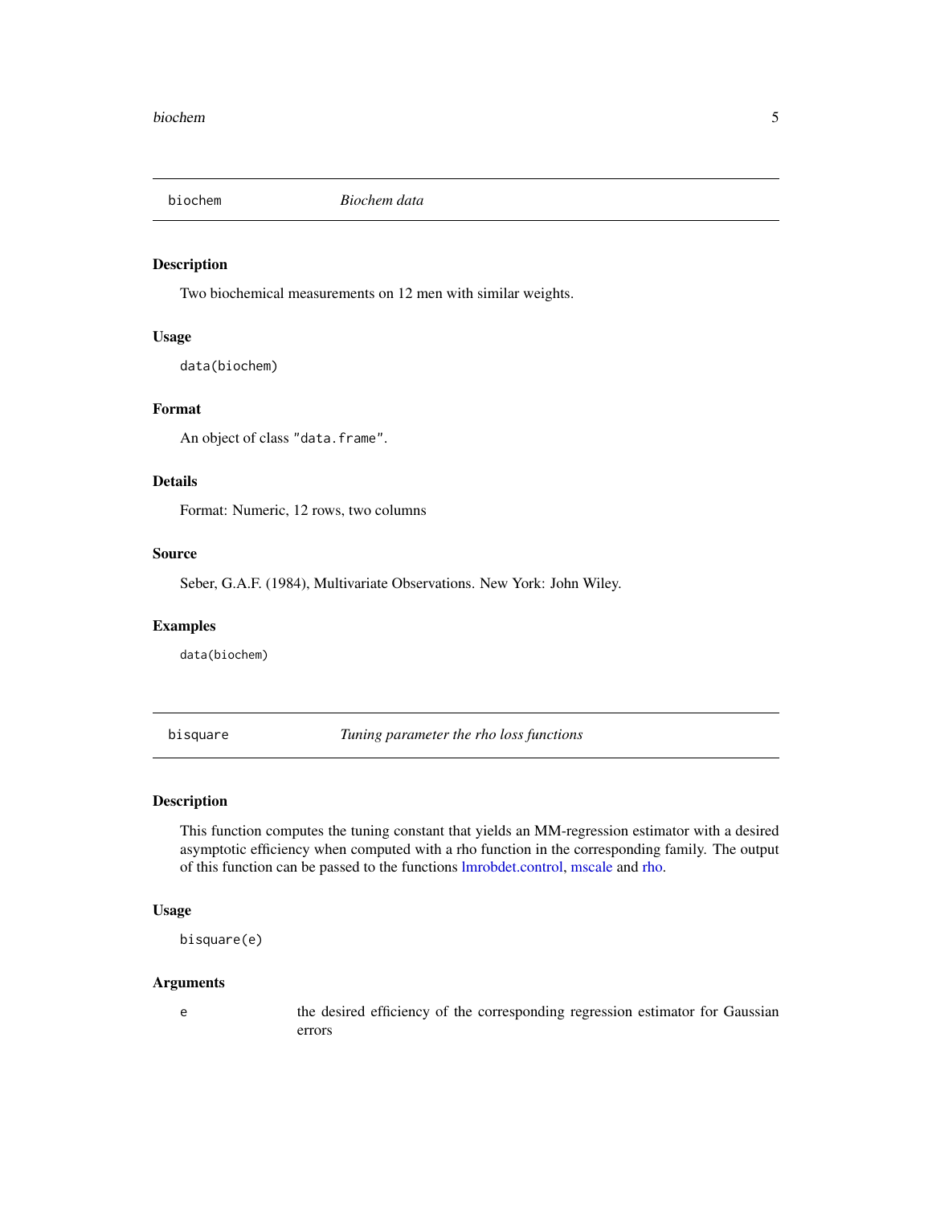## biochem — *Biochem data*

### Description

Two biochemical measurements on 12 men with similar weights.

### Usage

```
data(biochem)
```

### Format

An object of class "data.frame".

### Details

Format: Numeric, 12 rows, two columns

### Source

Seber, G.A.F. (1984), Multivariate Observations. New York: John Wiley.

### Examples

```
data(biochem)
```

## bisquare — *Tuning parameter the rho loss functions*

### Description

This function computes the tuning constant that yields an MM-regression estimator with a desired asymptotic efficiency when computed with a rho function in the corresponding family. The output of this function can be passed to the functions lmrobdet.control, mscale and rho.

### Usage

```
bisquare(e)
```

### Arguments

| | |
|---|---|
| e | the desired efficiency of the corresponding regression estimator for Gaussian errors |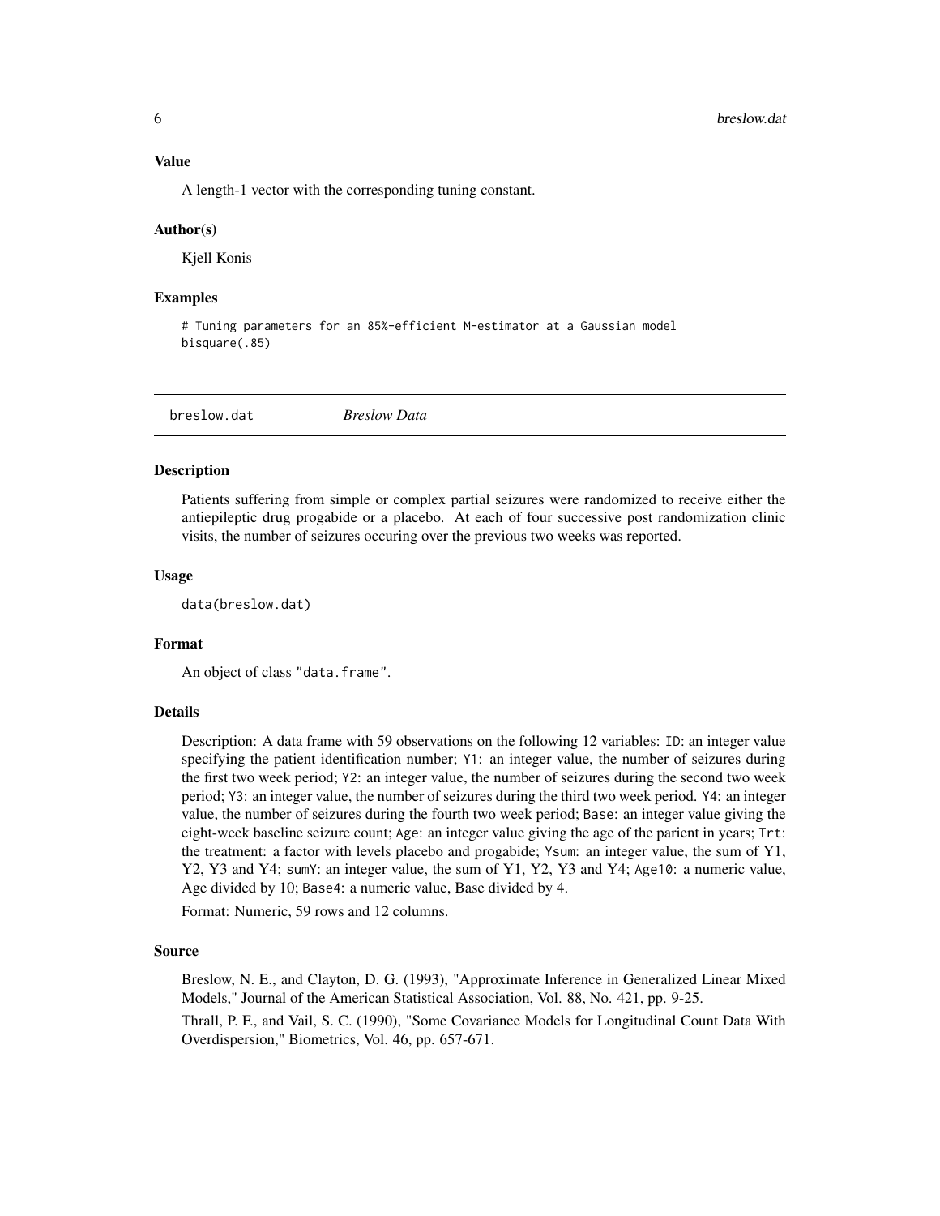### Value

A length-1 vector with the corresponding tuning constant.

### Author(s)

Kjell Konis

### Examples

```
# Tuning parameters for an 85%-efficient M-estimator at a Gaussian model
bisquare(.85)
```

---

## breslow.dat *Breslow Data*

### Description

Patients suffering from simple or complex partial seizures were randomized to receive either the antiepileptic drug progabide or a placebo. At each of four successive post randomization clinic visits, the number of seizures occuring over the previous two weeks was reported.

### Usage

```
data(breslow.dat)
```

### Format

An object of class "data.frame".

### Details

Description: A data frame with 59 observations on the following 12 variables: `ID`: an integer value specifying the patient identification number; `Y1`: an integer value, the number of seizures during the first two week period; `Y2`: an integer value, the number of seizures during the second two week period; `Y3`: an integer value, the number of seizures during the third two week period. `Y4`: an integer value, the number of seizures during the fourth two week period; `Base`: an integer value giving the eight-week baseline seizure count; `Age`: an integer value giving the age of the parient in years; `Trt`: the treatment: a factor with levels placebo and progabide; `Ysum`: an integer value, the sum of Y1, Y2, Y3 and Y4; `sumY`: an integer value, the sum of Y1, Y2, Y3 and Y4; `Age10`: a numeric value, Age divided by 10; `Base4`: a numeric value, Base divided by 4.

Format: Numeric, 59 rows and 12 columns.

### Source

Breslow, N. E., and Clayton, D. G. (1993), "Approximate Inference in Generalized Linear Mixed Models," Journal of the American Statistical Association, Vol. 88, No. 421, pp. 9-25.

Thrall, P. F., and Vail, S. C. (1990), "Some Covariance Models for Longitudinal Count Data With Overdispersion," Biometrics, Vol. 46, pp. 657-671.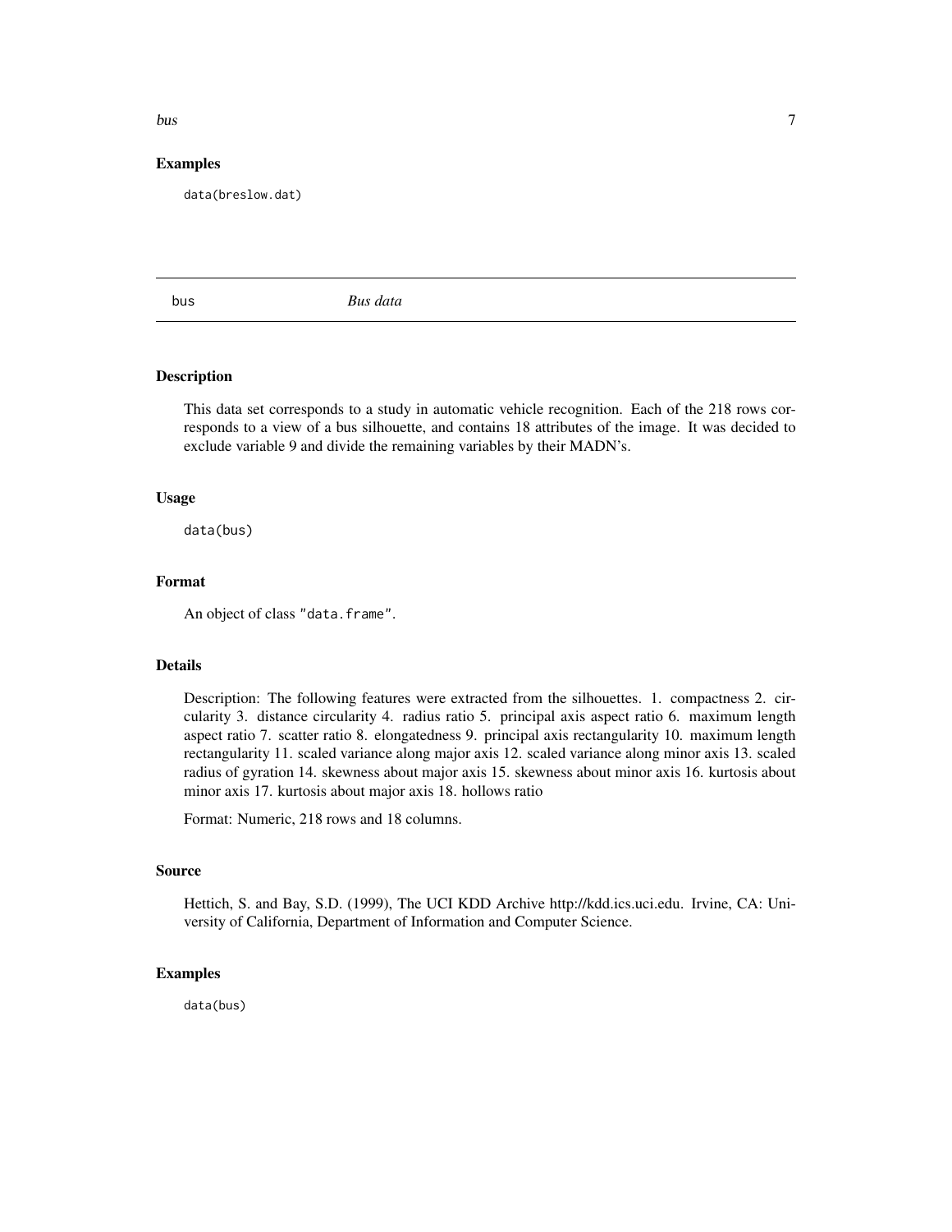### Examples

```
data(breslow.dat)
```

## bus    *Bus data*

### Description

This data set corresponds to a study in automatic vehicle recognition. Each of the 218 rows corresponds to a view of a bus silhouette, and contains 18 attributes of the image. It was decided to exclude variable 9 and divide the remaining variables by their MADN's.

### Usage

```
data(bus)
```

### Format

An object of class "data.frame".

### Details

Description: The following features were extracted from the silhouettes. 1. compactness 2. circularity 3. distance circularity 4. radius ratio 5. principal axis aspect ratio 6. maximum length aspect ratio 7. scatter ratio 8. elongatedness 9. principal axis rectangularity 10. maximum length rectangularity 11. scaled variance along major axis 12. scaled variance along minor axis 13. scaled radius of gyration 14. skewness about major axis 15. skewness about minor axis 16. kurtosis about minor axis 17. kurtosis about major axis 18. hollows ratio

Format: Numeric, 218 rows and 18 columns.

### Source

Hettich, S. and Bay, S.D. (1999), The UCI KDD Archive http://kdd.ics.uci.edu. Irvine, CA: University of California, Department of Information and Computer Science.

### Examples

```
data(bus)
```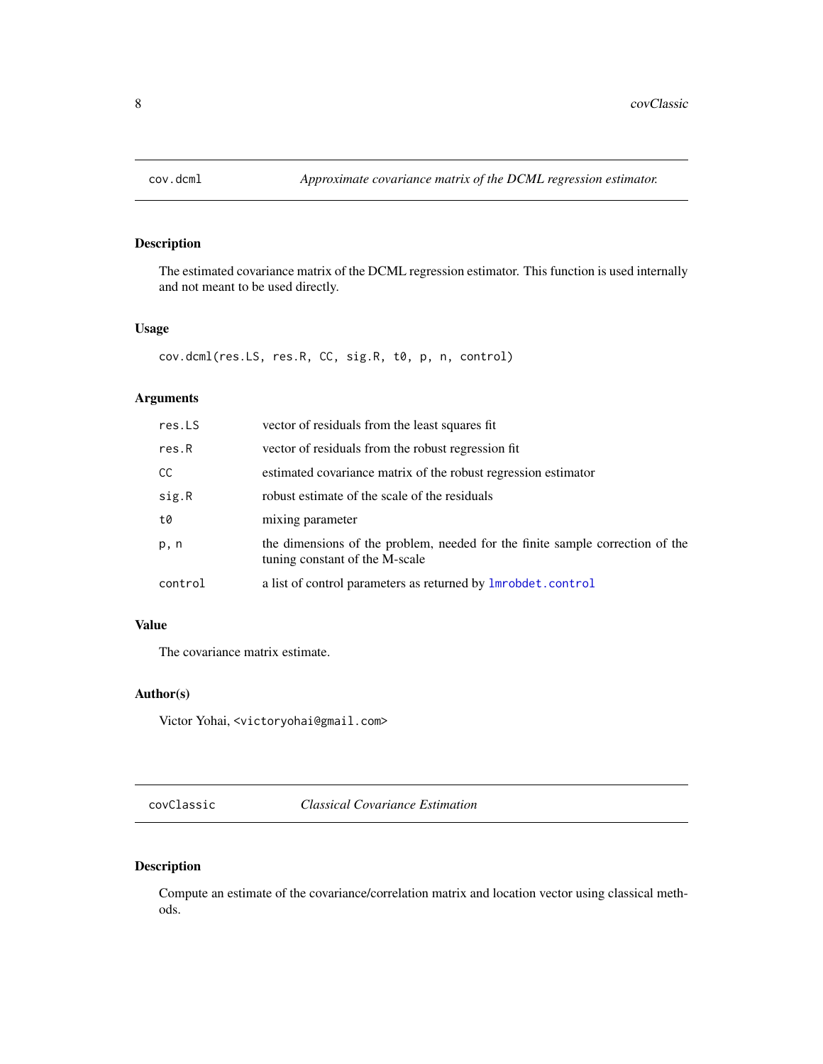## cov.dcml — *Approximate covariance matrix of the DCML regression estimator.*

### Description

The estimated covariance matrix of the DCML regression estimator. This function is used internally and not meant to be used directly.

### Usage

```
cov.dcml(res.LS, res.R, CC, sig.R, t0, p, n, control)
```

### Arguments

| | |
|---|---|
| res.LS | vector of residuals from the least squares fit |
| res.R | vector of residuals from the robust regression fit |
| CC | estimated covariance matrix of the robust regression estimator |
| sig.R | robust estimate of the scale of the residuals |
| t0 | mixing parameter |
| p, n | the dimensions of the problem, needed for the finite sample correction of the tuning constant of the M-scale |
| control | a list of control parameters as returned by lmrobdet.control |

### Value

The covariance matrix estimate.

### Author(s)

Victor Yohai, <victoryohai@gmail.com>

## covClassic — *Classical Covariance Estimation*

### Description

Compute an estimate of the covariance/correlation matrix and location vector using classical methods.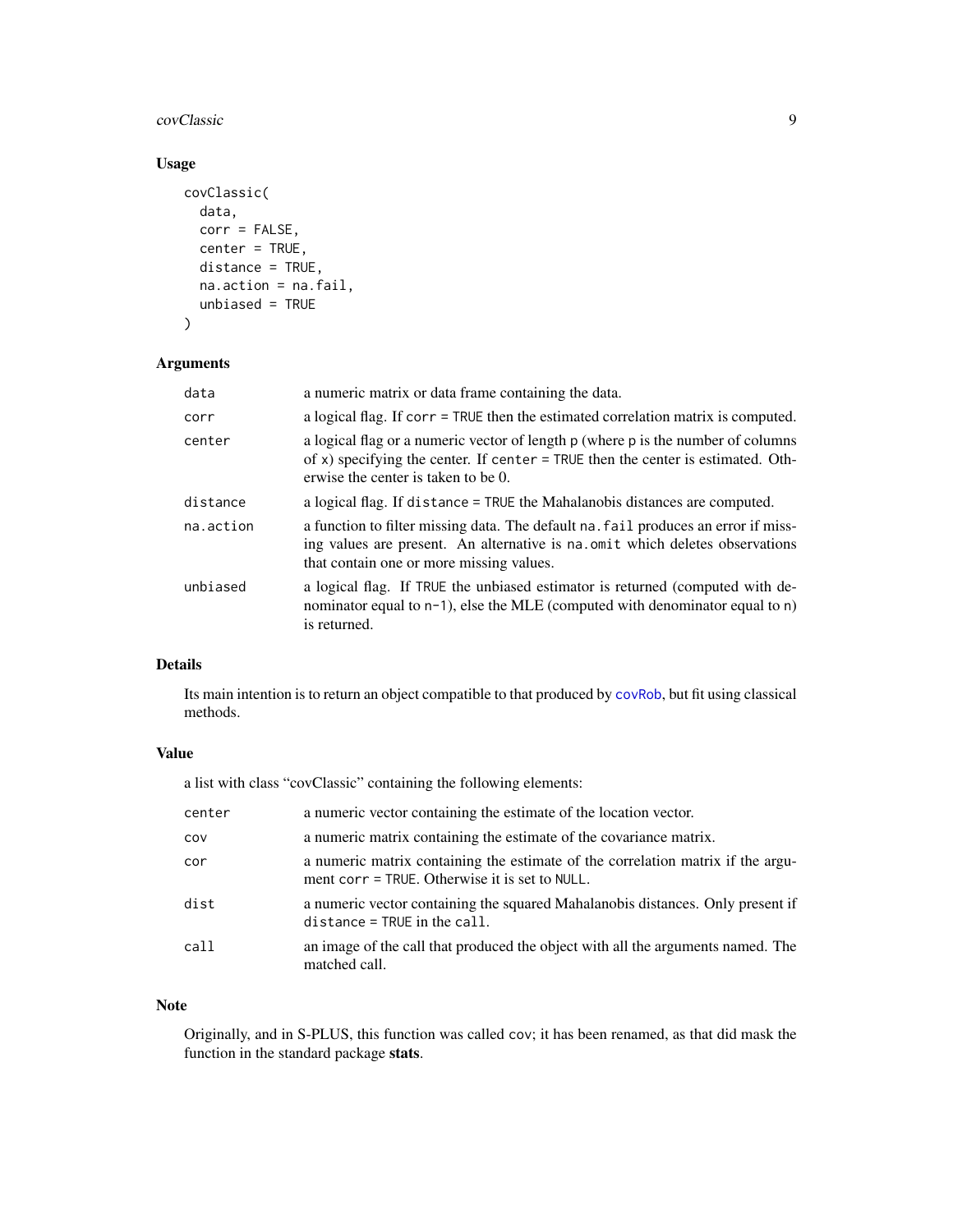### Usage

```
covClassic(
  data,
  corr = FALSE,
  center = TRUE,
  distance = TRUE,
  na.action = na.fail,
  unbiased = TRUE
)
```

### Arguments

| | |
|---|---|
| `data` | a numeric matrix or data frame containing the data. |
| `corr` | a logical flag. If `corr = TRUE` then the estimated correlation matrix is computed. |
| `center` | a logical flag or a numeric vector of length `p` (where `p` is the number of columns of `x`) specifying the center. If `center = TRUE` then the center is estimated. Otherwise the center is taken to be 0. |
| `distance` | a logical flag. If `distance = TRUE` the Mahalanobis distances are computed. |
| `na.action` | a function to filter missing data. The default `na.fail` produces an error if missing values are present. An alternative is `na.omit` which deletes observations that contain one or more missing values. |
| `unbiased` | a logical flag. If `TRUE` the unbiased estimator is returned (computed with denominator equal to `n-1`), else the MLE (computed with denominator equal to `n`) is returned. |

### Details

Its main intention is to return an object compatible to that produced by `covRob`, but fit using classical methods.

### Value

a list with class "covClassic" containing the following elements:

| | |
|---|---|
| `center` | a numeric vector containing the estimate of the location vector. |
| `cov` | a numeric matrix containing the estimate of the covariance matrix. |
| `cor` | a numeric matrix containing the estimate of the correlation matrix if the argument `corr = TRUE`. Otherwise it is set to `NULL`. |
| `dist` | a numeric vector containing the squared Mahalanobis distances. Only present if `distance = TRUE` in the `call`. |
| `call` | an image of the call that produced the object with all the arguments named. The matched call. |

### Note

Originally, and in S-PLUS, this function was called `cov`; it has been renamed, as that did mask the function in the standard package **stats**.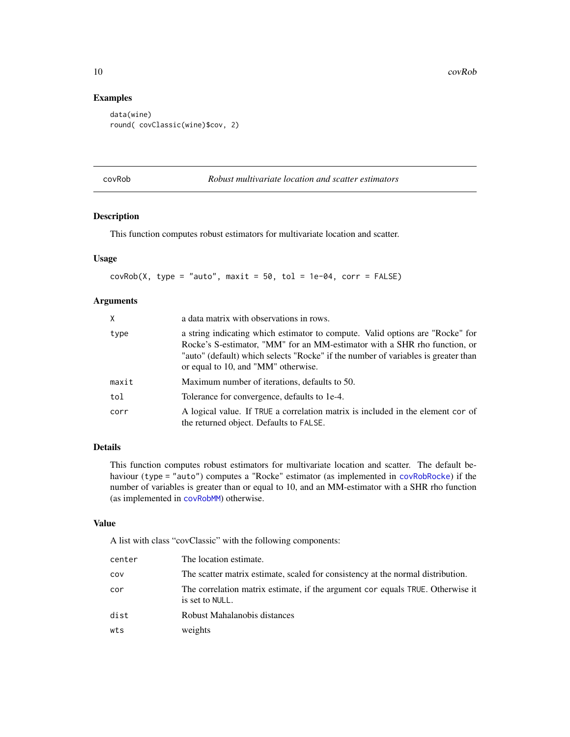## Examples

```
data(wine)
round( covClassic(wine)$cov, 2)
```

---

# covRob — *Robust multivariate location and scatter estimators*

### Description

This function computes robust estimators for multivariate location and scatter.

### Usage

```
covRob(X, type = "auto", maxit = 50, tol = 1e-04, corr = FALSE)
```

### Arguments

| | |
|---|---|
| X | a data matrix with observations in rows. |
| type | a string indicating which estimator to compute. Valid options are "Rocke" for Rocke's S-estimator, "MM" for an MM-estimator with a SHR rho function, or "auto" (default) which selects "Rocke" if the number of variables is greater than or equal to 10, and "MM" otherwise. |
| maxit | Maximum number of iterations, defaults to 50. |
| tol | Tolerance for convergence, defaults to 1e-4. |
| corr | A logical value. If TRUE a correlation matrix is included in the element cor of the returned object. Defaults to FALSE. |

### Details

This function computes robust estimators for multivariate location and scatter. The default behaviour (type = "auto") computes a "Rocke" estimator (as implemented in covRobRocke) if the number of variables is greater than or equal to 10, and an MM-estimator with a SHR rho function (as implemented in covRobMM) otherwise.

### Value

A list with class "covClassic" with the following components:

| | |
|---|---|
| center | The location estimate. |
| cov | The scatter matrix estimate, scaled for consistency at the normal distribution. |
| cor | The correlation matrix estimate, if the argument cor equals TRUE. Otherwise it is set to NULL. |
| dist | Robust Mahalanobis distances |
| wts | weights |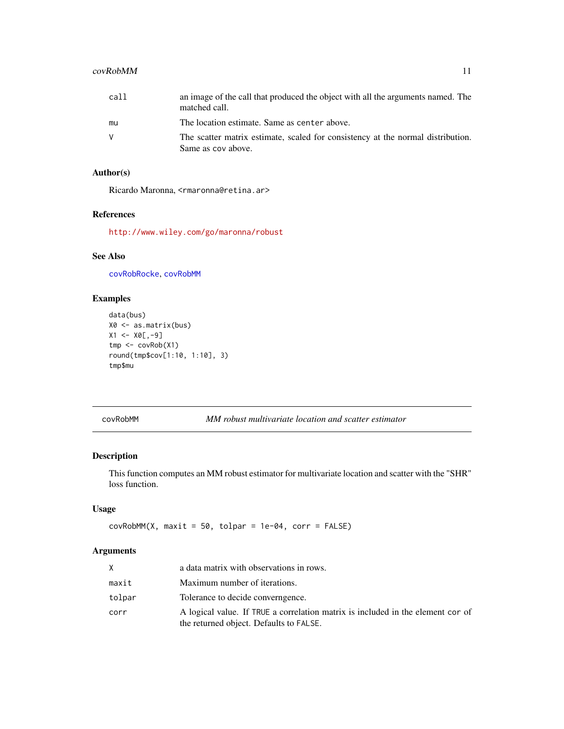| | |
|---|---|
| `call` | an image of the call that produced the object with all the arguments named. The matched call. |
| `mu` | The location estimate. Same as `center` above. |
| `V` | The scatter matrix estimate, scaled for consistency at the normal distribution. Same as `cov` above. |

### Author(s)

Ricardo Maronna, <rmaronna@retina.ar>

### References

http://www.wiley.com/go/maronna/robust

### See Also

`covRobRocke`, `covRobMM`

### Examples

```
data(bus)
X0 <- as.matrix(bus)
X1 <- X0[,-9]
tmp <- covRob(X1)
round(tmp$cov[1:10, 1:10], 3)
tmp$mu
```

---

## covRobMM — *MM robust multivariate location and scatter estimator*

### Description

This function computes an MM robust estimator for multivariate location and scatter with the "SHR" loss function.

### Usage

```
covRobMM(X, maxit = 50, tolpar = 1e-04, corr = FALSE)
```

### Arguments

| | |
|---|---|
| `X` | a data matrix with observations in rows. |
| `maxit` | Maximum number of iterations. |
| `tolpar` | Tolerance to decide converngence. |
| `corr` | A logical value. If `TRUE` a correlation matrix is included in the element `cor` of the returned object. Defaults to `FALSE`. |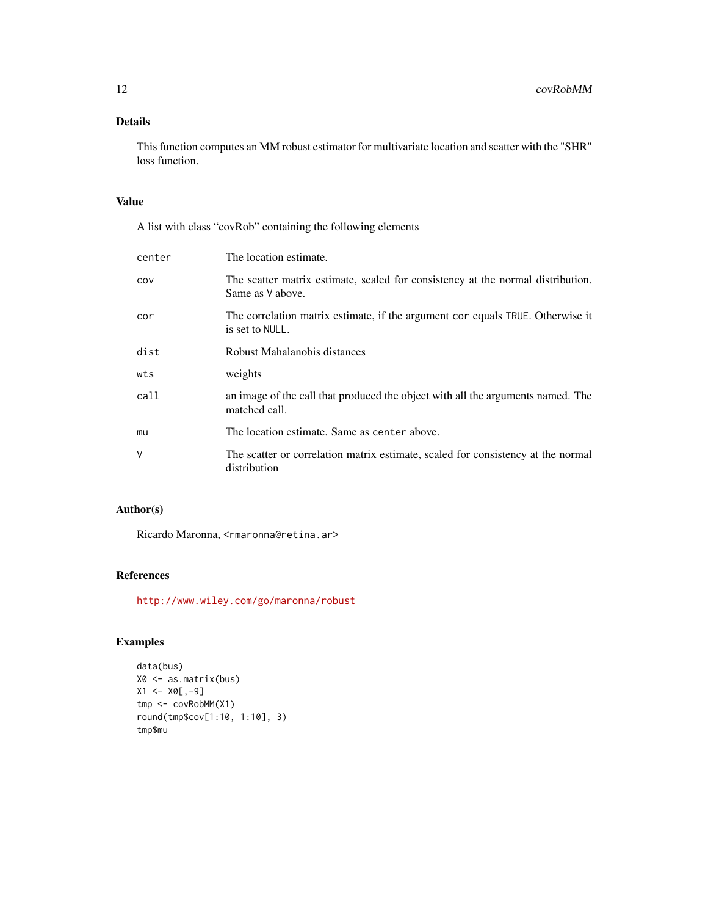## Details

This function computes an MM robust estimator for multivariate location and scatter with the "SHR" loss function.

## Value

A list with class "covRob" containing the following elements

| | |
|---|---|
| `center` | The location estimate. |
| `cov` | The scatter matrix estimate, scaled for consistency at the normal distribution. Same as `V` above. |
| `cor` | The correlation matrix estimate, if the argument `cor` equals `TRUE`. Otherwise it is set to `NULL`. |
| `dist` | Robust Mahalanobis distances |
| `wts` | weights |
| `call` | an image of the call that produced the object with all the arguments named. The matched call. |
| `mu` | The location estimate. Same as `center` above. |
| `V` | The scatter or correlation matrix estimate, scaled for consistency at the normal distribution |

## Author(s)

Ricardo Maronna, <rmaronna@retina.ar>

## References

http://www.wiley.com/go/maronna/robust

## Examples

```
data(bus)
X0 <- as.matrix(bus)
X1 <- X0[,-9]
tmp <- covRobMM(X1)
round(tmp$cov[1:10, 1:10], 3)
tmp$mu
```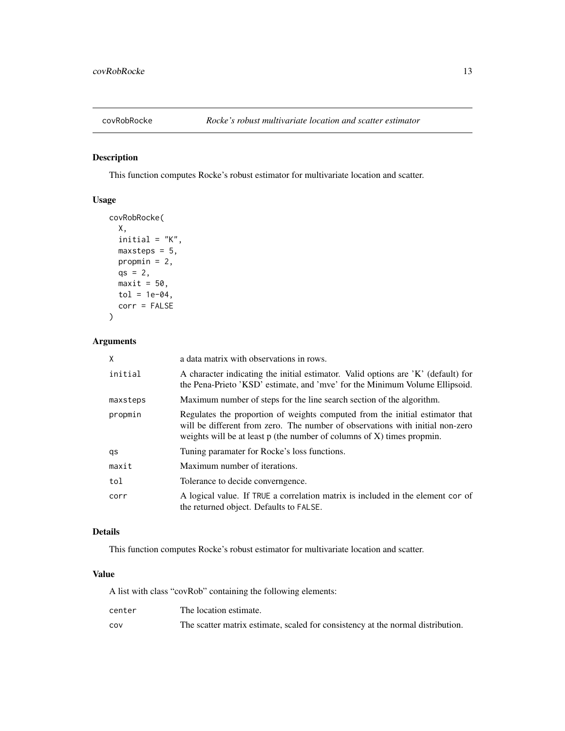# covRobRocke — *Rocke's robust multivariate location and scatter estimator*

## Description

This function computes Rocke's robust estimator for multivariate location and scatter.

## Usage

```
covRobRocke(
  X,
  initial = "K",
  maxsteps = 5,
  propmin = 2,
  qs = 2,
  maxit = 50,
  tol = 1e-04,
  corr = FALSE
)
```

## Arguments

| | |
|---|---|
| `X` | a data matrix with observations in rows. |
| `initial` | A character indicating the initial estimator. Valid options are 'K' (default) for the Pena-Prieto 'KSD' estimate, and 'mve' for the Minimum Volume Ellipsoid. |
| `maxsteps` | Maximum number of steps for the line search section of the algorithm. |
| `propmin` | Regulates the proportion of weights computed from the initial estimator that will be different from zero. The number of observations with initial non-zero weights will be at least p (the number of columns of X) times propmin. |
| `qs` | Tuning paramater for Rocke's loss functions. |
| `maxit` | Maximum number of iterations. |
| `tol` | Tolerance to decide converngence. |
| `corr` | A logical value. If `TRUE` a correlation matrix is included in the element `cor` of the returned object. Defaults to `FALSE`. |

## Details

This function computes Rocke's robust estimator for multivariate location and scatter.

## Value

A list with class "covRob" containing the following elements:

| | |
|---|---|
| `center` | The location estimate. |
| `cov` | The scatter matrix estimate, scaled for consistency at the normal distribution. |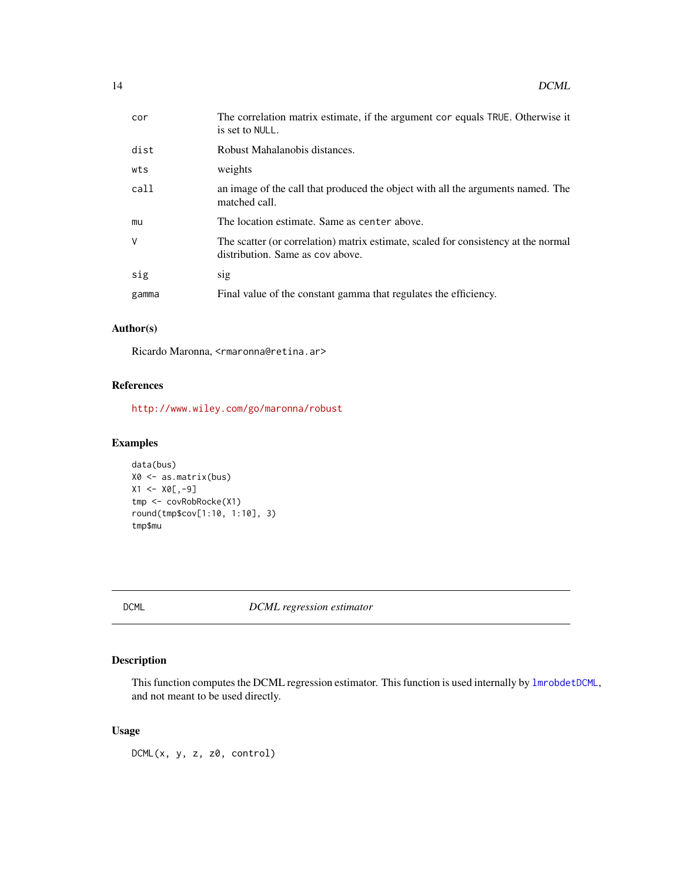| | |
|---|---|
| cor | The correlation matrix estimate, if the argument cor equals TRUE. Otherwise it is set to NULL. |
| dist | Robust Mahalanobis distances. |
| wts | weights |
| call | an image of the call that produced the object with all the arguments named. The matched call. |
| mu | The location estimate. Same as center above. |
| V | The scatter (or correlation) matrix estimate, scaled for consistency at the normal distribution. Same as cov above. |
| sig | sig |
| gamma | Final value of the constant gamma that regulates the efficiency. |

### Author(s)

Ricardo Maronna, <rmaronna@retina.ar>

### References

http://www.wiley.com/go/maronna/robust

### Examples

```
data(bus)
X0 <- as.matrix(bus)
X1 <- X0[,-9]
tmp <- covRobRocke(X1)
round(tmp$cov[1:10, 1:10], 3)
tmp$mu
```

---

## DCML — *DCML regression estimator*

### Description

This function computes the DCML regression estimator. This function is used internally by lmrobdetDCML, and not meant to be used directly.

### Usage

```
DCML(x, y, z, z0, control)
```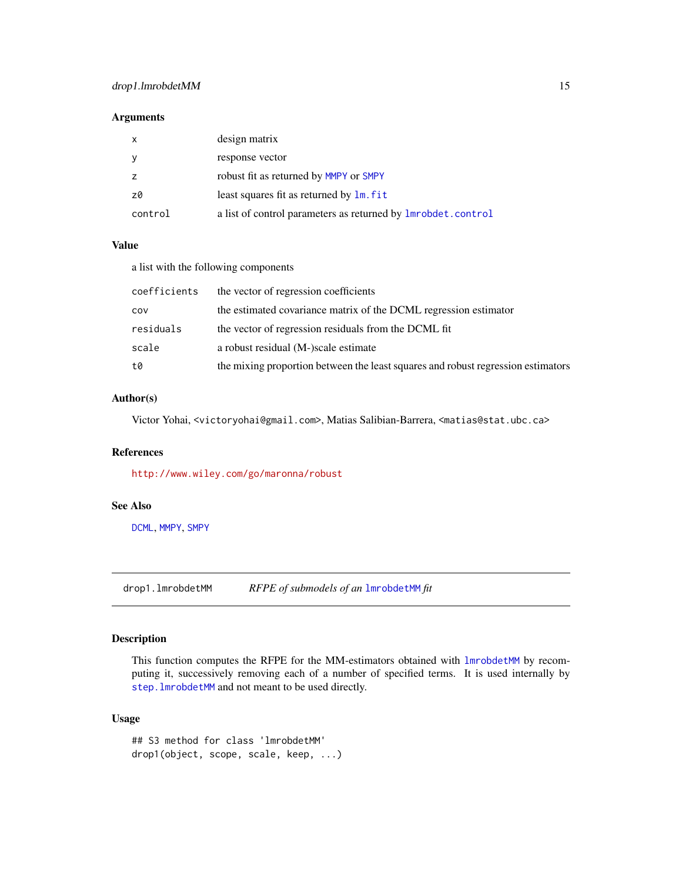### Arguments

| | |
|---|---|
| `x` | design matrix |
| `y` | response vector |
| `z` | robust fit as returned by `MMPY` or `SMPY` |
| `z0` | least squares fit as returned by `lm.fit` |
| `control` | a list of control parameters as returned by `lmrobdet.control` |

### Value

a list with the following components

| | |
|---|---|
| `coefficients` | the vector of regression coefficients |
| `cov` | the estimated covariance matrix of the DCML regression estimator |
| `residuals` | the vector of regression residuals from the DCML fit |
| `scale` | a robust residual (M-)scale estimate |
| `t0` | the mixing proportion between the least squares and robust regression estimators |

### Author(s)

Victor Yohai, <victoryohai@gmail.com>, Matias Salibian-Barrera, <matias@stat.ubc.ca>

### References

http://www.wiley.com/go/maronna/robust

### See Also

`DCML`, `MMPY`, `SMPY`

---

## drop1.lmrobdetMM — *RFPE of submodels of an `lmrobdetMM` fit*

### Description

This function computes the RFPE for the MM-estimators obtained with `lmrobdetMM` by recomputing it, successively removing each of a number of specified terms. It is used internally by `step.lmrobdetMM` and not meant to be used directly.

### Usage

```
## S3 method for class 'lmrobdetMM'
drop1(object, scope, scale, keep, ...)
```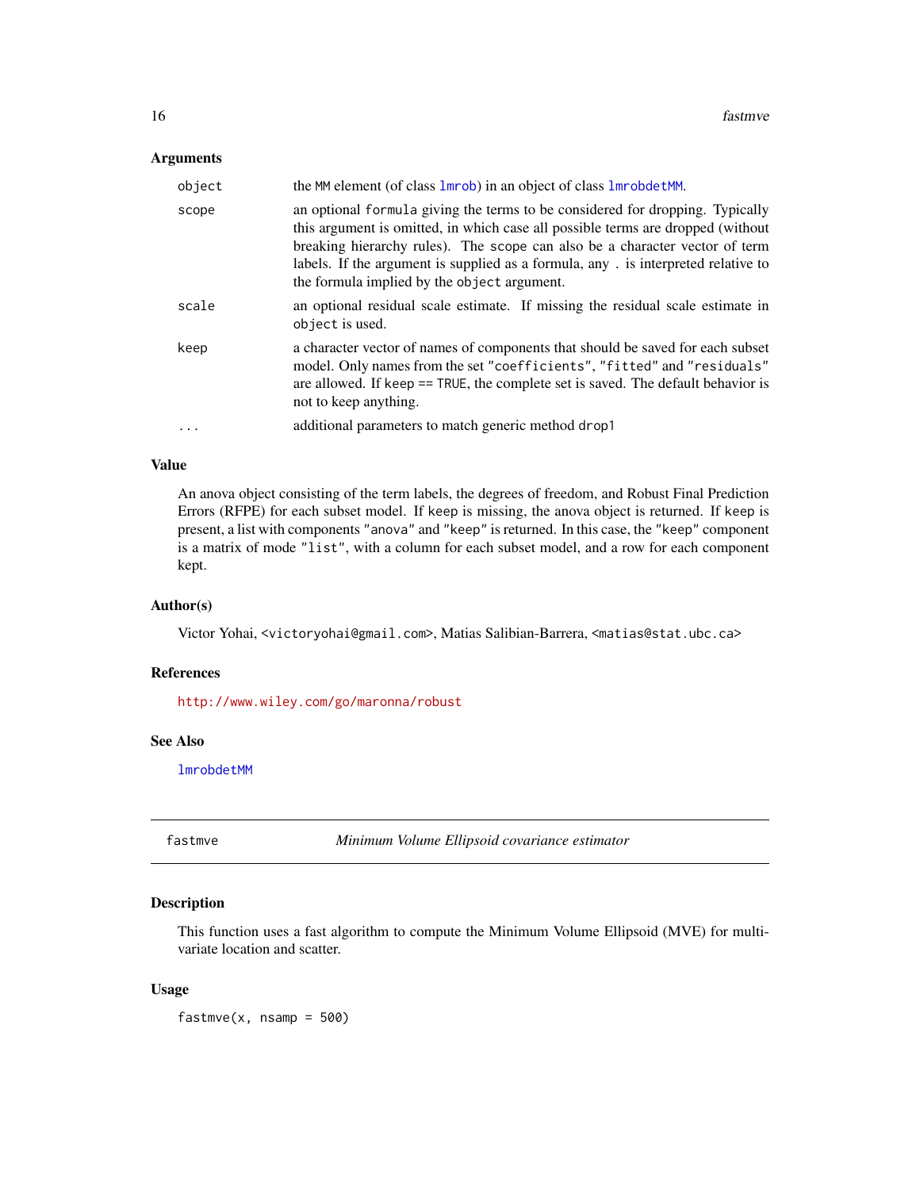### Arguments

| | |
|---|---|
| `object` | the `MM` element (of class `lmrob`) in an object of class `lmrobdetMM`. |
| `scope` | an optional `formula` giving the terms to be considered for dropping. Typically this argument is omitted, in which case all possible terms are dropped (without breaking hierarchy rules). The `scope` can also be a character vector of term labels. If the argument is supplied as a formula, any `.` is interpreted relative to the formula implied by the `object` argument. |
| `scale` | an optional residual scale estimate. If missing the residual scale estimate in `object` is used. |
| `keep` | a character vector of names of components that should be saved for each subset model. Only names from the set `"coefficients"`, `"fitted"` and `"residuals"` are allowed. If `keep == TRUE`, the complete set is saved. The default behavior is not to keep anything. |
| `...` | additional parameters to match generic method `drop1` |

### Value

An anova object consisting of the term labels, the degrees of freedom, and Robust Final Prediction Errors (RFPE) for each subset model. If `keep` is missing, the anova object is returned. If `keep` is present, a list with components `"anova"` and `"keep"` is returned. In this case, the `"keep"` component is a matrix of mode `"list"`, with a column for each subset model, and a row for each component kept.

### Author(s)

Victor Yohai, <victoryohai@gmail.com>, Matias Salibian-Barrera, <matias@stat.ubc.ca>

### References

http://www.wiley.com/go/maronna/robust

### See Also

`lmrobdetMM`

---

## `fastmve` — *Minimum Volume Ellipsoid covariance estimator*

### Description

This function uses a fast algorithm to compute the Minimum Volume Ellipsoid (MVE) for multivariate location and scatter.

### Usage

```
fastmve(x, nsamp = 500)
```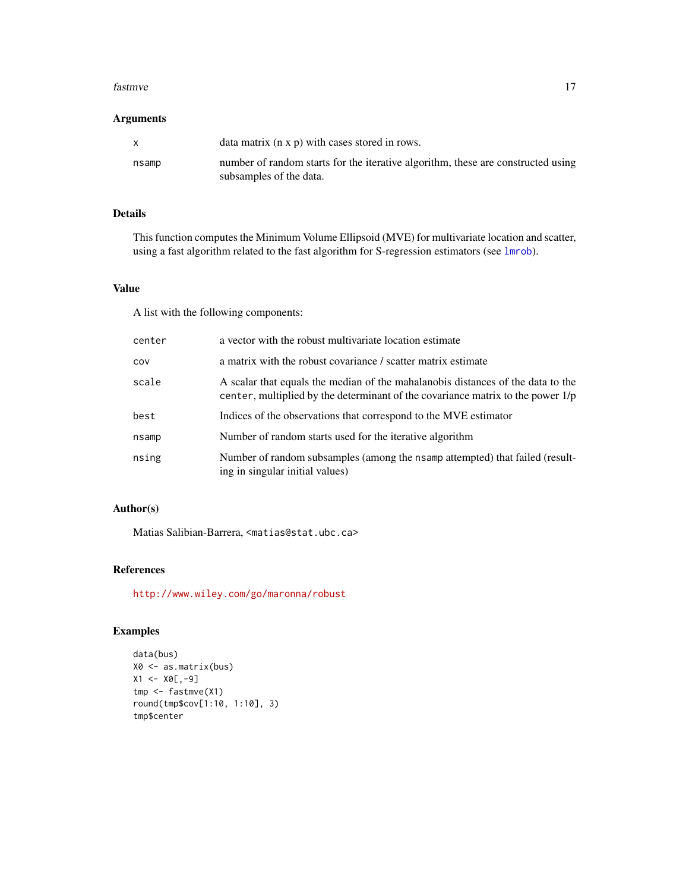## Arguments

| | |
|---|---|
| x | data matrix (n x p) with cases stored in rows. |
| nsamp | number of random starts for the iterative algorithm, these are constructed using subsamples of the data. |

## Details

This function computes the Minimum Volume Ellipsoid (MVE) for multivariate location and scatter, using a fast algorithm related to the fast algorithm for S-regression estimators (see `lmrob`).

## Value

A list with the following components:

| | |
|---|---|
| center | a vector with the robust multivariate location estimate |
| cov | a matrix with the robust covariance / scatter matrix estimate |
| scale | A scalar that equals the median of the mahalanobis distances of the data to the `center`, multiplied by the determinant of the covariance matrix to the power 1/p |
| best | Indices of the observations that correspond to the MVE estimator |
| nsamp | Number of random starts used for the iterative algorithm |
| nsing | Number of random subsamples (among the `nsamp` attempted) that failed (resulting in singular initial values) |

## Author(s)

Matias Salibian-Barrera, <matias@stat.ubc.ca>

## References

http://www.wiley.com/go/maronna/robust

## Examples

```
data(bus)
X0 <- as.matrix(bus)
X1 <- X0[,-9]
tmp <- fastmve(X1)
round(tmp$cov[1:10, 1:10], 3)
tmp$center
```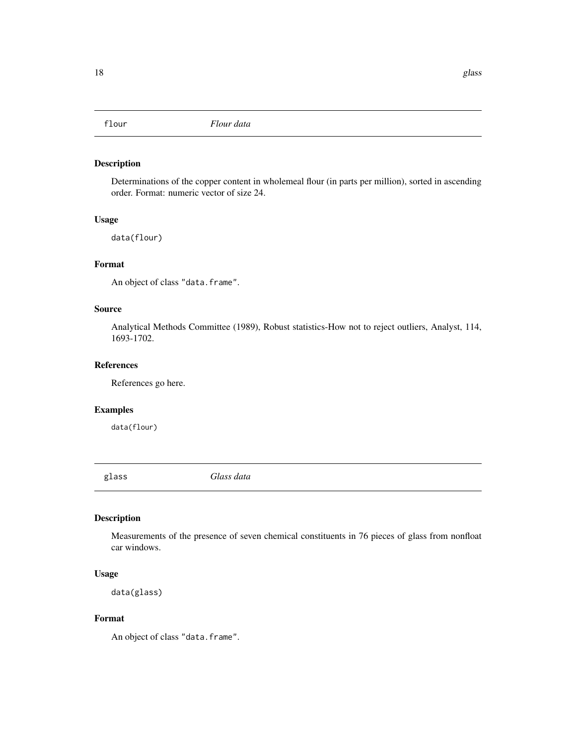## flour *Flour data*

### Description

Determinations of the copper content in wholemeal flour (in parts per million), sorted in ascending order. Format: numeric vector of size 24.

### Usage

```
data(flour)
```

### Format

An object of class "data.frame".

### Source

Analytical Methods Committee (1989), Robust statistics-How not to reject outliers, Analyst, 114, 1693-1702.

### References

References go here.

### Examples

```
data(flour)
```

## glass *Glass data*

### Description

Measurements of the presence of seven chemical constituents in 76 pieces of glass from nonfloat car windows.

### Usage

```
data(glass)
```

### Format

An object of class "data.frame".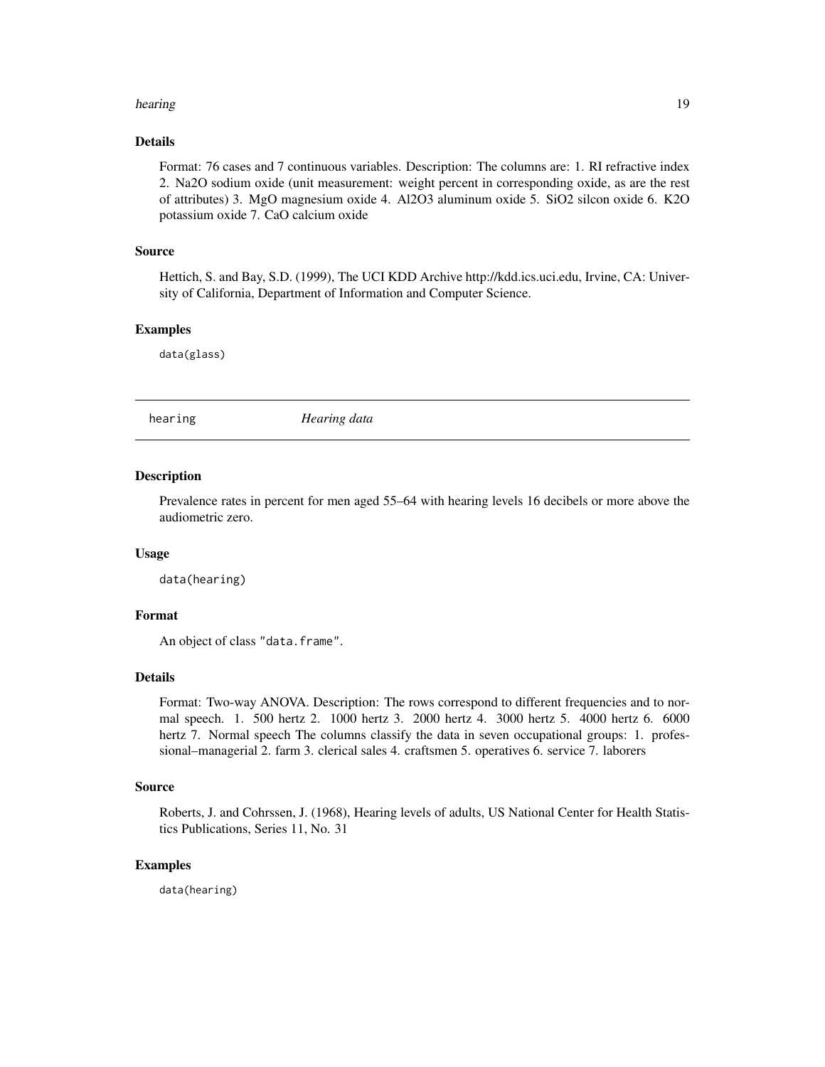### Details

Format: 76 cases and 7 continuous variables. Description: The columns are: 1. RI refractive index 2. Na2O sodium oxide (unit measurement: weight percent in corresponding oxide, as are the rest of attributes) 3. MgO magnesium oxide 4. Al2O3 aluminum oxide 5. SiO2 silcon oxide 6. K2O potassium oxide 7. CaO calcium oxide

### Source

Hettich, S. and Bay, S.D. (1999), The UCI KDD Archive http://kdd.ics.uci.edu, Irvine, CA: University of California, Department of Information and Computer Science.

### Examples

```
data(glass)
```

---

## hearing *Hearing data*

---

### Description

Prevalence rates in percent for men aged 55–64 with hearing levels 16 decibels or more above the audiometric zero.

### Usage

```
data(hearing)
```

### Format

An object of class "data.frame".

### Details

Format: Two-way ANOVA. Description: The rows correspond to different frequencies and to normal speech. 1. 500 hertz 2. 1000 hertz 3. 2000 hertz 4. 3000 hertz 5. 4000 hertz 6. 6000 hertz 7. Normal speech The columns classify the data in seven occupational groups: 1. professional–managerial 2. farm 3. clerical sales 4. craftsmen 5. operatives 6. service 7. laborers

### Source

Roberts, J. and Cohrssen, J. (1968), Hearing levels of adults, US National Center for Health Statistics Publications, Series 11, No. 31

### Examples

```
data(hearing)
```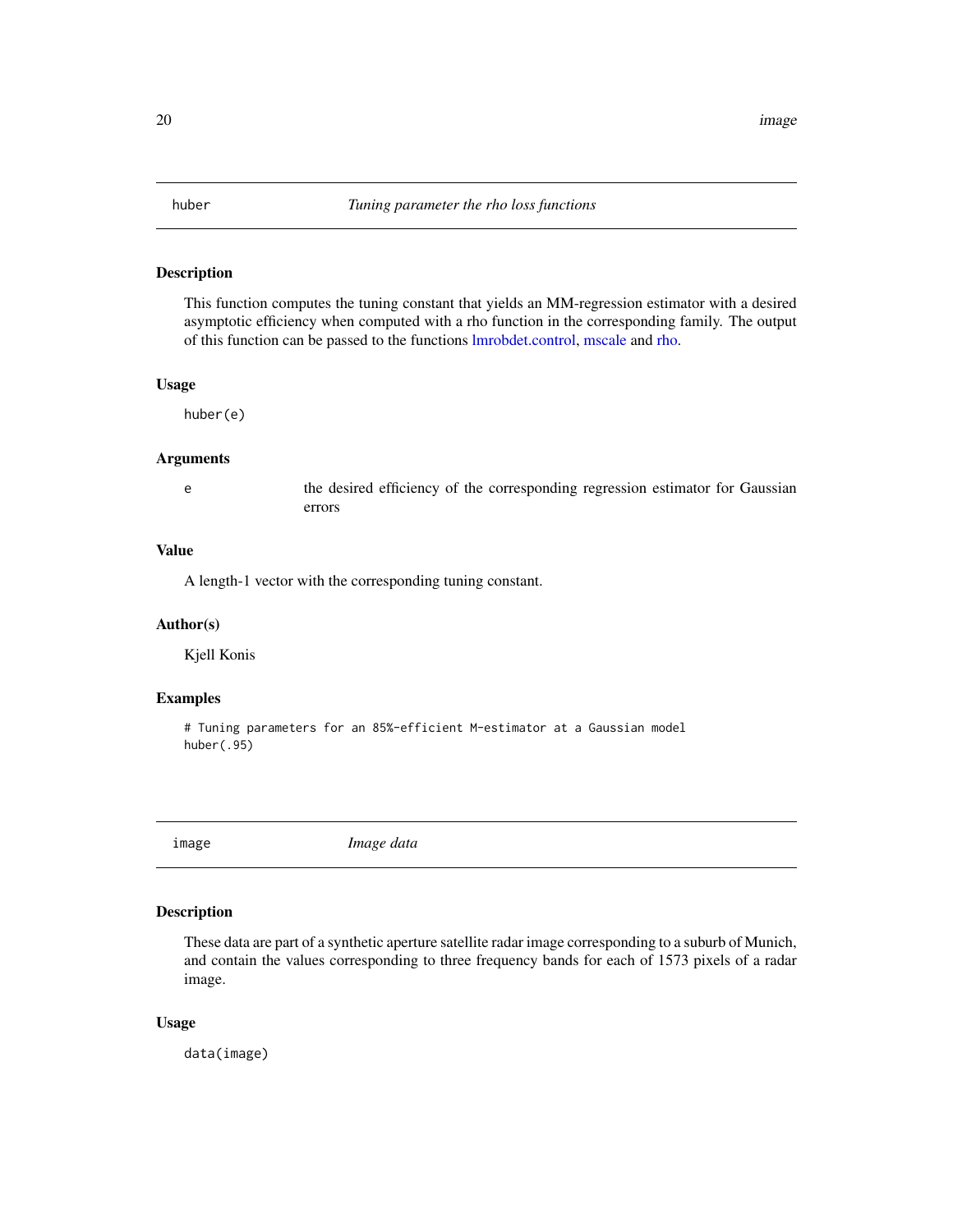## huber *Tuning parameter the rho loss functions*

### Description

This function computes the tuning constant that yields an MM-regression estimator with a desired asymptotic efficiency when computed with a rho function in the corresponding family. The output of this function can be passed to the functions lmrobdet.control, mscale and rho.

### Usage

```
huber(e)
```

### Arguments

e	the desired efficiency of the corresponding regression estimator for Gaussian errors

### Value

A length-1 vector with the corresponding tuning constant.

### Author(s)

Kjell Konis

### Examples

```
# Tuning parameters for an 85%-efficient M-estimator at a Gaussian model
huber(.95)
```

## image *Image data*

### Description

These data are part of a synthetic aperture satellite radar image corresponding to a suburb of Munich, and contain the values corresponding to three frequency bands for each of 1573 pixels of a radar image.

### Usage

```
data(image)
```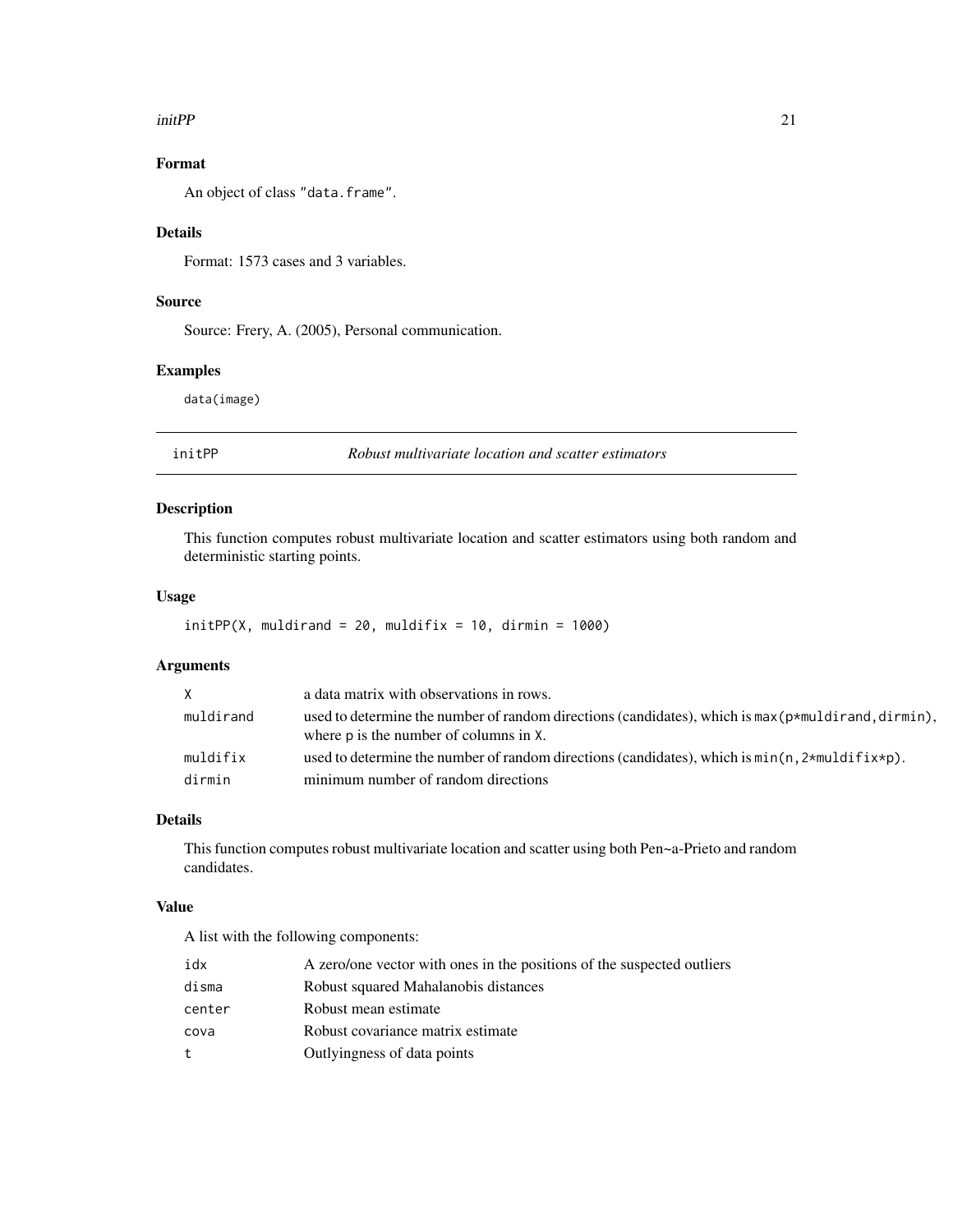### Format

An object of class "data.frame".

### Details

Format: 1573 cases and 3 variables.

### Source

Source: Frery, A. (2005), Personal communication.

### Examples

```
data(image)
```

---

## initPP — *Robust multivariate location and scatter estimators*

---

### Description

This function computes robust multivariate location and scatter estimators using both random and deterministic starting points.

### Usage

```
initPP(X, muldirand = 20, muldifix = 10, dirmin = 1000)
```

### Arguments

| | |
|---|---|
| `X` | a data matrix with observations in rows. |
| `muldirand` | used to determine the number of random directions (candidates), which is `max(p*muldirand,dirmin)`, where `p` is the number of columns in `X`. |
| `muldifix` | used to determine the number of random directions (candidates), which is `min(n,2*muldifix*p)`. |
| `dirmin` | minimum number of random directions |

### Details

This function computes robust multivariate location and scatter using both Pen~a-Prieto and random candidates.

### Value

A list with the following components:

| | |
|---|---|
| `idx` | A zero/one vector with ones in the positions of the suspected outliers |
| `disma` | Robust squared Mahalanobis distances |
| `center` | Robust mean estimate |
| `cova` | Robust covariance matrix estimate |
| `t` | Outlyingness of data points |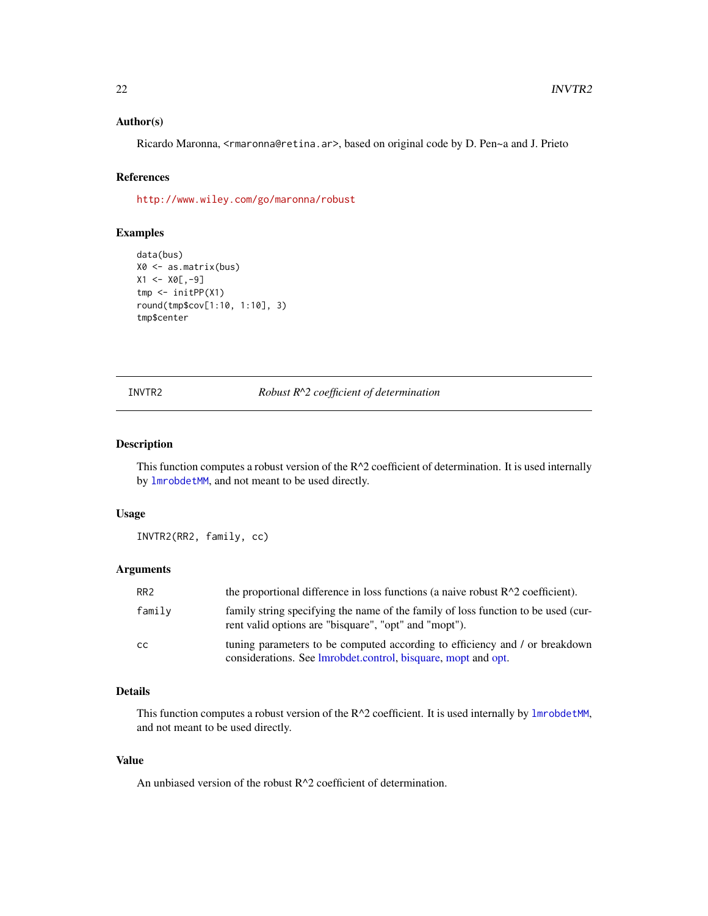### Author(s)

Ricardo Maronna, <rmaronna@retina.ar>, based on original code by D. Pen~a and J. Prieto

### References

http://www.wiley.com/go/maronna/robust

### Examples

```
data(bus)
X0 <- as.matrix(bus)
X1 <- X0[,-9]
tmp <- initPP(X1)
round(tmp$cov[1:10, 1:10], 3)
tmp$center
```

---

## INVTR2 — *Robust R^2 coefficient of determination*

---

### Description

This function computes a robust version of the R^2 coefficient of determination. It is used internally by `lmrobdetMM`, and not meant to be used directly.

### Usage

```
INVTR2(RR2, family, cc)
```

### Arguments

| | |
|---|---|
| RR2 | the proportional difference in loss functions (a naive robust R^2 coefficient). |
| family | family string specifying the name of the family of loss function to be used (current valid options are "bisquare", "opt" and "mopt"). |
| cc | tuning parameters to be computed according to efficiency and / or breakdown considerations. See lmrobdet.control, bisquare, mopt and opt. |

### Details

This function computes a robust version of the R^2 coefficient. It is used internally by `lmrobdetMM`, and not meant to be used directly.

### Value

An unbiased version of the robust R^2 coefficient of determination.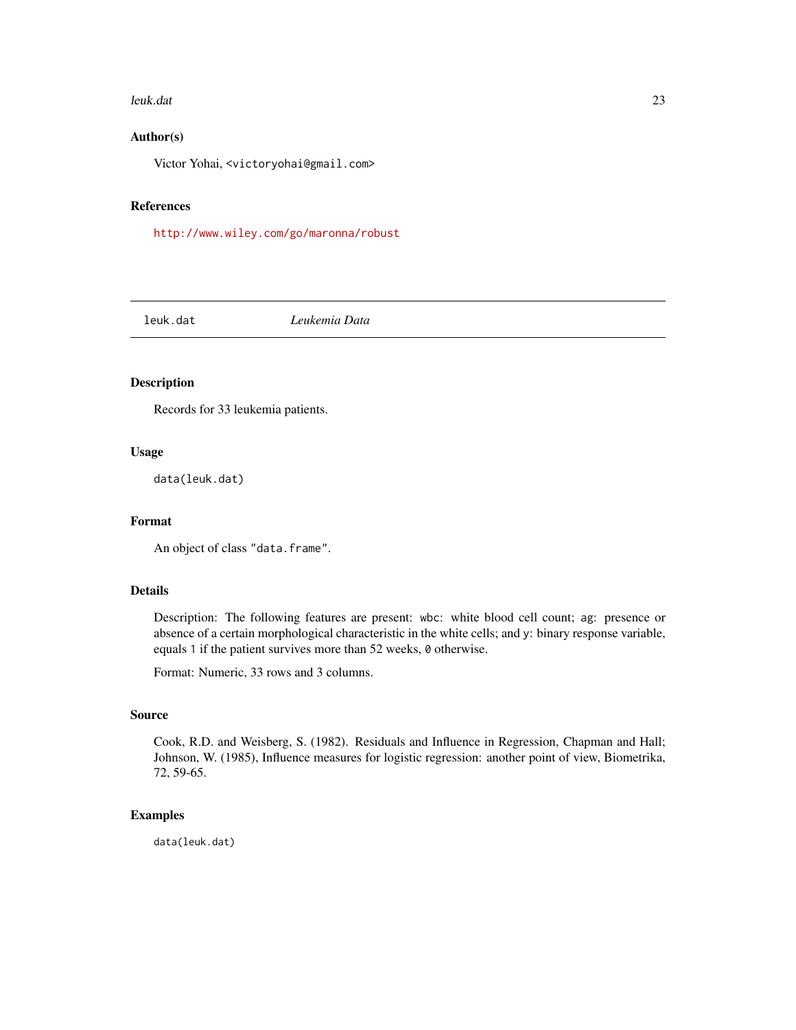## Author(s)

Victor Yohai, <victoryohai@gmail.com>

## References

http://www.wiley.com/go/maronna/robust

---

# leuk.dat — *Leukemia Data*

## Description

Records for 33 leukemia patients.

## Usage

```
data(leuk.dat)
```

## Format

An object of class "data.frame".

## Details

Description: The following features are present: wbc: white blood cell count; ag: presence or absence of a certain morphological characteristic in the white cells; and y: binary response variable, equals 1 if the patient survives more than 52 weeks, 0 otherwise.

Format: Numeric, 33 rows and 3 columns.

## Source

Cook, R.D. and Weisberg, S. (1982). Residuals and Influence in Regression, Chapman and Hall; Johnson, W. (1985), Influence measures for logistic regression: another point of view, Biometrika, 72, 59-65.

## Examples

```
data(leuk.dat)
```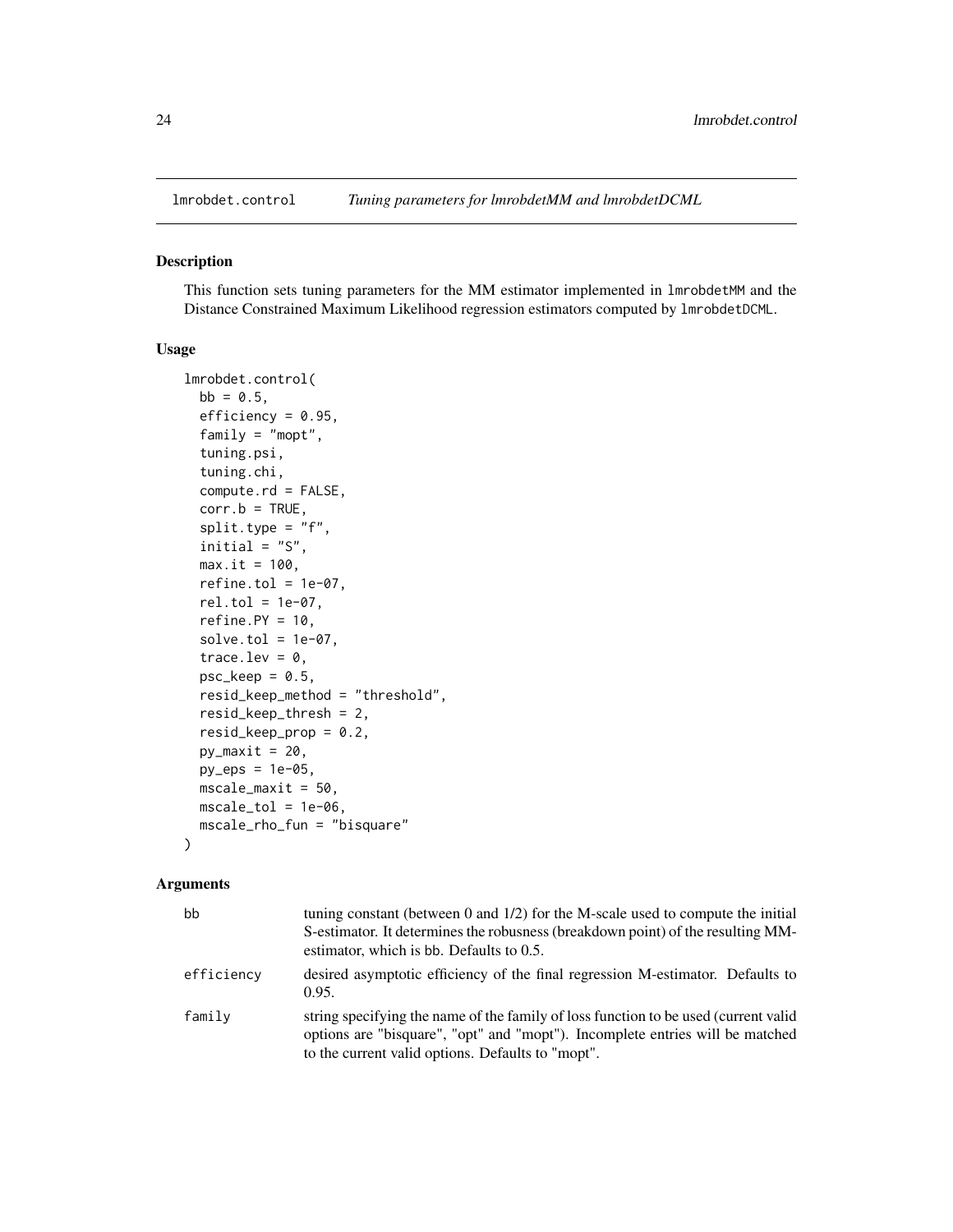## lmrobdet.control — *Tuning parameters for lmrobdetMM and lmrobdetDCML*

### Description

This function sets tuning parameters for the MM estimator implemented in `lmrobdetMM` and the Distance Constrained Maximum Likelihood regression estimators computed by `lmrobdetDCML`.

### Usage

```
lmrobdet.control(
  bb = 0.5,
  efficiency = 0.95,
  family = "mopt",
  tuning.psi,
  tuning.chi,
  compute.rd = FALSE,
  corr.b = TRUE,
  split.type = "f",
  initial = "S",
  max.it = 100,
  refine.tol = 1e-07,
  rel.tol = 1e-07,
  refine.PY = 10,
  solve.tol = 1e-07,
  trace.lev = 0,
  psc_keep = 0.5,
  resid_keep_method = "threshold",
  resid_keep_thresh = 2,
  resid_keep_prop = 0.2,
  py_maxit = 20,
  py_eps = 1e-05,
  mscale_maxit = 50,
  mscale_tol = 1e-06,
  mscale_rho_fun = "bisquare"
)
```

### Arguments

| | |
|---|---|
| `bb` | tuning constant (between 0 and 1/2) for the M-scale used to compute the initial S-estimator. It determines the robusness (breakdown point) of the resulting MM-estimator, which is `bb`. Defaults to 0.5. |
| `efficiency` | desired asymptotic efficiency of the final regression M-estimator. Defaults to 0.95. |
| `family` | string specifying the name of the family of loss function to be used (current valid options are "bisquare", "opt" and "mopt"). Incomplete entries will be matched to the current valid options. Defaults to "mopt". |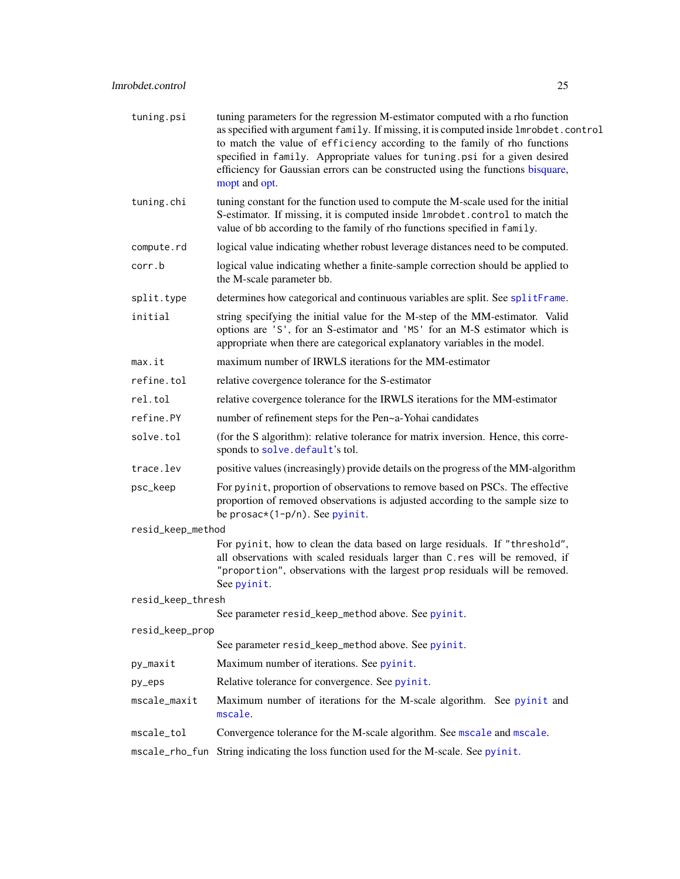| | |
|---|---|
| `tuning.psi` | tuning parameters for the regression M-estimator computed with a rho function as specified with argument `family`. If missing, it is computed inside `lmrobdet.control` to match the value of `efficiency` according to the family of rho functions specified in `family`. Appropriate values for `tuning.psi` for a given desired efficiency for Gaussian errors can be constructed using the functions bisquare, mopt and opt. |
| `tuning.chi` | tuning constant for the function used to compute the M-scale used for the initial S-estimator. If missing, it is computed inside `lmrobdet.control` to match the value of bb according to the family of rho functions specified in `family`. |
| `compute.rd` | logical value indicating whether robust leverage distances need to be computed. |
| `corr.b` | logical value indicating whether a finite-sample correction should be applied to the M-scale parameter bb. |
| `split.type` | determines how categorical and continuous variables are split. See `splitFrame`. |
| `initial` | string specifying the initial value for the M-step of the MM-estimator. Valid options are `'S'`, for an S-estimator and `'MS'` for an M-S estimator which is appropriate when there are categorical explanatory variables in the model. |
| `max.it` | maximum number of IRWLS iterations for the MM-estimator |
| `refine.tol` | relative covergence tolerance for the S-estimator |
| `rel.tol` | relative covergence tolerance for the IRWLS iterations for the MM-estimator |
| `refine.PY` | number of refinement steps for the Pen~a-Yohai candidates |
| `solve.tol` | (for the S algorithm): relative tolerance for matrix inversion. Hence, this corresponds to `solve.default`'s tol. |
| `trace.lev` | positive values (increasingly) provide details on the progress of the MM-algorithm |
| `psc_keep` | For `pyinit`, proportion of observations to remove based on PSCs. The effective proportion of removed observations is adjusted according to the sample size to be `prosac*(1-p/n)`. See `pyinit`. |
| `resid_keep_method` | For `pyinit`, how to clean the data based on large residuals. If `"threshold"`, all observations with scaled residuals larger than `C.res` will be removed, if `"proportion"`, observations with the largest `prop` residuals will be removed. See `pyinit`. |
| `resid_keep_thresh` | See parameter `resid_keep_method` above. See `pyinit`. |
| `resid_keep_prop` | See parameter `resid_keep_method` above. See `pyinit`. |
| `py_maxit` | Maximum number of iterations. See `pyinit`. |
| `py_eps` | Relative tolerance for convergence. See `pyinit`. |
| `mscale_maxit` | Maximum number of iterations for the M-scale algorithm. See `pyinit` and `mscale`. |
| `mscale_tol` | Convergence tolerance for the M-scale algorithm. See `mscale` and `mscale`. |
| `mscale_rho_fun` | String indicating the loss function used for the M-scale. See `pyinit`. |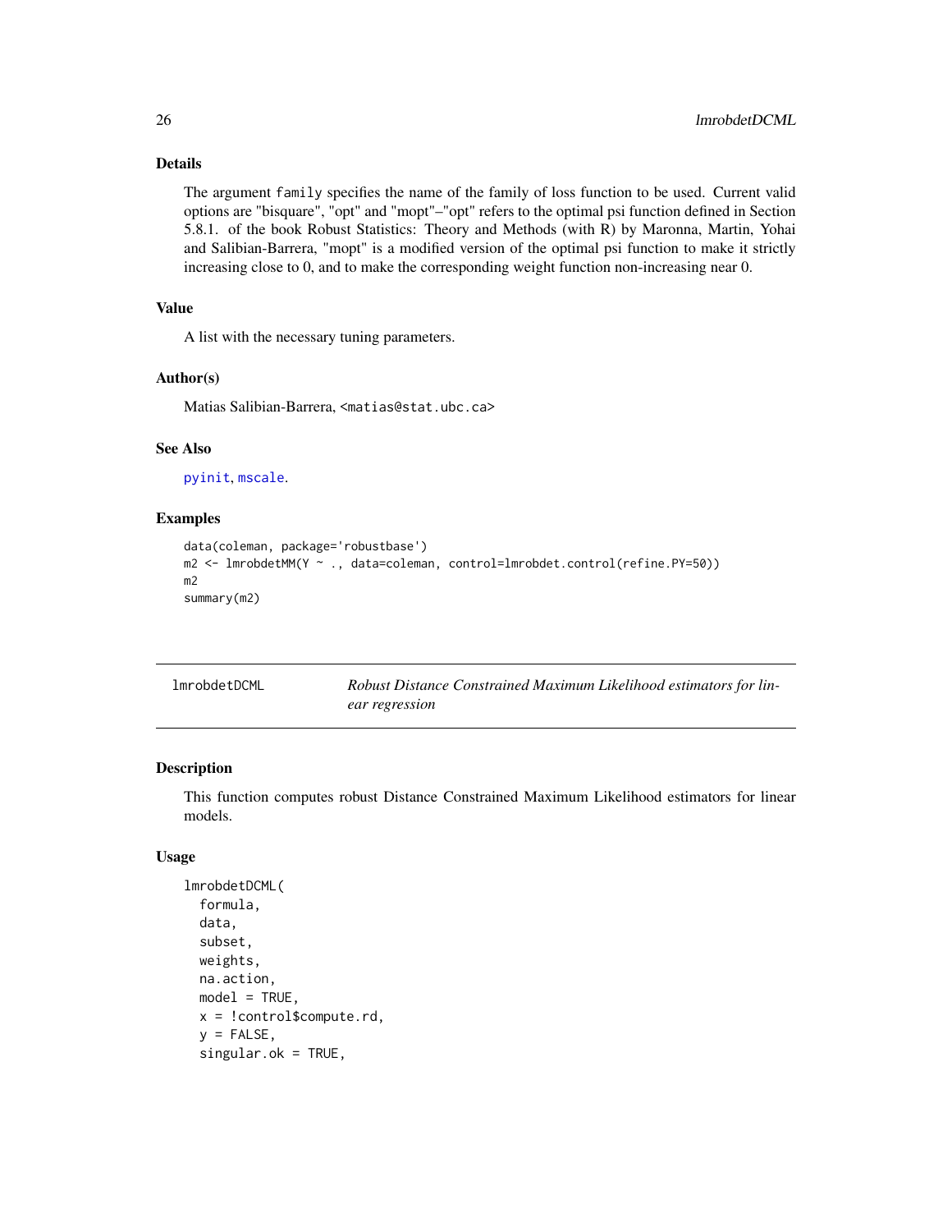### Details

The argument `family` specifies the name of the family of loss function to be used. Current valid options are "bisquare", "opt" and "mopt"–"opt" refers to the optimal psi function defined in Section 5.8.1. of the book Robust Statistics: Theory and Methods (with R) by Maronna, Martin, Yohai and Salibian-Barrera, "mopt" is a modified version of the optimal psi function to make it strictly increasing close to 0, and to make the corresponding weight function non-increasing near 0.

### Value

A list with the necessary tuning parameters.

### Author(s)

Matias Salibian-Barrera, <matias@stat.ubc.ca>

### See Also

pyinit, mscale.

### Examples

```
data(coleman, package='robustbase')
m2 <- lmrobdetMM(Y ~ ., data=coleman, control=lmrobdet.control(refine.PY=50))
m2
summary(m2)
```

---

## lmrobdetDCML — *Robust Distance Constrained Maximum Likelihood estimators for linear regression*

### Description

This function computes robust Distance Constrained Maximum Likelihood estimators for linear models.

### Usage

```
lmrobdetDCML(
  formula,
  data,
  subset,
  weights,
  na.action,
  model = TRUE,
  x = !control$compute.rd,
  y = FALSE,
  singular.ok = TRUE,
```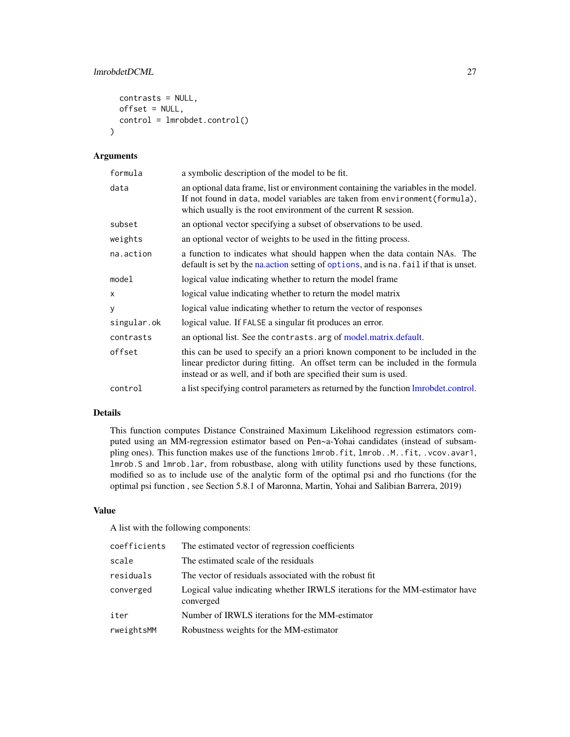```
  contrasts = NULL,
  offset = NULL,
  control = lmrobdet.control()
)
```

## Arguments

| | |
|---|---|
| formula | a symbolic description of the model to be fit. |
| data | an optional data frame, list or environment containing the variables in the model. If not found in data, model variables are taken from environment(formula), which usually is the root environment of the current R session. |
| subset | an optional vector specifying a subset of observations to be used. |
| weights | an optional vector of weights to be used in the fitting process. |
| na.action | a function to indicates what should happen when the data contain NAs. The default is set by the na.action setting of options, and is na.fail if that is unset. |
| model | logical value indicating whether to return the model frame |
| x | logical value indicating whether to return the model matrix |
| y | logical value indicating whether to return the vector of responses |
| singular.ok | logical value. If FALSE a singular fit produces an error. |
| contrasts | an optional list. See the contrasts.arg of model.matrix.default. |
| offset | this can be used to specify an a priori known component to be included in the linear predictor during fitting. An offset term can be included in the formula instead or as well, and if both are specified their sum is used. |
| control | a list specifying control parameters as returned by the function lmrobdet.control. |

## Details

This function computes Distance Constrained Maximum Likelihood regression estimators computed using an MM-regression estimator based on Pen~a-Yohai candidates (instead of subsampling ones). This function makes use of the functions lmrob.fit, lmrob..M..fit, .vcov.avar1, lmrob.S and lmrob.lar, from robustbase, along with utility functions used by these functions, modified so as to include use of the analytic form of the optimal psi and rho functions (for the optimal psi function , see Section 5.8.1 of Maronna, Martin, Yohai and Salibian Barrera, 2019)

## Value

A list with the following components:

| | |
|---|---|
| coefficients | The estimated vector of regression coefficients |
| scale | The estimated scale of the residuals |
| residuals | The vector of residuals associated with the robust fit |
| converged | Logical value indicating whether IRWLS iterations for the MM-estimator have converged |
| iter | Number of IRWLS iterations for the MM-estimator |
| rweightsMM | Robustness weights for the MM-estimator |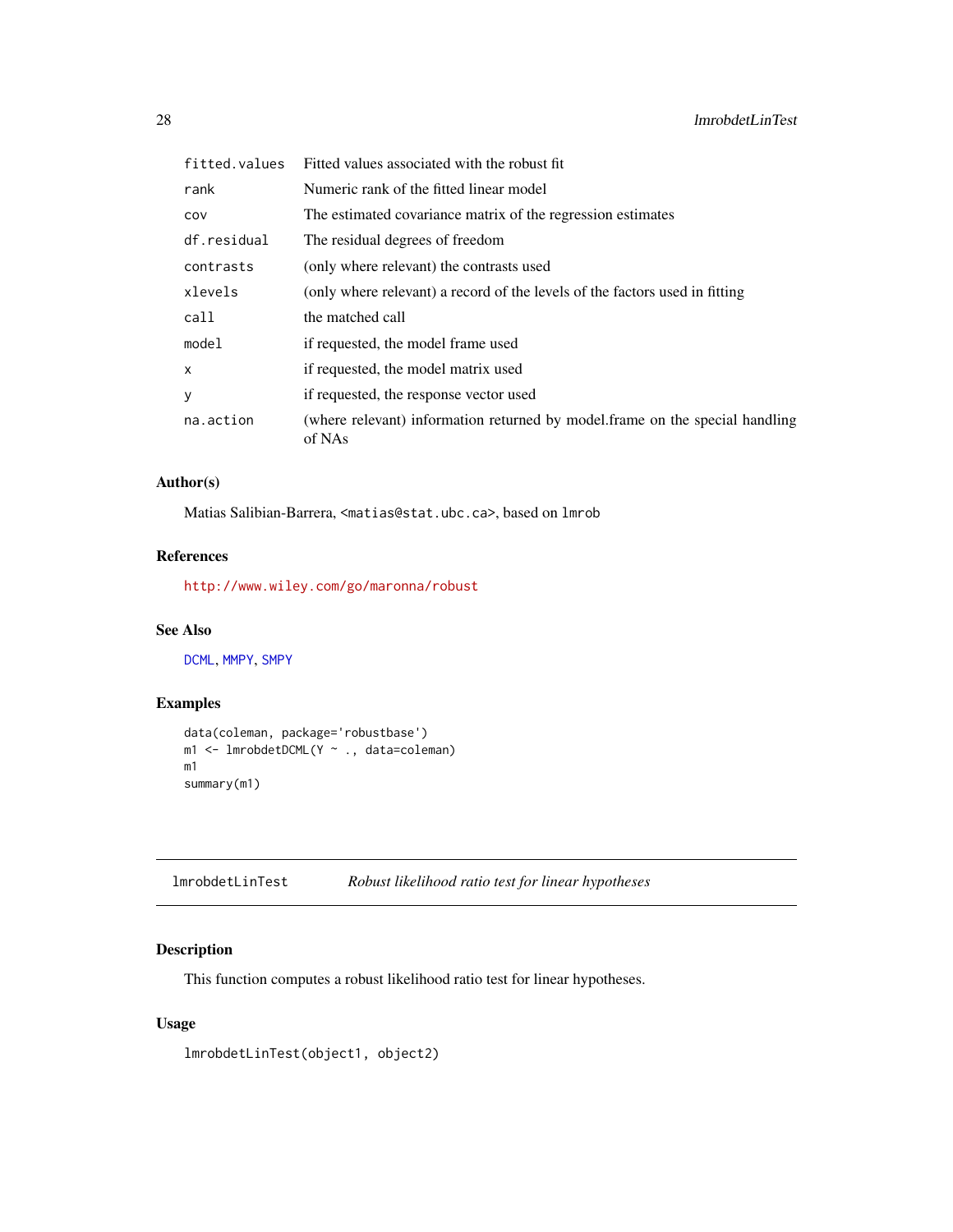| | |
|---|---|
| fitted.values | Fitted values associated with the robust fit |
| rank | Numeric rank of the fitted linear model |
| cov | The estimated covariance matrix of the regression estimates |
| df.residual | The residual degrees of freedom |
| contrasts | (only where relevant) the contrasts used |
| xlevels | (only where relevant) a record of the levels of the factors used in fitting |
| call | the matched call |
| model | if requested, the model frame used |
| x | if requested, the model matrix used |
| y | if requested, the response vector used |
| na.action | (where relevant) information returned by model.frame on the special handling of NAs |

### Author(s)

Matias Salibian-Barrera, <matias@stat.ubc.ca>, based on lmrob

### References

http://www.wiley.com/go/maronna/robust

### See Also

DCML, MMPY, SMPY

### Examples

```
data(coleman, package='robustbase')
m1 <- lmrobdetDCML(Y ~ ., data=coleman)
m1
summary(m1)
```

---

## lmrobdetLinTest — *Robust likelihood ratio test for linear hypotheses*

### Description

This function computes a robust likelihood ratio test for linear hypotheses.

### Usage

```
lmrobdetLinTest(object1, object2)
```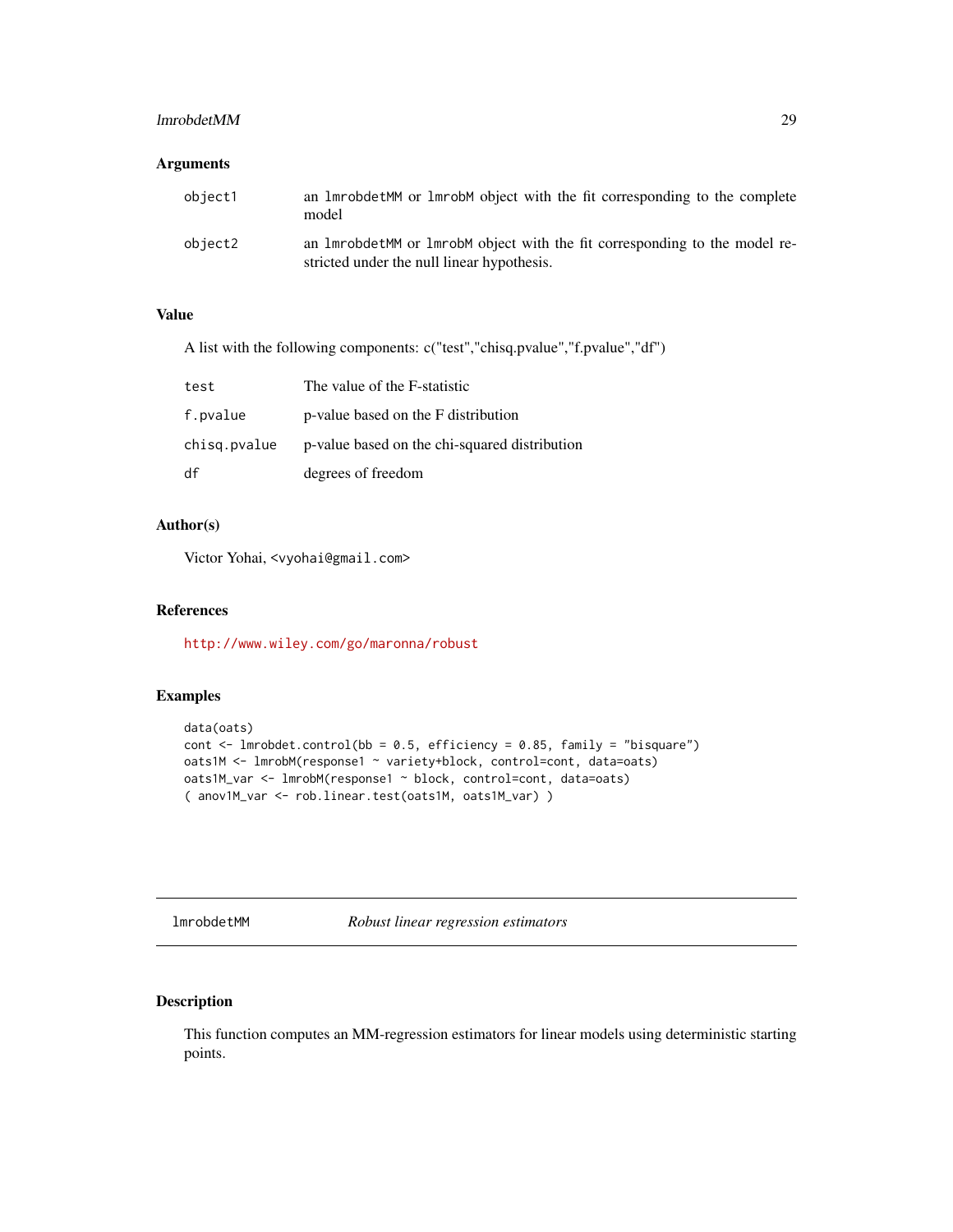### Arguments

| | |
|---|---|
| `object1` | an `lmrobdetMM` or `lmrobM` object with the fit corresponding to the complete model |
| `object2` | an `lmrobdetMM` or `lmrobM` object with the fit corresponding to the model restricted under the null linear hypothesis. |

### Value

A list with the following components: c("test","chisq.pvalue","f.pvalue","df")

| | |
|---|---|
| `test` | The value of the F-statistic |
| `f.pvalue` | p-value based on the F distribution |
| `chisq.pvalue` | p-value based on the chi-squared distribution |
| `df` | degrees of freedom |

### Author(s)

Victor Yohai, `<vyohai@gmail.com>`

### References

http://www.wiley.com/go/maronna/robust

### Examples

```
data(oats)
cont <- lmrobdet.control(bb = 0.5, efficiency = 0.85, family = "bisquare")
oats1M <- lmrobM(response1 ~ variety+block, control=cont, data=oats)
oats1M_var <- lmrobM(response1 ~ block, control=cont, data=oats)
( anov1M_var <- rob.linear.test(oats1M, oats1M_var) )
```

---

## `lmrobdetMM` *Robust linear regression estimators*

### Description

This function computes an MM-regression estimators for linear models using deterministic starting points.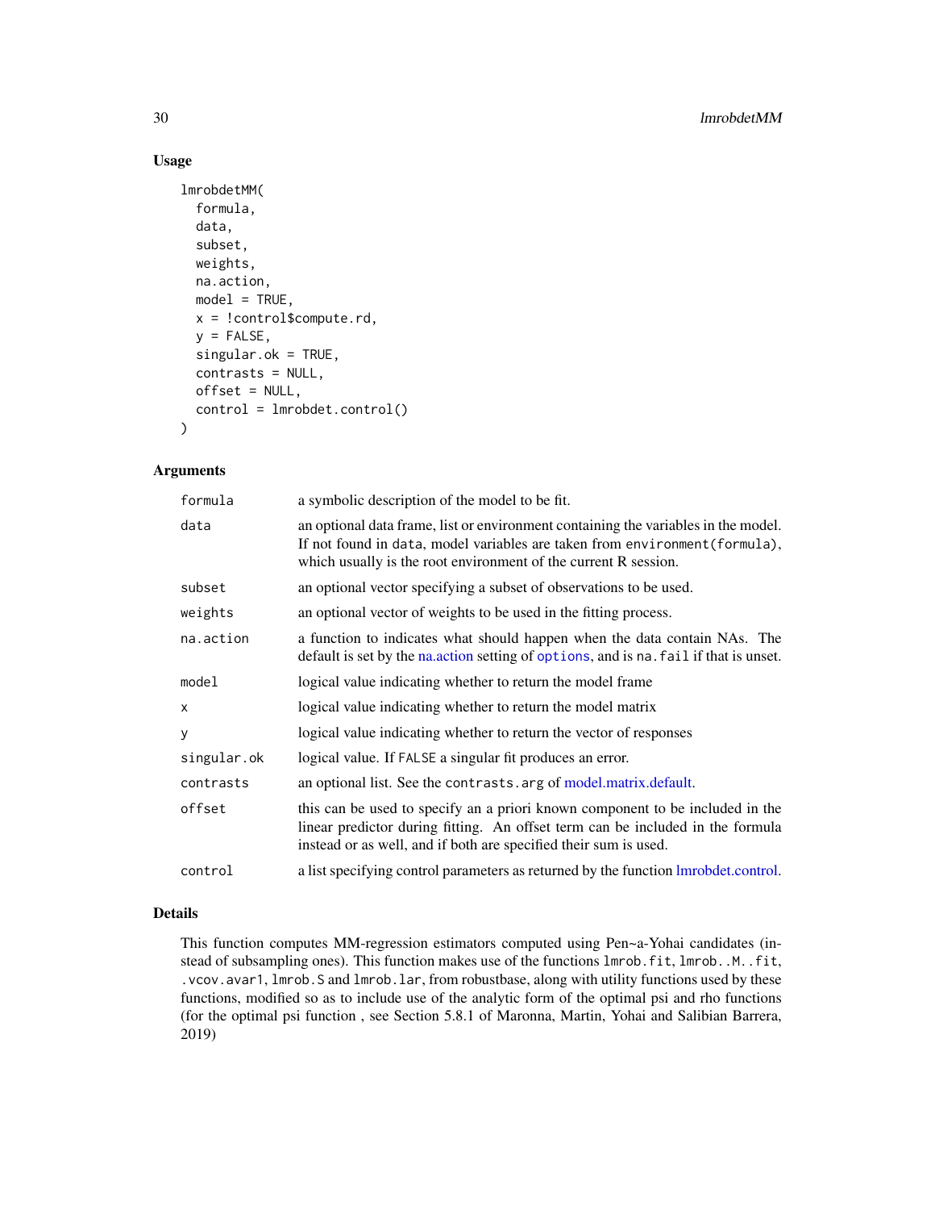## Usage

```
lmrobdetMM(
  formula,
  data,
  subset,
  weights,
  na.action,
  model = TRUE,
  x = !control$compute.rd,
  y = FALSE,
  singular.ok = TRUE,
  contrasts = NULL,
  offset = NULL,
  control = lmrobdet.control()
)
```

## Arguments

| | |
|---|---|
| `formula` | a symbolic description of the model to be fit. |
| `data` | an optional data frame, list or environment containing the variables in the model. If not found in `data`, model variables are taken from `environment(formula)`, which usually is the root environment of the current R session. |
| `subset` | an optional vector specifying a subset of observations to be used. |
| `weights` | an optional vector of weights to be used in the fitting process. |
| `na.action` | a function to indicates what should happen when the data contain NAs. The default is set by the na.action setting of `options`, and is `na.fail` if that is unset. |
| `model` | logical value indicating whether to return the model frame |
| `x` | logical value indicating whether to return the model matrix |
| `y` | logical value indicating whether to return the vector of responses |
| `singular.ok` | logical value. If `FALSE` a singular fit produces an error. |
| `contrasts` | an optional list. See the `contrasts.arg` of model.matrix.default. |
| `offset` | this can be used to specify an a priori known component to be included in the linear predictor during fitting. An offset term can be included in the formula instead or as well, and if both are specified their sum is used. |
| `control` | a list specifying control parameters as returned by the function lmrobdet.control. |

## Details

This function computes MM-regression estimators computed using Pen~a-Yohai candidates (instead of subsampling ones). This function makes use of the functions `lmrob.fit`, `lmrob..M..fit`, `.vcov.avar1`, `lmrob.S` and `lmrob.lar`, from robustbase, along with utility functions used by these functions, modified so as to include use of the analytic form of the optimal psi and rho functions (for the optimal psi function , see Section 5.8.1 of Maronna, Martin, Yohai and Salibian Barrera, 2019)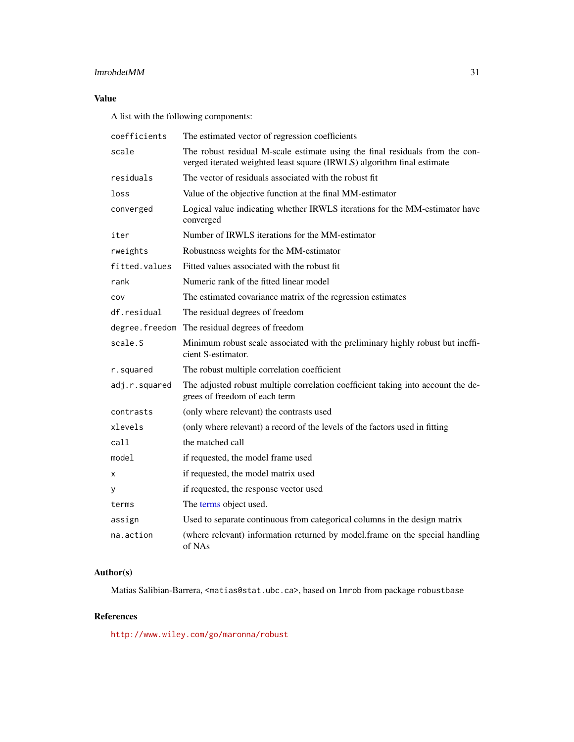## Value

A list with the following components:

| | |
|---|---|
| `coefficients` | The estimated vector of regression coefficients |
| `scale` | The robust residual M-scale estimate using the final residuals from the converged iterated weighted least square (IRWLS) algorithm final estimate |
| `residuals` | The vector of residuals associated with the robust fit |
| `loss` | Value of the objective function at the final MM-estimator |
| `converged` | Logical value indicating whether IRWLS iterations for the MM-estimator have converged |
| `iter` | Number of IRWLS iterations for the MM-estimator |
| `rweights` | Robustness weights for the MM-estimator |
| `fitted.values` | Fitted values associated with the robust fit |
| `rank` | Numeric rank of the fitted linear model |
| `cov` | The estimated covariance matrix of the regression estimates |
| `df.residual` | The residual degrees of freedom |
| `degree.freedom` | The residual degrees of freedom |
| `scale.S` | Minimum robust scale associated with the preliminary highly robust but inefficient S-estimator. |
| `r.squared` | The robust multiple correlation coefficient |
| `adj.r.squared` | The adjusted robust multiple correlation coefficient taking into account the degrees of freedom of each term |
| `contrasts` | (only where relevant) the contrasts used |
| `xlevels` | (only where relevant) a record of the levels of the factors used in fitting |
| `call` | the matched call |
| `model` | if requested, the model frame used |
| `x` | if requested, the model matrix used |
| `y` | if requested, the response vector used |
| `terms` | The terms object used. |
| `assign` | Used to separate continuous from categorical columns in the design matrix |
| `na.action` | (where relevant) information returned by model.frame on the special handling of NAs |

## Author(s)

Matias Salibian-Barrera, `<matias@stat.ubc.ca>`, based on `lmrob` from package `robustbase`

## References

http://www.wiley.com/go/maronna/robust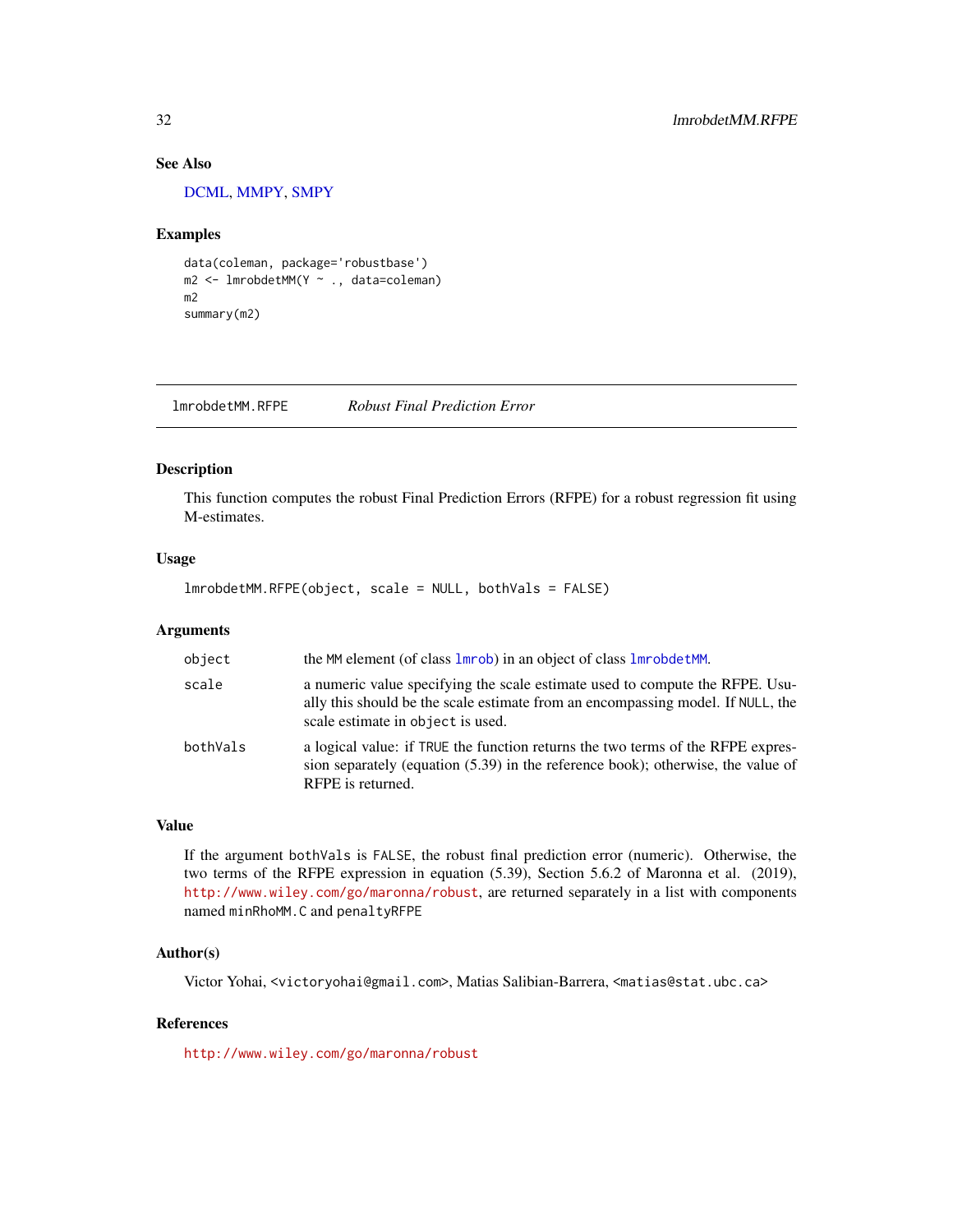### See Also

DCML, MMPY, SMPY

### Examples

```
data(coleman, package='robustbase')
m2 <- lmrobdetMM(Y ~ ., data=coleman)
m2
summary(m2)
```

---

## lmrobdetMM.RFPE *Robust Final Prediction Error*

---

### Description

This function computes the robust Final Prediction Errors (RFPE) for a robust regression fit using M-estimates.

### Usage

```
lmrobdetMM.RFPE(object, scale = NULL, bothVals = FALSE)
```

### Arguments

| | |
|---|---|
| `object` | the `MM` element (of class `lmrob`) in an object of class `lmrobdetMM`. |
| `scale` | a numeric value specifying the scale estimate used to compute the RFPE. Usually this should be the scale estimate from an encompassing model. If `NULL`, the scale estimate in `object` is used. |
| `bothVals` | a logical value: if `TRUE` the function returns the two terms of the RFPE expression separately (equation (5.39) in the reference book); otherwise, the value of RFPE is returned. |

### Value

If the argument `bothVals` is `FALSE`, the robust final prediction error (numeric). Otherwise, the two terms of the RFPE expression in equation (5.39), Section 5.6.2 of Maronna et al. (2019), http://www.wiley.com/go/maronna/robust, are returned separately in a list with components named `minRhoMM.C` and `penaltyRFPE`

### Author(s)

Victor Yohai, <victoryohai@gmail.com>, Matias Salibian-Barrera, <matias@stat.ubc.ca>

### References

http://www.wiley.com/go/maronna/robust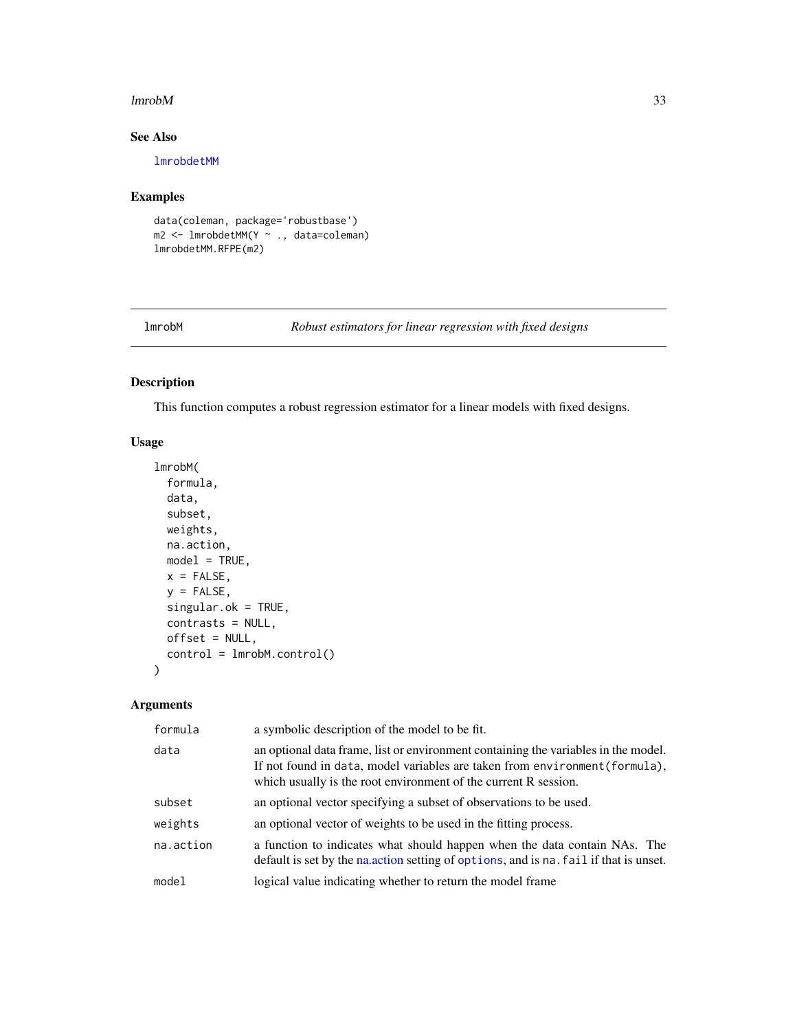## See Also

`lmrobdetMM`

## Examples

```
data(coleman, package='robustbase')
m2 <- lmrobdetMM(Y ~ ., data=coleman)
lmrobdetMM.RFPE(m2)
```

---

# lmrobM — *Robust estimators for linear regression with fixed designs*

---

## Description

This function computes a robust regression estimator for a linear models with fixed designs.

## Usage

```
lmrobM(
  formula,
  data,
  subset,
  weights,
  na.action,
  model = TRUE,
  x = FALSE,
  y = FALSE,
  singular.ok = TRUE,
  contrasts = NULL,
  offset = NULL,
  control = lmrobM.control()
)
```

## Arguments

| | |
|---|---|
| `formula` | a symbolic description of the model to be fit. |
| `data` | an optional data frame, list or environment containing the variables in the model. If not found in `data`, model variables are taken from `environment(formula)`, which usually is the root environment of the current R session. |
| `subset` | an optional vector specifying a subset of observations to be used. |
| `weights` | an optional vector of weights to be used in the fitting process. |
| `na.action` | a function to indicates what should happen when the data contain NAs. The default is set by the na.action setting of `options`, and is `na.fail` if that is unset. |
| `model` | logical value indicating whether to return the model frame |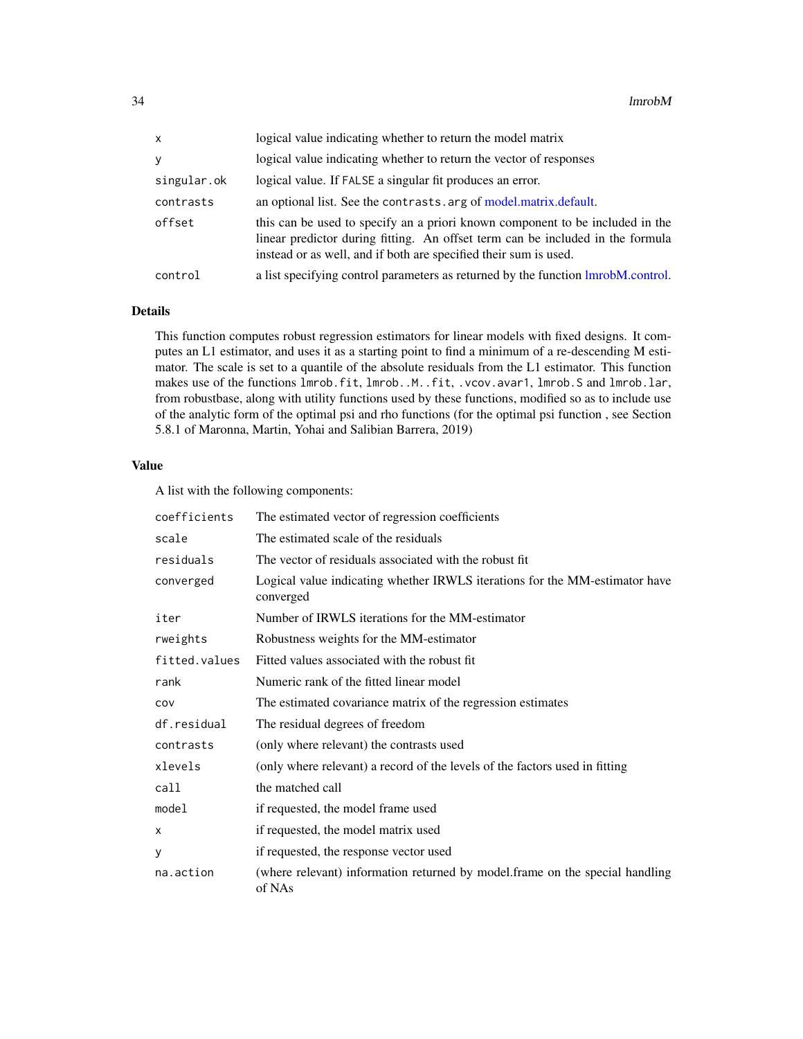| | |
|---|---|
| `x` | logical value indicating whether to return the model matrix |
| `y` | logical value indicating whether to return the vector of responses |
| `singular.ok` | logical value. If `FALSE` a singular fit produces an error. |
| `contrasts` | an optional list. See the `contrasts.arg` of model.matrix.default. |
| `offset` | this can be used to specify an a priori known component to be included in the linear predictor during fitting. An offset term can be included in the formula instead or as well, and if both are specified their sum is used. |
| `control` | a list specifying control parameters as returned by the function lmrobM.control. |

## Details

This function computes robust regression estimators for linear models with fixed designs. It computes an L1 estimator, and uses it as a starting point to find a minimum of a re-descending M estimator. The scale is set to a quantile of the absolute residuals from the L1 estimator. This function makes use of the functions `lmrob.fit`, `lmrob..M..fit`, `.vcov.avar1`, `lmrob.S` and `lmrob.lar`, from robustbase, along with utility functions used by these functions, modified so as to include use of the analytic form of the optimal psi and rho functions (for the optimal psi function , see Section 5.8.1 of Maronna, Martin, Yohai and Salibian Barrera, 2019)

## Value

A list with the following components:

| | |
|---|---|
| `coefficients` | The estimated vector of regression coefficients |
| `scale` | The estimated scale of the residuals |
| `residuals` | The vector of residuals associated with the robust fit |
| `converged` | Logical value indicating whether IRWLS iterations for the MM-estimator have converged |
| `iter` | Number of IRWLS iterations for the MM-estimator |
| `rweights` | Robustness weights for the MM-estimator |
| `fitted.values` | Fitted values associated with the robust fit |
| `rank` | Numeric rank of the fitted linear model |
| `cov` | The estimated covariance matrix of the regression estimates |
| `df.residual` | The residual degrees of freedom |
| `contrasts` | (only where relevant) the contrasts used |
| `xlevels` | (only where relevant) a record of the levels of the factors used in fitting |
| `call` | the matched call |
| `model` | if requested, the model frame used |
| `x` | if requested, the model matrix used |
| `y` | if requested, the response vector used |
| `na.action` | (where relevant) information returned by model.frame on the special handling of NAs |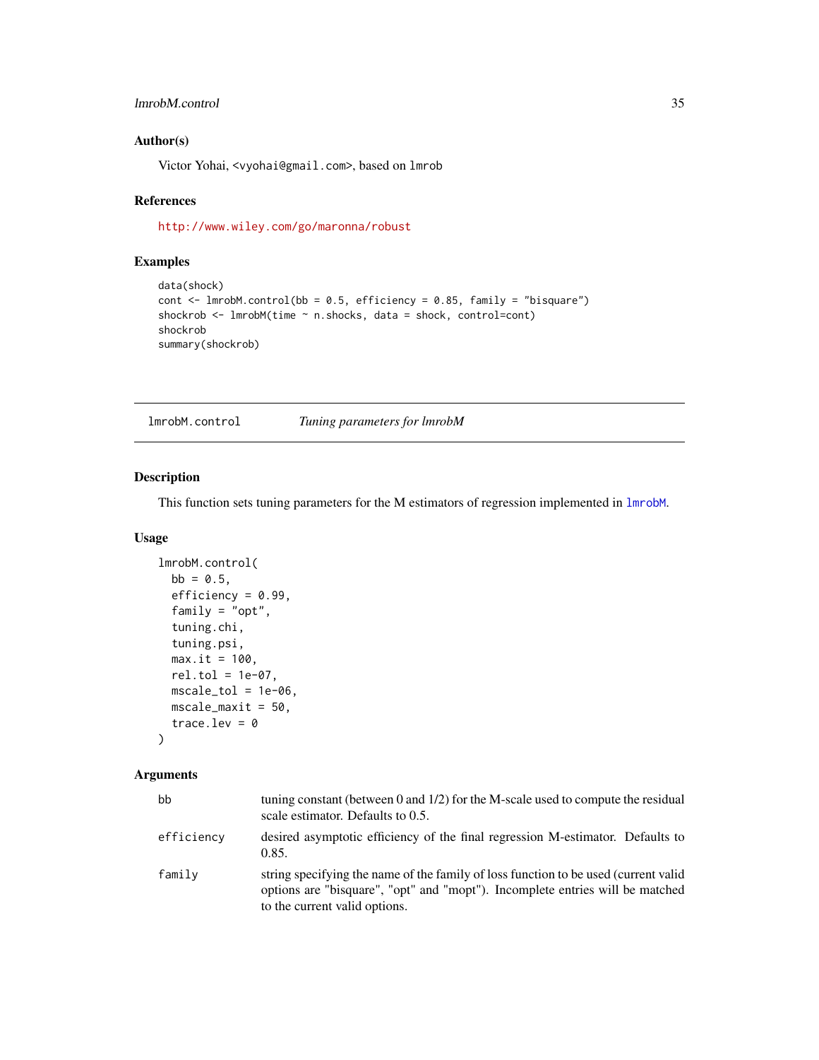### Author(s)

Victor Yohai, <vyohai@gmail.com>, based on lmrob

### References

http://www.wiley.com/go/maronna/robust

### Examples

```
data(shock)
cont <- lmrobM.control(bb = 0.5, efficiency = 0.85, family = "bisquare")
shockrob <- lmrobM(time ~ n.shocks, data = shock, control=cont)
shockrob
summary(shockrob)
```

---

## lmrobM.control *Tuning parameters for lmrobM*

### Description

This function sets tuning parameters for the M estimators of regression implemented in lmrobM.

### Usage

```
lmrobM.control(
  bb = 0.5,
  efficiency = 0.99,
  family = "opt",
  tuning.chi,
  tuning.psi,
  max.it = 100,
  rel.tol = 1e-07,
  mscale_tol = 1e-06,
  mscale_maxit = 50,
  trace.lev = 0
)
```

### Arguments

| | |
|---|---|
| bb | tuning constant (between 0 and 1/2) for the M-scale used to compute the residual scale estimator. Defaults to 0.5. |
| efficiency | desired asymptotic efficiency of the final regression M-estimator. Defaults to 0.85. |
| family | string specifying the name of the family of loss function to be used (current valid options are "bisquare", "opt" and "mopt"). Incomplete entries will be matched to the current valid options. |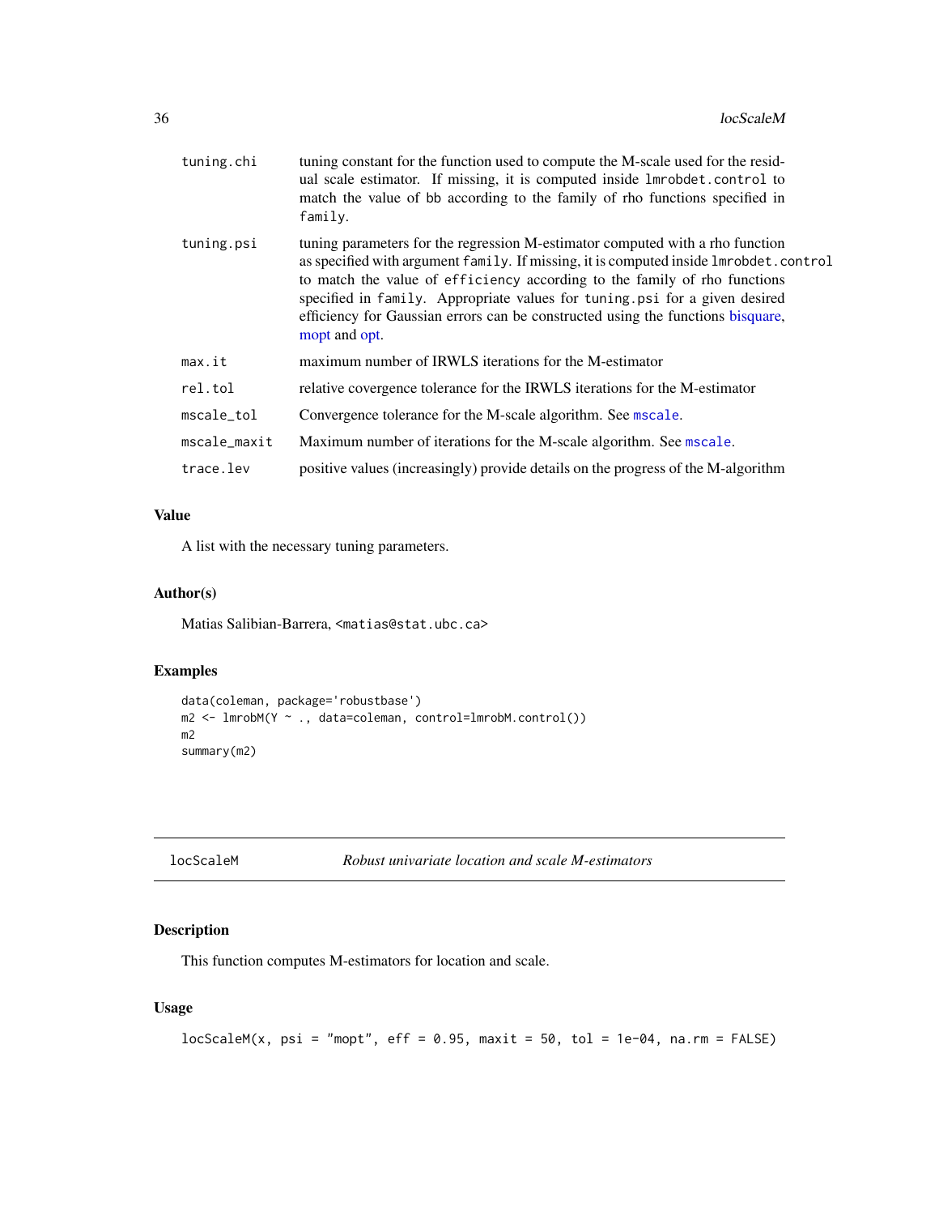| | |
|---|---|
| tuning.chi | tuning constant for the function used to compute the M-scale used for the residual scale estimator. If missing, it is computed inside lmrobdet.control to match the value of bb according to the family of rho functions specified in family. |
| tuning.psi | tuning parameters for the regression M-estimator computed with a rho function as specified with argument family. If missing, it is computed inside lmrobdet.control to match the value of efficiency according to the family of rho functions specified in family. Appropriate values for tuning.psi for a given desired efficiency for Gaussian errors can be constructed using the functions bisquare, mopt and opt. |
| max.it | maximum number of IRWLS iterations for the M-estimator |
| rel.tol | relative covergence tolerance for the IRWLS iterations for the M-estimator |
| mscale_tol | Convergence tolerance for the M-scale algorithm. See mscale. |
| mscale_maxit | Maximum number of iterations for the M-scale algorithm. See mscale. |
| trace.lev | positive values (increasingly) provide details on the progress of the M-algorithm |

### Value

A list with the necessary tuning parameters.

### Author(s)

Matias Salibian-Barrera, <matias@stat.ubc.ca>

### Examples

```
data(coleman, package='robustbase')
m2 <- lmrobM(Y ~ ., data=coleman, control=lmrobM.control())
m2
summary(m2)
```

---

## locScaleM — *Robust univariate location and scale M-estimators*

### Description

This function computes M-estimators for location and scale.

### Usage

```
locScaleM(x, psi = "mopt", eff = 0.95, maxit = 50, tol = 1e-04, na.rm = FALSE)
```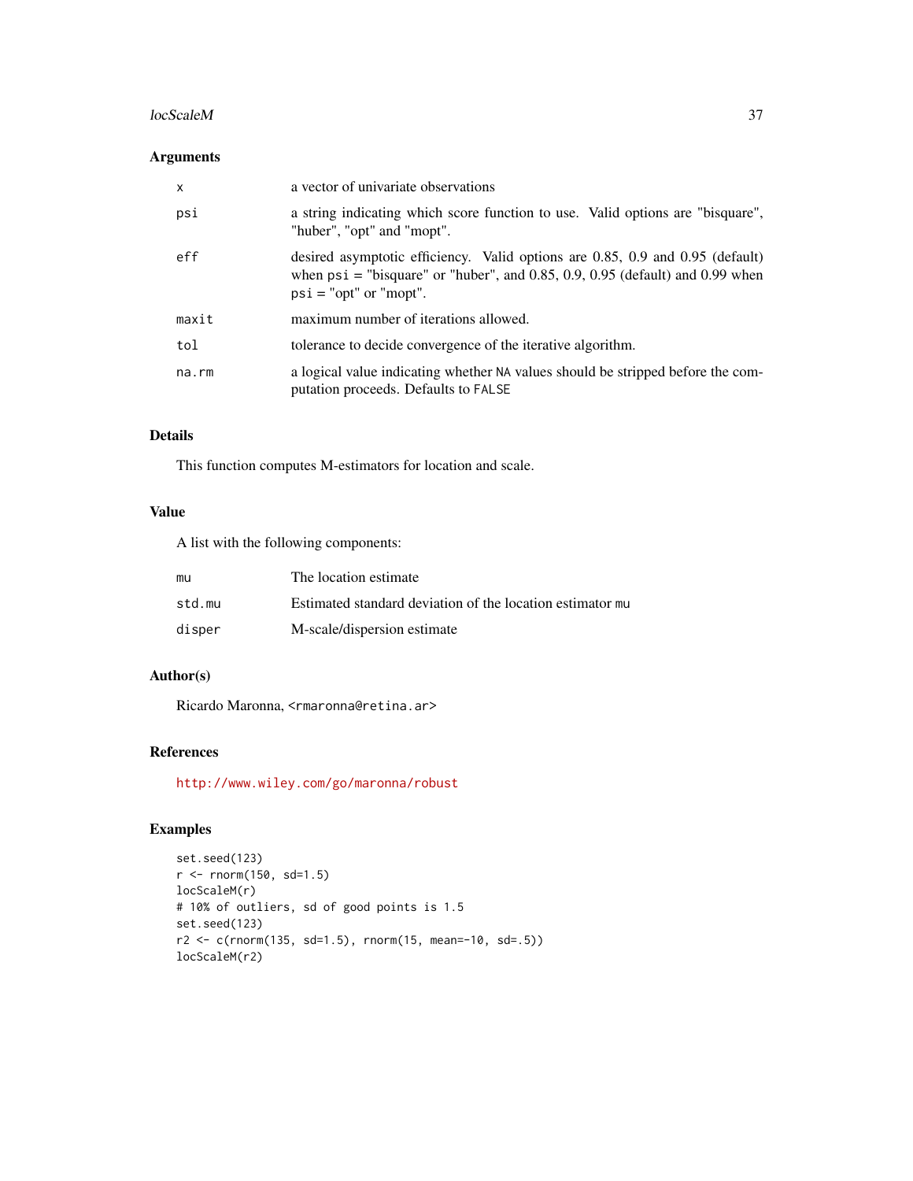## Arguments

| | |
|---|---|
| `x` | a vector of univariate observations |
| `psi` | a string indicating which score function to use. Valid options are "bisquare", "huber", "opt" and "mopt". |
| `eff` | desired asymptotic efficiency. Valid options are 0.85, 0.9 and 0.95 (default) when `psi` = "bisquare" or "huber", and 0.85, 0.9, 0.95 (default) and 0.99 when `psi` = "opt" or "mopt". |
| `maxit` | maximum number of iterations allowed. |
| `tol` | tolerance to decide convergence of the iterative algorithm. |
| `na.rm` | a logical value indicating whether `NA` values should be stripped before the computation proceeds. Defaults to `FALSE` |

## Details

This function computes M-estimators for location and scale.

## Value

A list with the following components:

| | |
|---|---|
| `mu` | The location estimate |
| `std.mu` | Estimated standard deviation of the location estimator `mu` |
| `disper` | M-scale/dispersion estimate |

## Author(s)

Ricardo Maronna, <rmaronna@retina.ar>

## References

http://www.wiley.com/go/maronna/robust

## Examples

```
set.seed(123)
r <- rnorm(150, sd=1.5)
locScaleM(r)
# 10% of outliers, sd of good points is 1.5
set.seed(123)
r2 <- c(rnorm(135, sd=1.5), rnorm(15, mean=-10, sd=.5))
locScaleM(r2)
```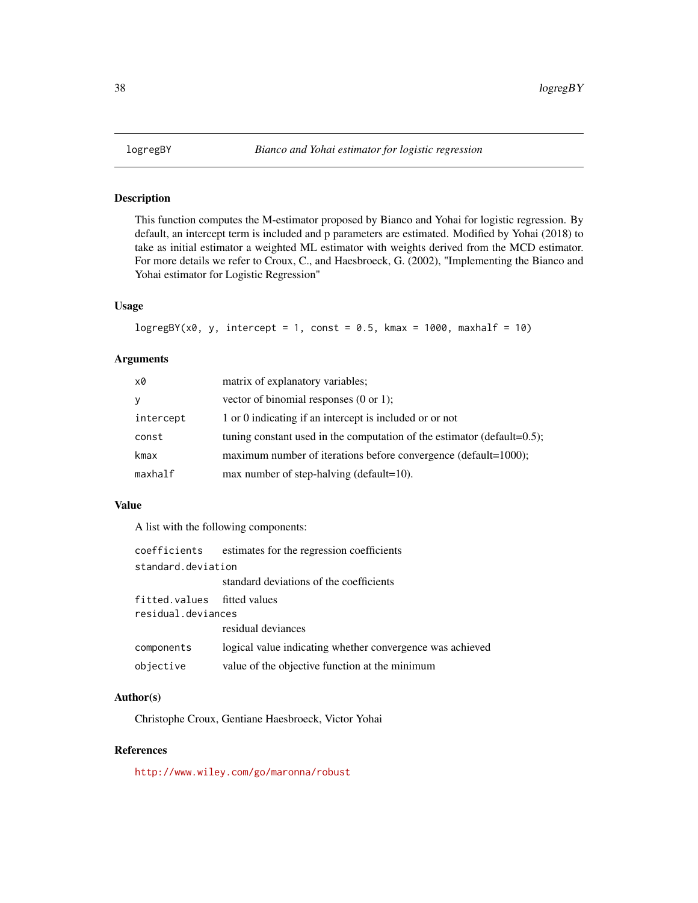# logregBY — *Bianco and Yohai estimator for logistic regression*

## Description

This function computes the M-estimator proposed by Bianco and Yohai for logistic regression. By default, an intercept term is included and p parameters are estimated. Modified by Yohai (2018) to take as initial estimator a weighted ML estimator with weights derived from the MCD estimator. For more details we refer to Croux, C., and Haesbroeck, G. (2002), "Implementing the Bianco and Yohai estimator for Logistic Regression"

## Usage

```
logregBY(x0, y, intercept = 1, const = 0.5, kmax = 1000, maxhalf = 10)
```

## Arguments

| | |
|---|---|
| `x0` | matrix of explanatory variables; |
| `y` | vector of binomial responses (0 or 1); |
| `intercept` | 1 or 0 indicating if an intercept is included or or not |
| `const` | tuning constant used in the computation of the estimator (default=0.5); |
| `kmax` | maximum number of iterations before convergence (default=1000); |
| `maxhalf` | max number of step-halving (default=10). |

## Value

A list with the following components:

| | |
|---|---|
| `coefficients` | estimates for the regression coefficients |
| `standard.deviation` | standard deviations of the coefficients |
| `fitted.values` | fitted values |
| `residual.deviances` | residual deviances |
| `components` | logical value indicating whether convergence was achieved |
| `objective` | value of the objective function at the minimum |

## Author(s)

Christophe Croux, Gentiane Haesbroeck, Victor Yohai

## References

http://www.wiley.com/go/maronna/robust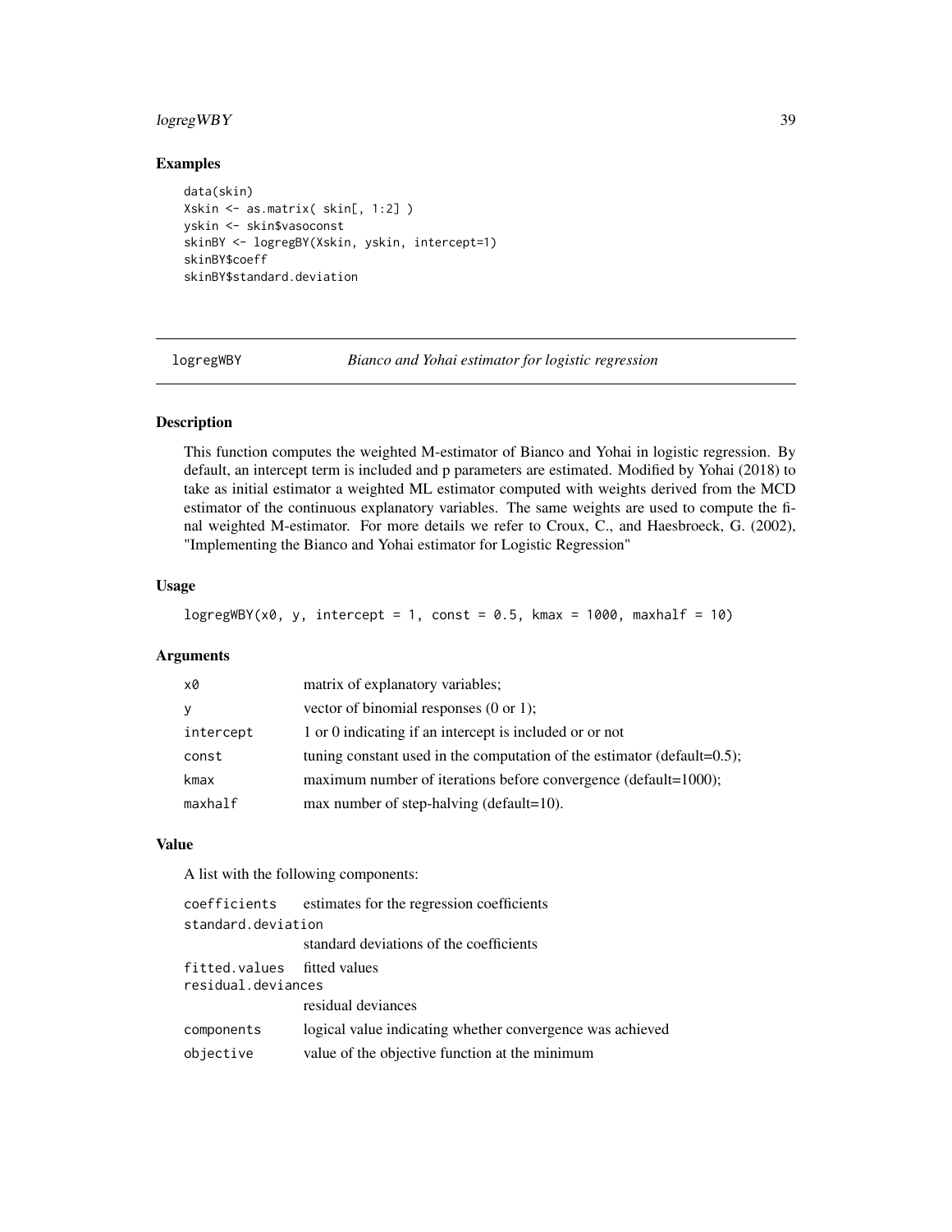## Examples

```
data(skin)
Xskin <- as.matrix( skin[, 1:2] )
yskin <- skin$vasoconst
skinBY <- logregBY(Xskin, yskin, intercept=1)
skinBY$coeff
skinBY$standard.deviation
```

---

# logregWBY — *Bianco and Yohai estimator for logistic regression*

## Description

This function computes the weighted M-estimator of Bianco and Yohai in logistic regression. By default, an intercept term is included and p parameters are estimated. Modified by Yohai (2018) to take as initial estimator a weighted ML estimator computed with weights derived from the MCD estimator of the continuous explanatory variables. The same weights are used to compute the final weighted M-estimator. For more details we refer to Croux, C., and Haesbroeck, G. (2002), "Implementing the Bianco and Yohai estimator for Logistic Regression"

## Usage

```
logregWBY(x0, y, intercept = 1, const = 0.5, kmax = 1000, maxhalf = 10)
```

## Arguments

| | |
|---|---|
| x0 | matrix of explanatory variables; |
| y | vector of binomial responses (0 or 1); |
| intercept | 1 or 0 indicating if an intercept is included or or not |
| const | tuning constant used in the computation of the estimator (default=0.5); |
| kmax | maximum number of iterations before convergence (default=1000); |
| maxhalf | max number of step-halving (default=10). |

## Value

A list with the following components:

| | |
|---|---|
| coefficients | estimates for the regression coefficients |
| standard.deviation | standard deviations of the coefficients |
| fitted.values | fitted values |
| residual.deviances | residual deviances |
| components | logical value indicating whether convergence was achieved |
| objective | value of the objective function at the minimum |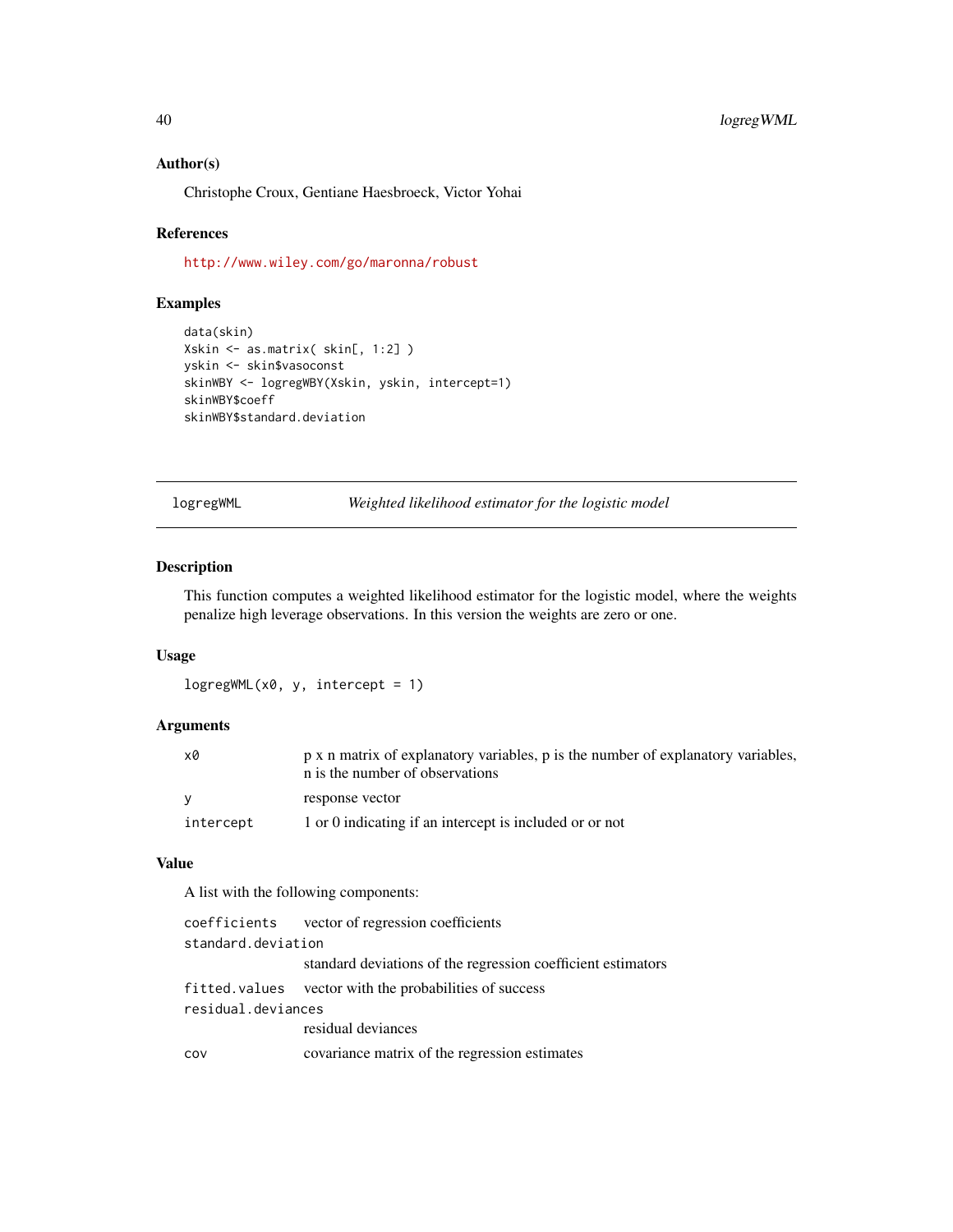### Author(s)

Christophe Croux, Gentiane Haesbroeck, Victor Yohai

### References

http://www.wiley.com/go/maronna/robust

### Examples

```
data(skin)
Xskin <- as.matrix( skin[, 1:2] )
yskin <- skin$vasoconst
skinWBY <- logregWBY(Xskin, yskin, intercept=1)
skinWBY$coeff
skinWBY$standard.deviation
```

---

## logregWML — *Weighted likelihood estimator for the logistic model*

### Description

This function computes a weighted likelihood estimator for the logistic model, where the weights penalize high leverage observations. In this version the weights are zero or one.

### Usage

```
logregWML(x0, y, intercept = 1)
```

### Arguments

| | |
|---|---|
| `x0` | p x n matrix of explanatory variables, p is the number of explanatory variables, n is the number of observations |
| `y` | response vector |
| `intercept` | 1 or 0 indicating if an intercept is included or or not |

### Value

A list with the following components:

| | |
|---|---|
| `coefficients` | vector of regression coefficients |
| `standard.deviation` | standard deviations of the regression coefficient estimators |
| `fitted.values` | vector with the probabilities of success |
| `residual.deviances` | residual deviances |
| `cov` | covariance matrix of the regression estimates |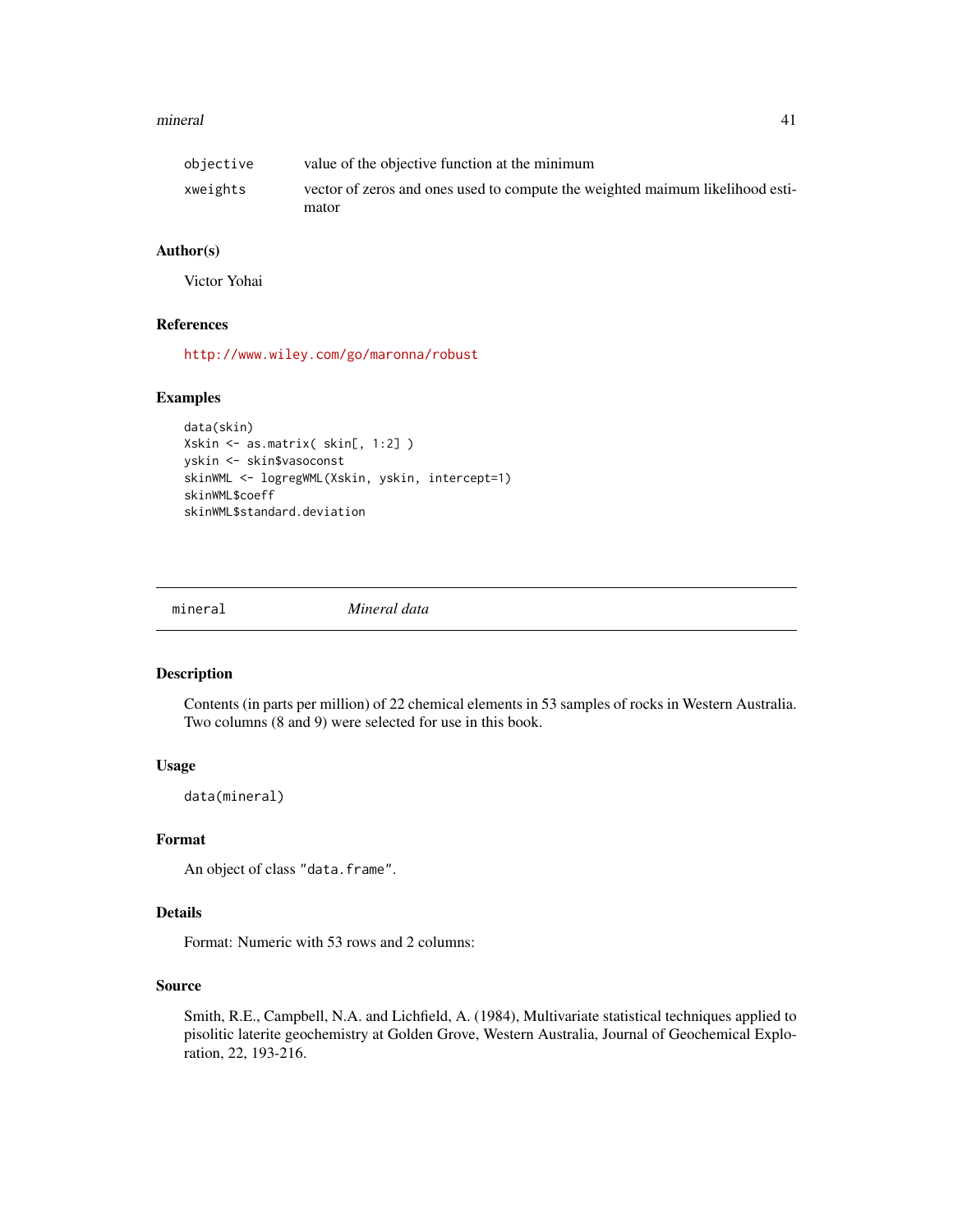| | |
|---|---|
| objective | value of the objective function at the minimum |
| xweights | vector of zeros and ones used to compute the weighted maimum likelihood estimator |

### Author(s)

Victor Yohai

### References

http://www.wiley.com/go/maronna/robust

### Examples

```
data(skin)
Xskin <- as.matrix( skin[, 1:2] )
yskin <- skin$vasoconst
skinWML <- logregWML(Xskin, yskin, intercept=1)
skinWML$coeff
skinWML$standard.deviation
```

---

## mineral &nbsp;&nbsp;&nbsp;&nbsp; *Mineral data*

---

### Description

Contents (in parts per million) of 22 chemical elements in 53 samples of rocks in Western Australia. Two columns (8 and 9) were selected for use in this book.

### Usage

```
data(mineral)
```

### Format

An object of class "data.frame".

### Details

Format: Numeric with 53 rows and 2 columns:

### Source

Smith, R.E., Campbell, N.A. and Lichfield, A. (1984), Multivariate statistical techniques applied to pisolitic laterite geochemistry at Golden Grove, Western Australia, Journal of Geochemical Exploration, 22, 193-216.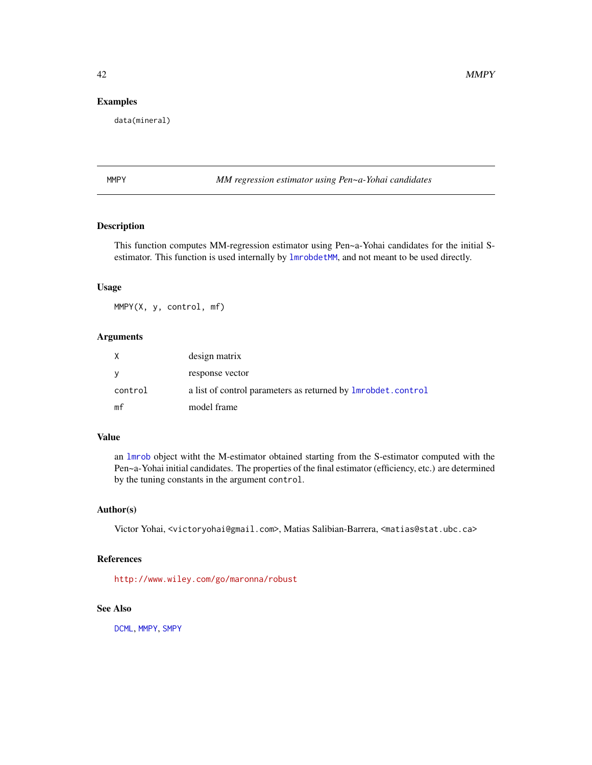## Examples

```
data(mineral)
```

---

MMPY *MM regression estimator using Pen~a-Yohai candidates*

---

## Description

This function computes MM-regression estimator using Pen~a-Yohai candidates for the initial S-estimator. This function is used internally by lmrobdetMM, and not meant to be used directly.

## Usage

```
MMPY(X, y, control, mf)
```

## Arguments

| | |
|---|---|
| `X` | design matrix |
| `y` | response vector |
| `control` | a list of control parameters as returned by `lmrobdet.control` |
| `mf` | model frame |

## Value

an `lmrob` object witht the M-estimator obtained starting from the S-estimator computed with the Pen~a-Yohai initial candidates. The properties of the final estimator (efficiency, etc.) are determined by the tuning constants in the argument `control`.

## Author(s)

Victor Yohai, <victoryohai@gmail.com>, Matias Salibian-Barrera, <matias@stat.ubc.ca>

## References

http://www.wiley.com/go/maronna/robust

## See Also

DCML, MMPY, SMPY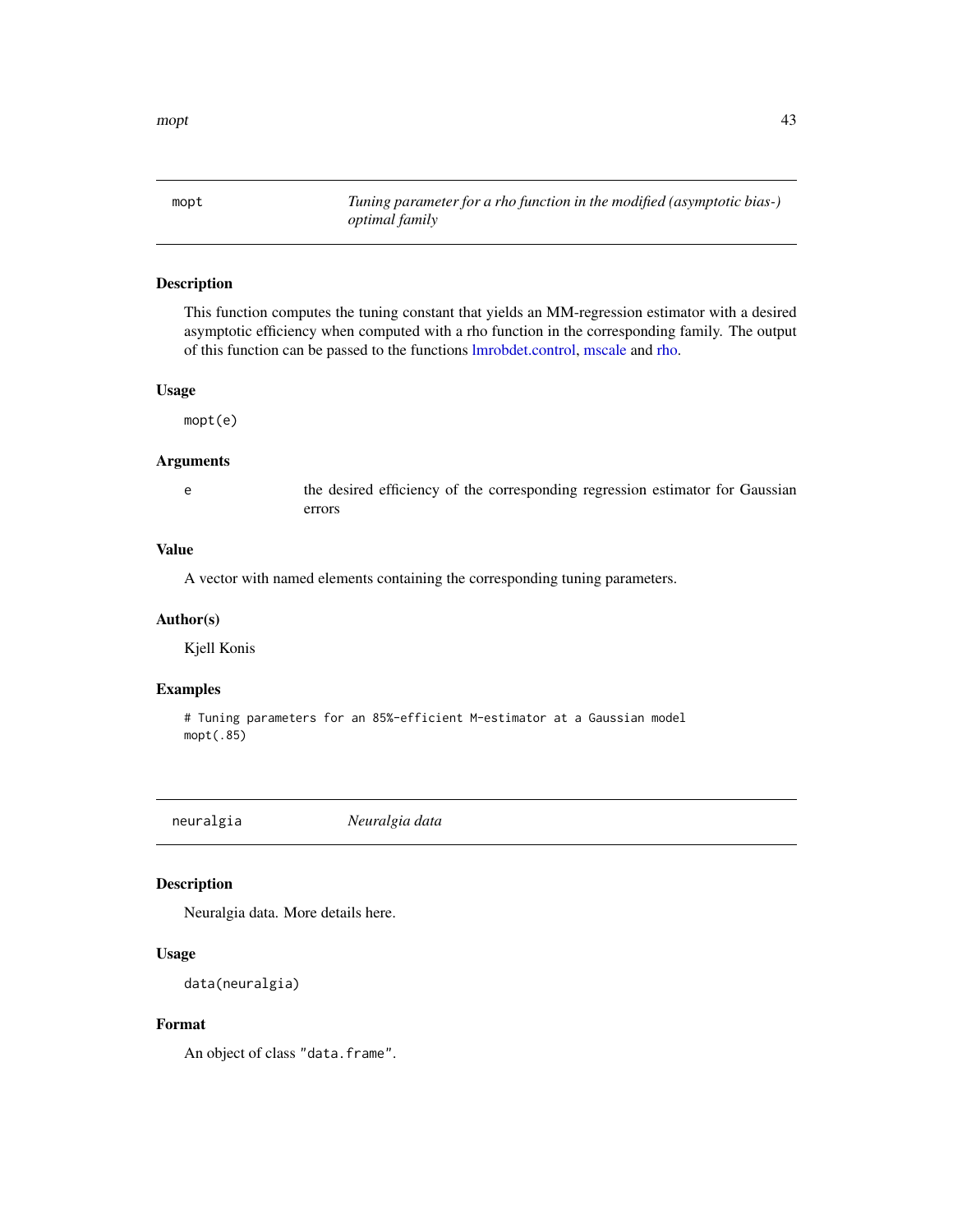## mopt — *Tuning parameter for a rho function in the modified (asymptotic bias-) optimal family*

### Description

This function computes the tuning constant that yields an MM-regression estimator with a desired asymptotic efficiency when computed with a rho function in the corresponding family. The output of this function can be passed to the functions lmrobdet.control, mscale and rho.

### Usage

```
mopt(e)
```

### Arguments

| | |
|---|---|
| e | the desired efficiency of the corresponding regression estimator for Gaussian errors |

### Value

A vector with named elements containing the corresponding tuning parameters.

### Author(s)

Kjell Konis

### Examples

```
# Tuning parameters for an 85%-efficient M-estimator at a Gaussian model
mopt(.85)
```

## neuralgia — *Neuralgia data*

### Description

Neuralgia data. More details here.

### Usage

```
data(neuralgia)
```

### Format

An object of class "data.frame".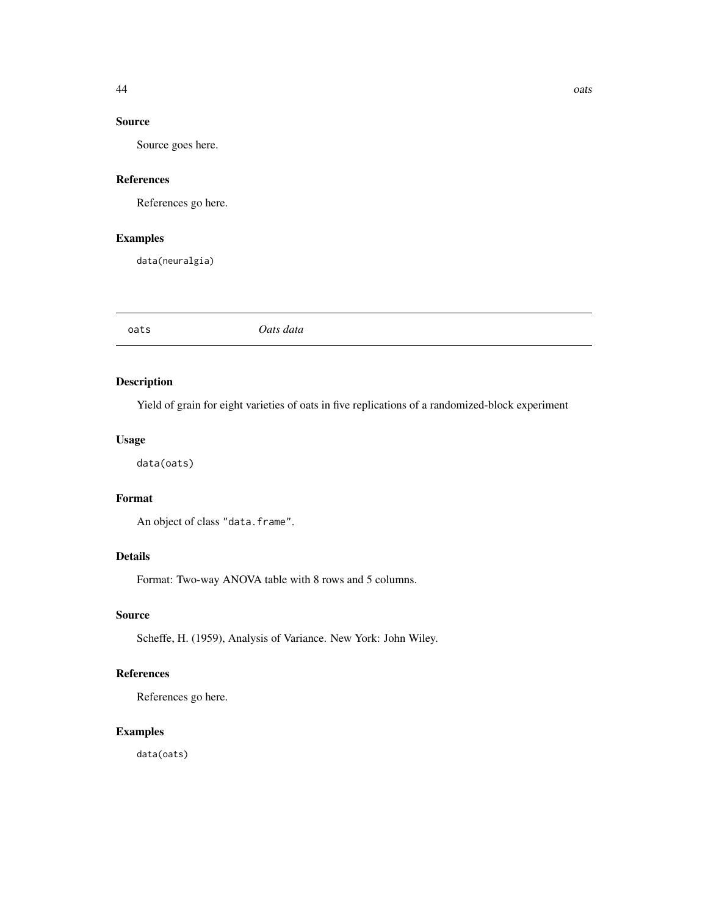## Source

Source goes here.

## References

References go here.

## Examples

```
data(neuralgia)
```

---

# oats — *Oats data*

---

## Description

Yield of grain for eight varieties of oats in five replications of a randomized-block experiment

## Usage

```
data(oats)
```

## Format

An object of class "data.frame".

## Details

Format: Two-way ANOVA table with 8 rows and 5 columns.

## Source

Scheffe, H. (1959), Analysis of Variance. New York: John Wiley.

## References

References go here.

## Examples

```
data(oats)
```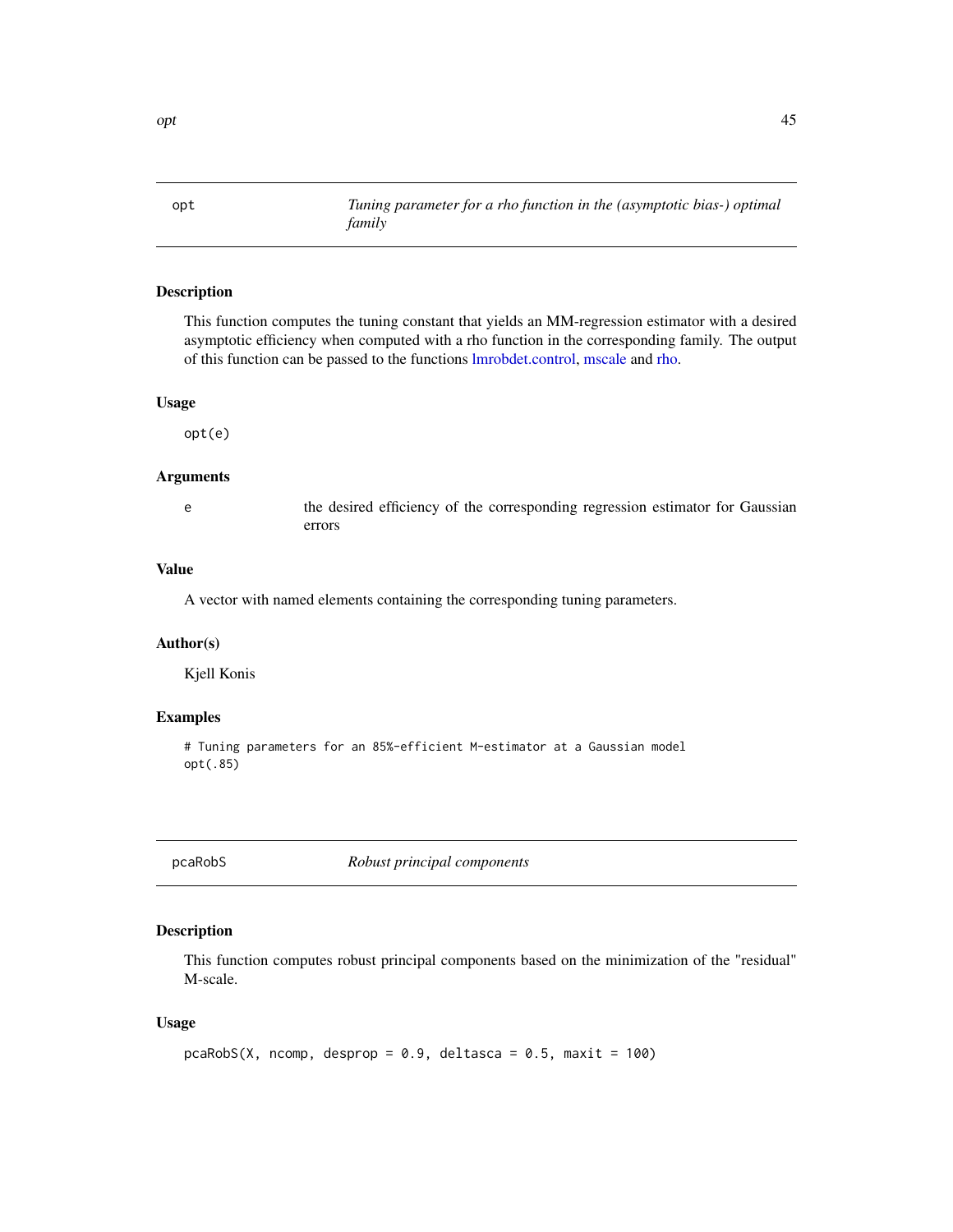## opt — *Tuning parameter for a rho function in the (asymptotic bias-) optimal family*

### Description

This function computes the tuning constant that yields an MM-regression estimator with a desired asymptotic efficiency when computed with a rho function in the corresponding family. The output of this function can be passed to the functions lmrobdet.control, mscale and rho.

### Usage

```
opt(e)
```

### Arguments

| | |
|---|---|
| e | the desired efficiency of the corresponding regression estimator for Gaussian errors |

### Value

A vector with named elements containing the corresponding tuning parameters.

### Author(s)

Kjell Konis

### Examples

```
# Tuning parameters for an 85%-efficient M-estimator at a Gaussian model
opt(.85)
```

## pcaRobS — *Robust principal components*

### Description

This function computes robust principal components based on the minimization of the "residual" M-scale.

### Usage

```
pcaRobS(X, ncomp, desprop = 0.9, deltasca = 0.5, maxit = 100)
```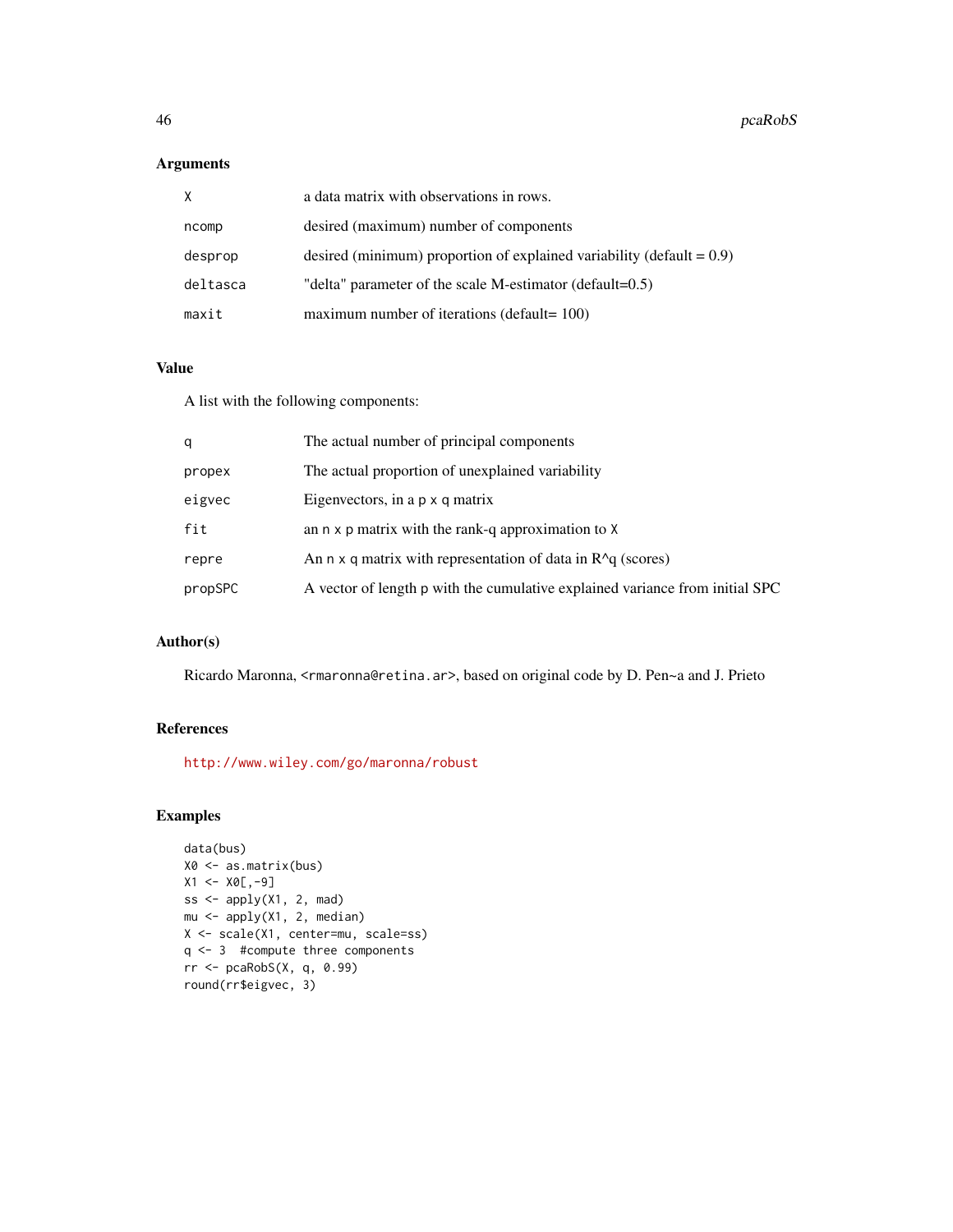## Arguments

| | |
|---|---|
| X | a data matrix with observations in rows. |
| ncomp | desired (maximum) number of components |
| desprop | desired (minimum) proportion of explained variability (default = 0.9) |
| deltasca | "delta" parameter of the scale M-estimator (default=0.5) |
| maxit | maximum number of iterations (default= 100) |

## Value

A list with the following components:

| | |
|---|---|
| q | The actual number of principal components |
| propex | The actual proportion of unexplained variability |
| eigvec | Eigenvectors, in a p x q matrix |
| fit | an n x p matrix with the rank-q approximation to X |
| repre | An n x q matrix with representation of data in R^q (scores) |
| propSPC | A vector of length p with the cumulative explained variance from initial SPC |

## Author(s)

Ricardo Maronna, <rmaronna@retina.ar>, based on original code by D. Pen~a and J. Prieto

## References

http://www.wiley.com/go/maronna/robust

## Examples

```
data(bus)
X0 <- as.matrix(bus)
X1 <- X0[,-9]
ss <- apply(X1, 2, mad)
mu <- apply(X1, 2, median)
X <- scale(X1, center=mu, scale=ss)
q <- 3  #compute three components
rr <- pcaRobS(X, q, 0.99)
round(rr$eigvec, 3)
```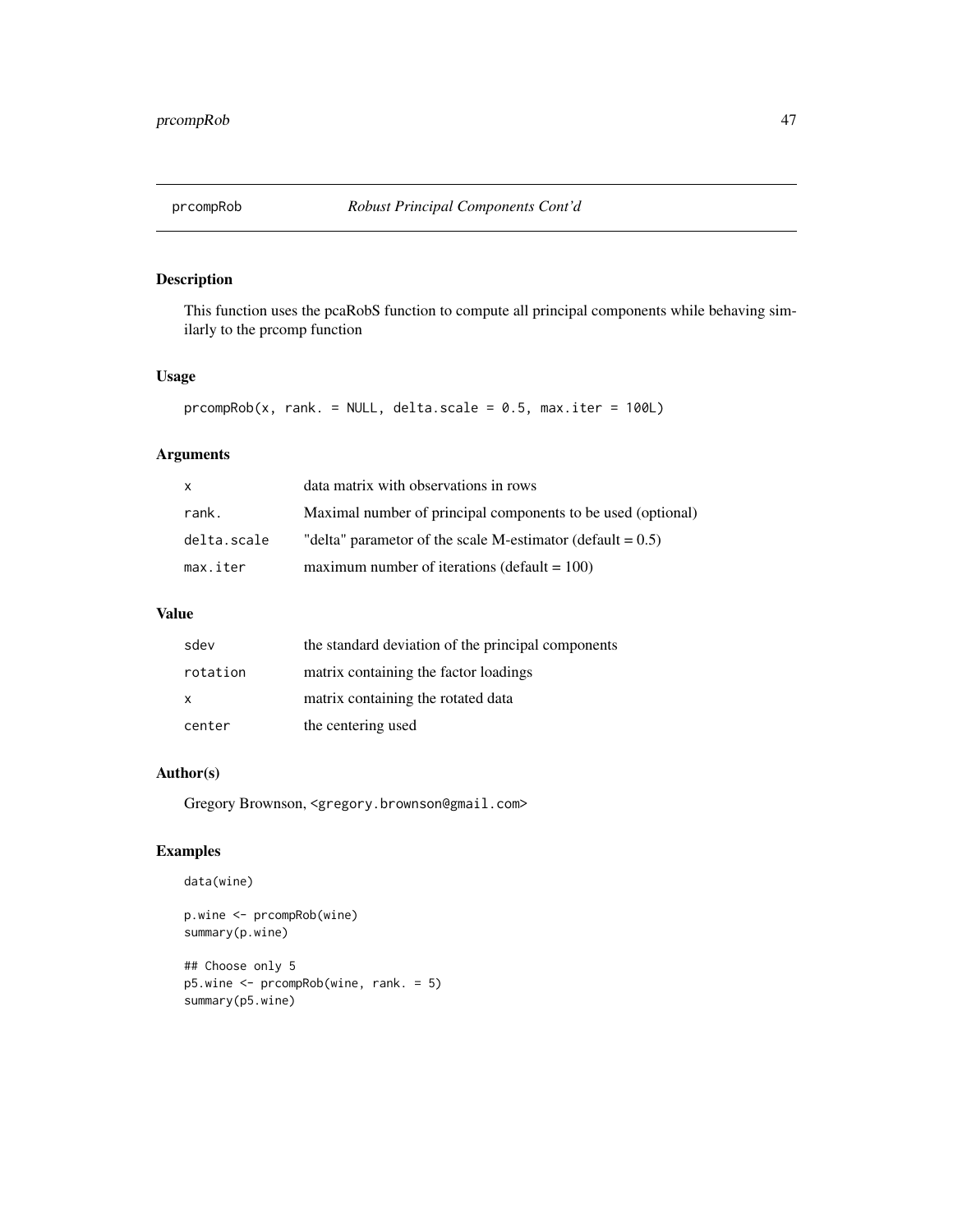prcompRob *Robust Principal Components Cont'd*

## Description

This function uses the pcaRobS function to compute all principal components while behaving similarly to the prcomp function

## Usage

```
prcompRob(x, rank. = NULL, delta.scale = 0.5, max.iter = 100L)
```

## Arguments

| | |
|---|---|
| x | data matrix with observations in rows |
| rank. | Maximal number of principal components to be used (optional) |
| delta.scale | "delta" parametor of the scale M-estimator (default = 0.5) |
| max.iter | maximum number of iterations (default = 100) |

## Value

| | |
|---|---|
| sdev | the standard deviation of the principal components |
| rotation | matrix containing the factor loadings |
| x | matrix containing the rotated data |
| center | the centering used |

## Author(s)

Gregory Brownson, <gregory.brownson@gmail.com>

## Examples

```
data(wine)

p.wine <- prcompRob(wine)
summary(p.wine)

## Choose only 5
p5.wine <- prcompRob(wine, rank. = 5)
summary(p5.wine)
```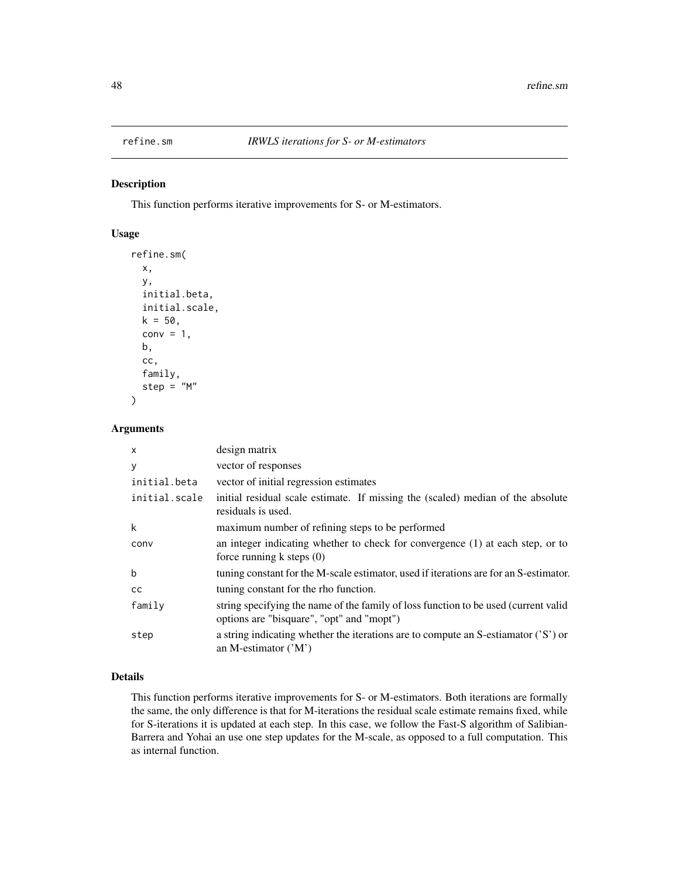# refine.sm *IRWLS iterations for S- or M-estimators*

## Description

This function performs iterative improvements for S- or M-estimators.

## Usage

```
refine.sm(
  x,
  y,
  initial.beta,
  initial.scale,
  k = 50,
  conv = 1,
  b,
  cc,
  family,
  step = "M"
)
```

## Arguments

| | |
|---|---|
| x | design matrix |
| y | vector of responses |
| initial.beta | vector of initial regression estimates |
| initial.scale | initial residual scale estimate. If missing the (scaled) median of the absolute residuals is used. |
| k | maximum number of refining steps to be performed |
| conv | an integer indicating whether to check for convergence (1) at each step, or to force running k steps (0) |
| b | tuning constant for the M-scale estimator, used if iterations are for an S-estimator. |
| cc | tuning constant for the rho function. |
| family | string specifying the name of the family of loss function to be used (current valid options are "bisquare", "opt" and "mopt") |
| step | a string indicating whether the iterations are to compute an S-estiamator ('S') or an M-estimator ('M') |

## Details

This function performs iterative improvements for S- or M-estimators. Both iterations are formally the same, the only difference is that for M-iterations the residual scale estimate remains fixed, while for S-iterations it is updated at each step. In this case, we follow the Fast-S algorithm of Salibian-Barrera and Yohai an use one step updates for the M-scale, as opposed to a full computation. This as internal function.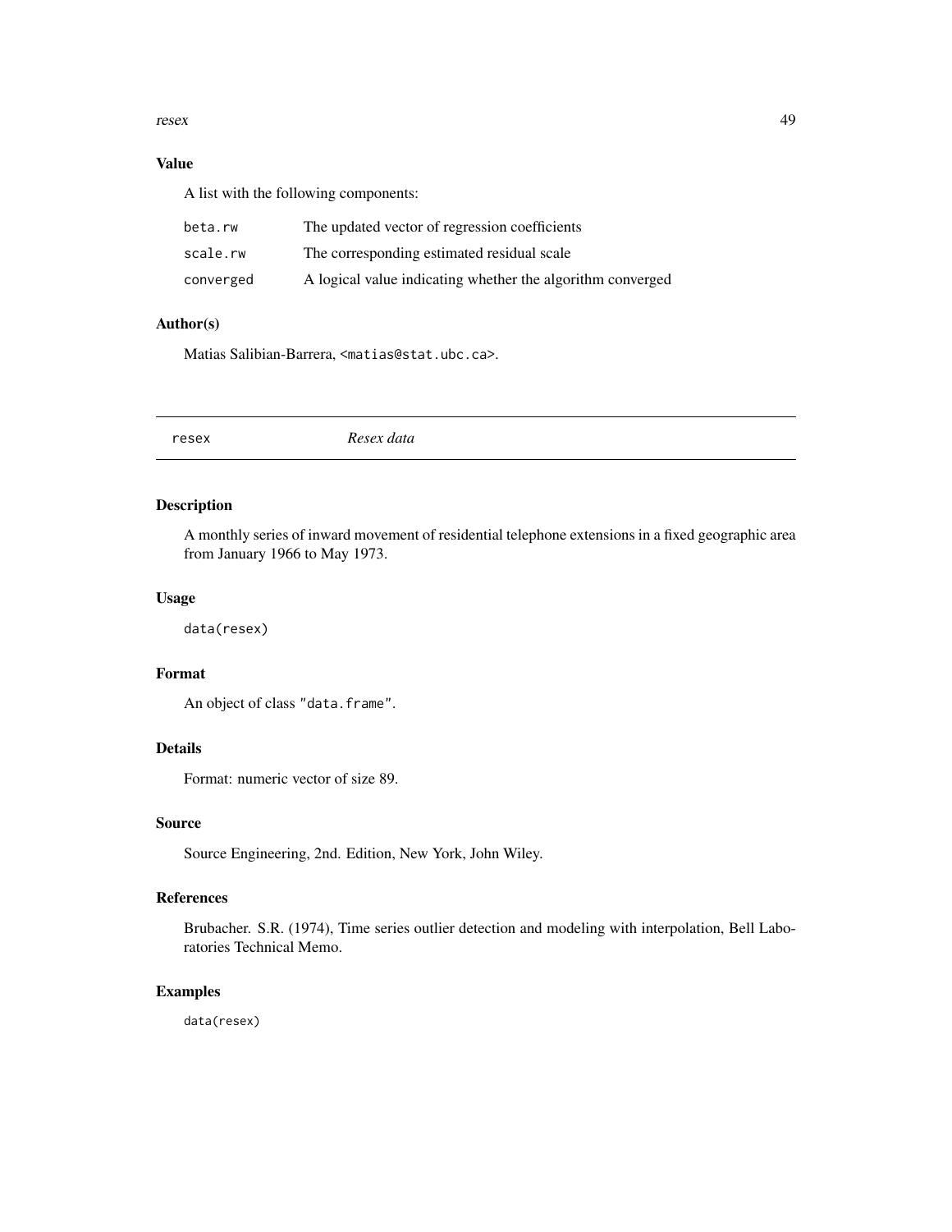### Value

A list with the following components:

| | |
|---|---|
| `beta.rw` | The updated vector of regression coefficients |
| `scale.rw` | The corresponding estimated residual scale |
| `converged` | A logical value indicating whether the algorithm converged |

### Author(s)

Matias Salibian-Barrera, `<matias@stat.ubc.ca>`.

---

## `resex` *Resex data*

---

### Description

A monthly series of inward movement of residential telephone extensions in a fixed geographic area from January 1966 to May 1973.

### Usage

```
data(resex)
```

### Format

An object of class `"data.frame"`.

### Details

Format: numeric vector of size 89.

### Source

Source Engineering, 2nd. Edition, New York, John Wiley.

### References

Brubacher. S.R. (1974), Time series outlier detection and modeling with interpolation, Bell Laboratories Technical Memo.

### Examples

```
data(resex)
```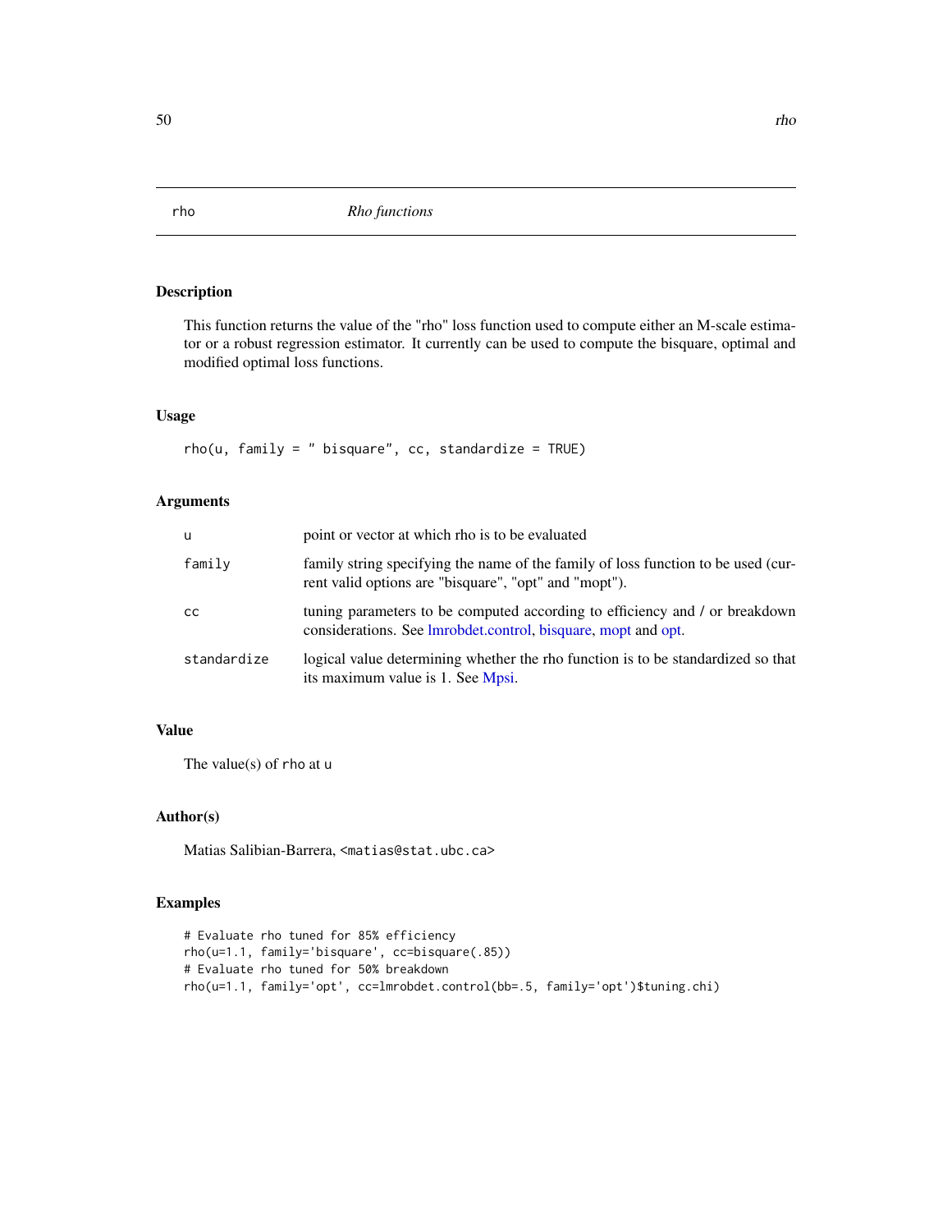## rho *Rho functions*

### Description

This function returns the value of the "rho" loss function used to compute either an M-scale estimator or a robust regression estimator. It currently can be used to compute the bisquare, optimal and modified optimal loss functions.

### Usage

```
rho(u, family = " bisquare", cc, standardize = TRUE)
```

### Arguments

| | |
|---|---|
| u | point or vector at which rho is to be evaluated |
| family | family string specifying the name of the family of loss function to be used (current valid options are "bisquare", "opt" and "mopt"). |
| cc | tuning parameters to be computed according to efficiency and / or breakdown considerations. See lmrobdet.control, bisquare, mopt and opt. |
| standardize | logical value determining whether the rho function is to be standardized so that its maximum value is 1. See Mpsi. |

### Value

The value(s) of `rho` at `u`

### Author(s)

Matias Salibian-Barrera, <matias@stat.ubc.ca>

### Examples

```
# Evaluate rho tuned for 85% efficiency
rho(u=1.1, family='bisquare', cc=bisquare(.85))
# Evaluate rho tuned for 50% breakdown
rho(u=1.1, family='opt', cc=lmrobdet.control(bb=.5, family='opt')$tuning.chi)
```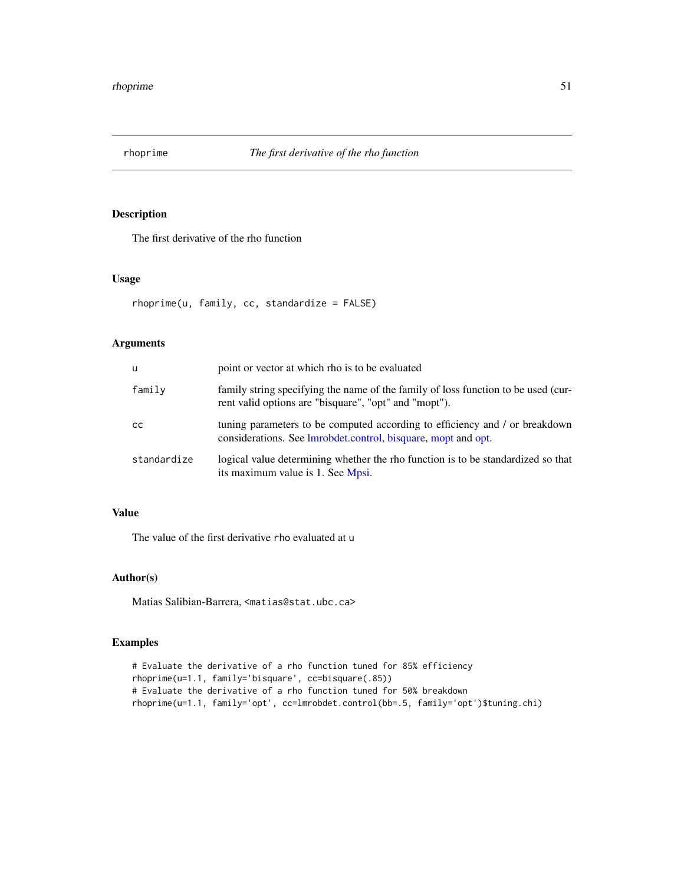## rhoprime — *The first derivative of the rho function*

### Description

The first derivative of the rho function

### Usage

```
rhoprime(u, family, cc, standardize = FALSE)
```

### Arguments

| | |
|---|---|
| `u` | point or vector at which rho is to be evaluated |
| `family` | family string specifying the name of the family of loss function to be used (current valid options are "bisquare", "opt" and "mopt"). |
| `cc` | tuning parameters to be computed according to efficiency and / or breakdown considerations. See lmrobdet.control, bisquare, mopt and opt. |
| `standardize` | logical value determining whether the rho function is to be standardized so that its maximum value is 1. See Mpsi. |

### Value

The value of the first derivative `rho` evaluated at `u`

### Author(s)

Matias Salibian-Barrera, <matias@stat.ubc.ca>

### Examples

```
# Evaluate the derivative of a rho function tuned for 85% efficiency
rhoprime(u=1.1, family='bisquare', cc=bisquare(.85))
# Evaluate the derivative of a rho function tuned for 50% breakdown
rhoprime(u=1.1, family='opt', cc=lmrobdet.control(bb=.5, family='opt')$tuning.chi)
```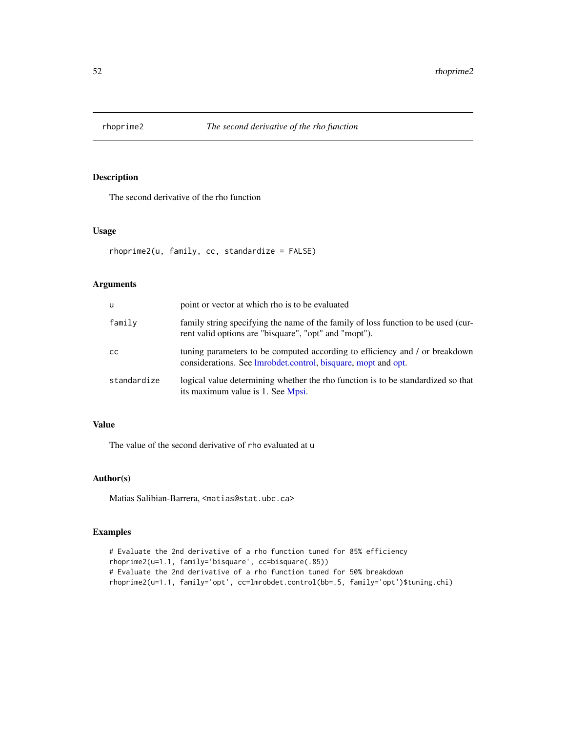# rhoprime2 — *The second derivative of the rho function*

## Description

The second derivative of the rho function

## Usage

```
rhoprime2(u, family, cc, standardize = FALSE)
```

## Arguments

| | |
|---|---|
| `u` | point or vector at which rho is to be evaluated |
| `family` | family string specifying the name of the family of loss function to be used (current valid options are "bisquare", "opt" and "mopt"). |
| `cc` | tuning parameters to be computed according to efficiency and / or breakdown considerations. See lmrobdet.control, bisquare, mopt and opt. |
| `standardize` | logical value determining whether the rho function is to be standardized so that its maximum value is 1. See Mpsi. |

## Value

The value of the second derivative of `rho` evaluated at `u`

## Author(s)

Matias Salibian-Barrera, <matias@stat.ubc.ca>

## Examples

```
# Evaluate the 2nd derivative of a rho function tuned for 85% efficiency
rhoprime2(u=1.1, family='bisquare', cc=bisquare(.85))
# Evaluate the 2nd derivative of a rho function tuned for 50% breakdown
rhoprime2(u=1.1, family='opt', cc=lmrobdet.control(bb=.5, family='opt')$tuning.chi)
```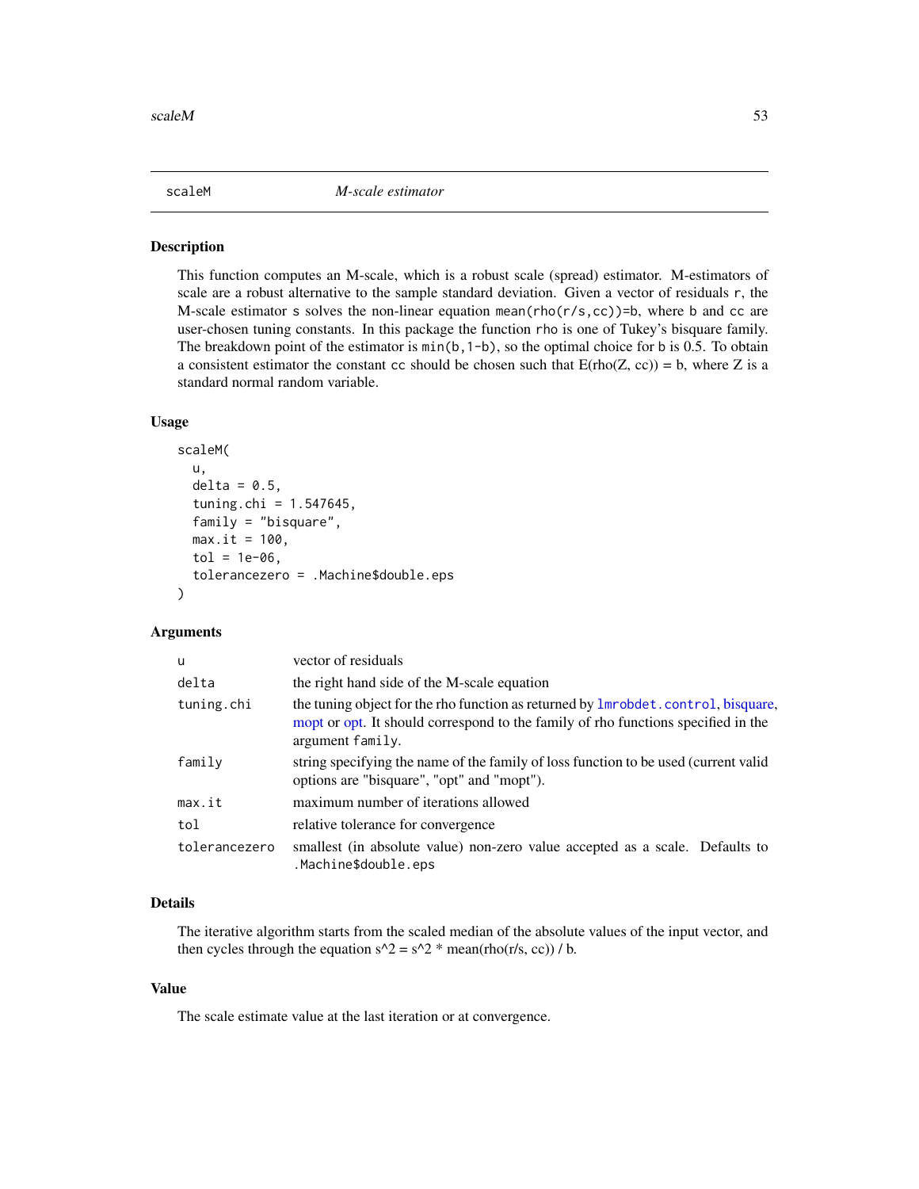## scaleM — *M-scale estimator*

### Description

This function computes an M-scale, which is a robust scale (spread) estimator. M-estimators of scale are a robust alternative to the sample standard deviation. Given a vector of residuals `r`, the M-scale estimator `s` solves the non-linear equation `mean(rho(r/s,cc))=b`, where `b` and `cc` are user-chosen tuning constants. In this package the function `rho` is one of Tukey's bisquare family. The breakdown point of the estimator is `min(b,1-b)`, so the optimal choice for `b` is 0.5. To obtain a consistent estimator the constant `cc` should be chosen such that E(rho(Z, cc)) = b, where Z is a standard normal random variable.

### Usage

```
scaleM(
  u,
  delta = 0.5,
  tuning.chi = 1.547645,
  family = "bisquare",
  max.it = 100,
  tol = 1e-06,
  tolerancezero = .Machine$double.eps
)
```

### Arguments

| | |
|---|---|
| `u` | vector of residuals |
| `delta` | the right hand side of the M-scale equation |
| `tuning.chi` | the tuning object for the rho function as returned by `lmrobdet.control`, bisquare, mopt or opt. It should correspond to the family of rho functions specified in the argument `family`. |
| `family` | string specifying the name of the family of loss function to be used (current valid options are "bisquare", "opt" and "mopt"). |
| `max.it` | maximum number of iterations allowed |
| `tol` | relative tolerance for convergence |
| `tolerancezero` | smallest (in absolute value) non-zero value accepted as a scale. Defaults to `.Machine$double.eps` |

### Details

The iterative algorithm starts from the scaled median of the absolute values of the input vector, and then cycles through the equation s^2 = s^2 * mean(rho(r/s, cc)) / b.

### Value

The scale estimate value at the last iteration or at convergence.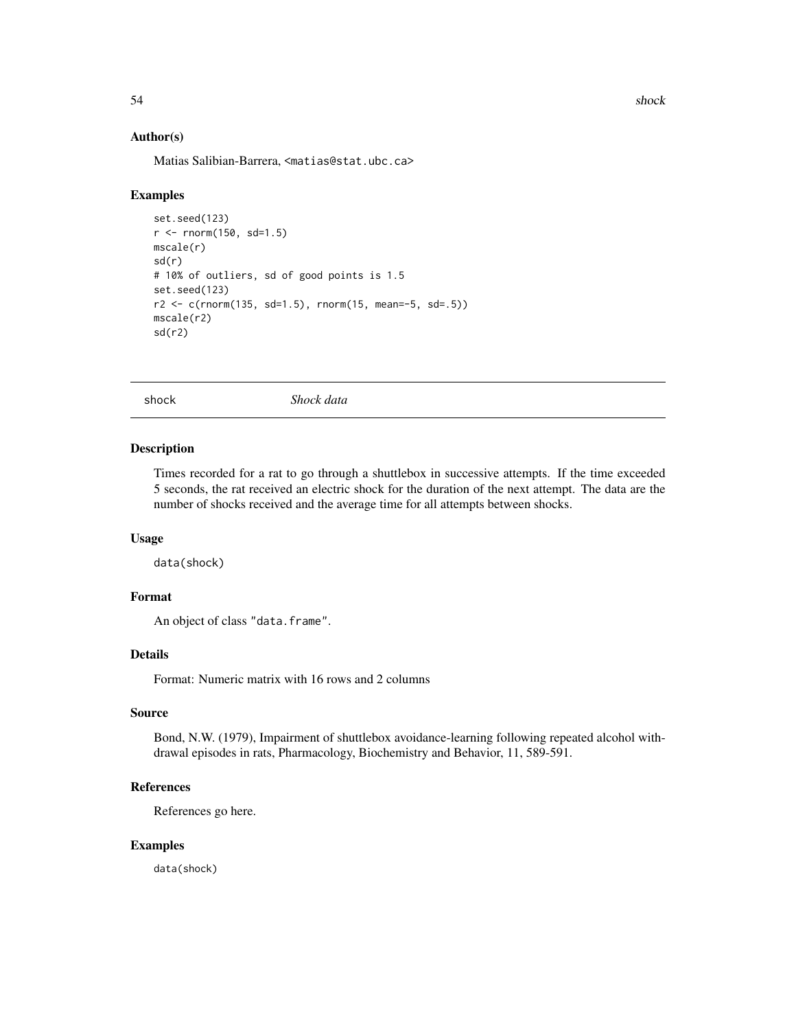## Author(s)

Matias Salibian-Barrera, <matias@stat.ubc.ca>

## Examples

```
set.seed(123)
r <- rnorm(150, sd=1.5)
mscale(r)
sd(r)
# 10% of outliers, sd of good points is 1.5
set.seed(123)
r2 <- c(rnorm(135, sd=1.5), rnorm(15, mean=-5, sd=.5))
mscale(r2)
sd(r2)
```

---

# shock *Shock data*

## Description

Times recorded for a rat to go through a shuttlebox in successive attempts. If the time exceeded 5 seconds, the rat received an electric shock for the duration of the next attempt. The data are the number of shocks received and the average time for all attempts between shocks.

## Usage

```
data(shock)
```

## Format

An object of class "data.frame".

## Details

Format: Numeric matrix with 16 rows and 2 columns

## Source

Bond, N.W. (1979), Impairment of shuttlebox avoidance-learning following repeated alcohol withdrawal episodes in rats, Pharmacology, Biochemistry and Behavior, 11, 589-591.

## References

References go here.

## Examples

```
data(shock)
```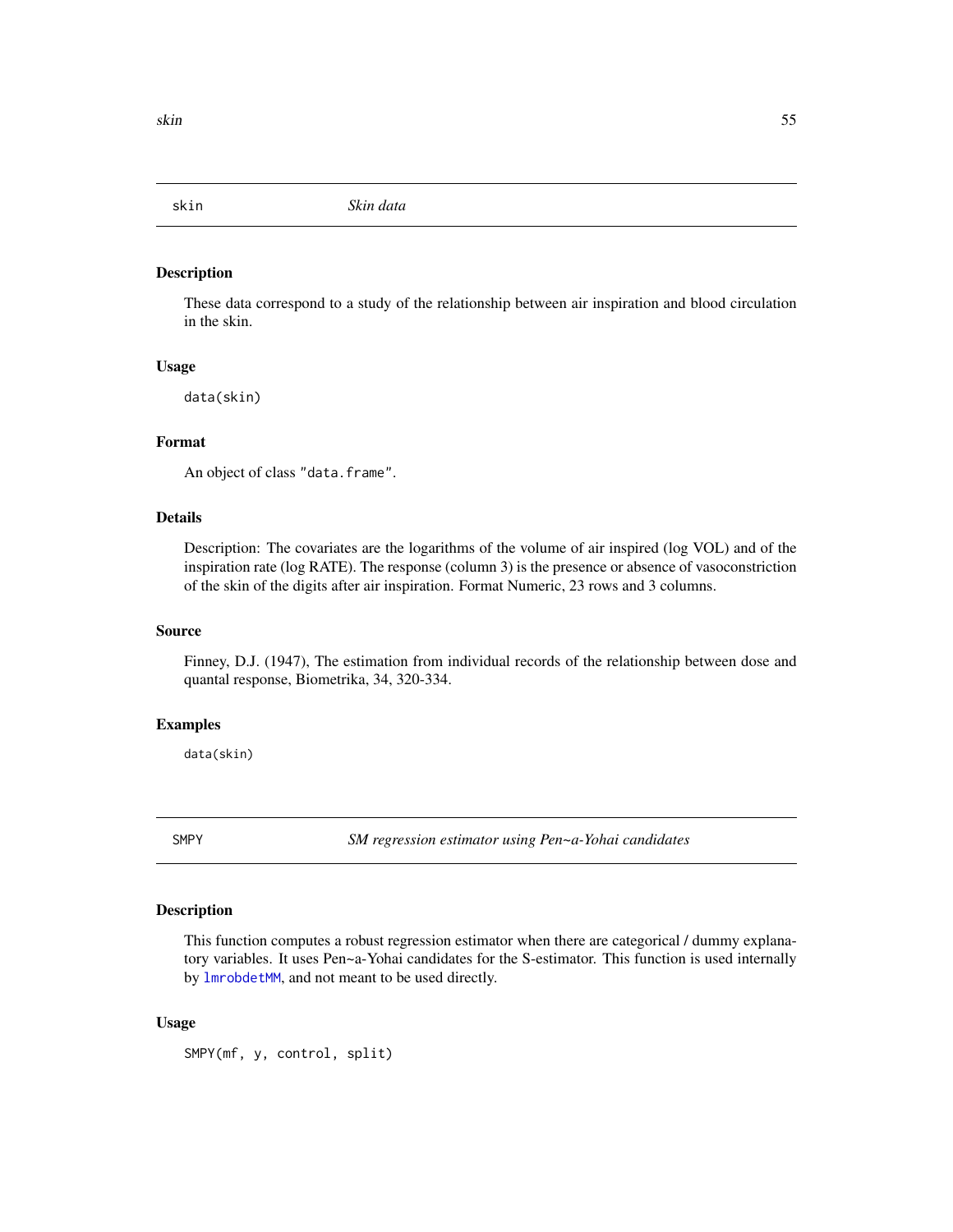## skin *Skin data*

### Description

These data correspond to a study of the relationship between air inspiration and blood circulation in the skin.

### Usage

```
data(skin)
```

### Format

An object of class "data.frame".

### Details

Description: The covariates are the logarithms of the volume of air inspired (log VOL) and of the inspiration rate (log RATE). The response (column 3) is the presence or absence of vasoconstriction of the skin of the digits after air inspiration. Format Numeric, 23 rows and 3 columns.

### Source

Finney, D.J. (1947), The estimation from individual records of the relationship between dose and quantal response, Biometrika, 34, 320-334.

### Examples

```
data(skin)
```

## SMPY *SM regression estimator using Pen~a-Yohai candidates*

### Description

This function computes a robust regression estimator when there are categorical / dummy explanatory variables. It uses Pen~a-Yohai candidates for the S-estimator. This function is used internally by lmrobdetMM, and not meant to be used directly.

### Usage

```
SMPY(mf, y, control, split)
```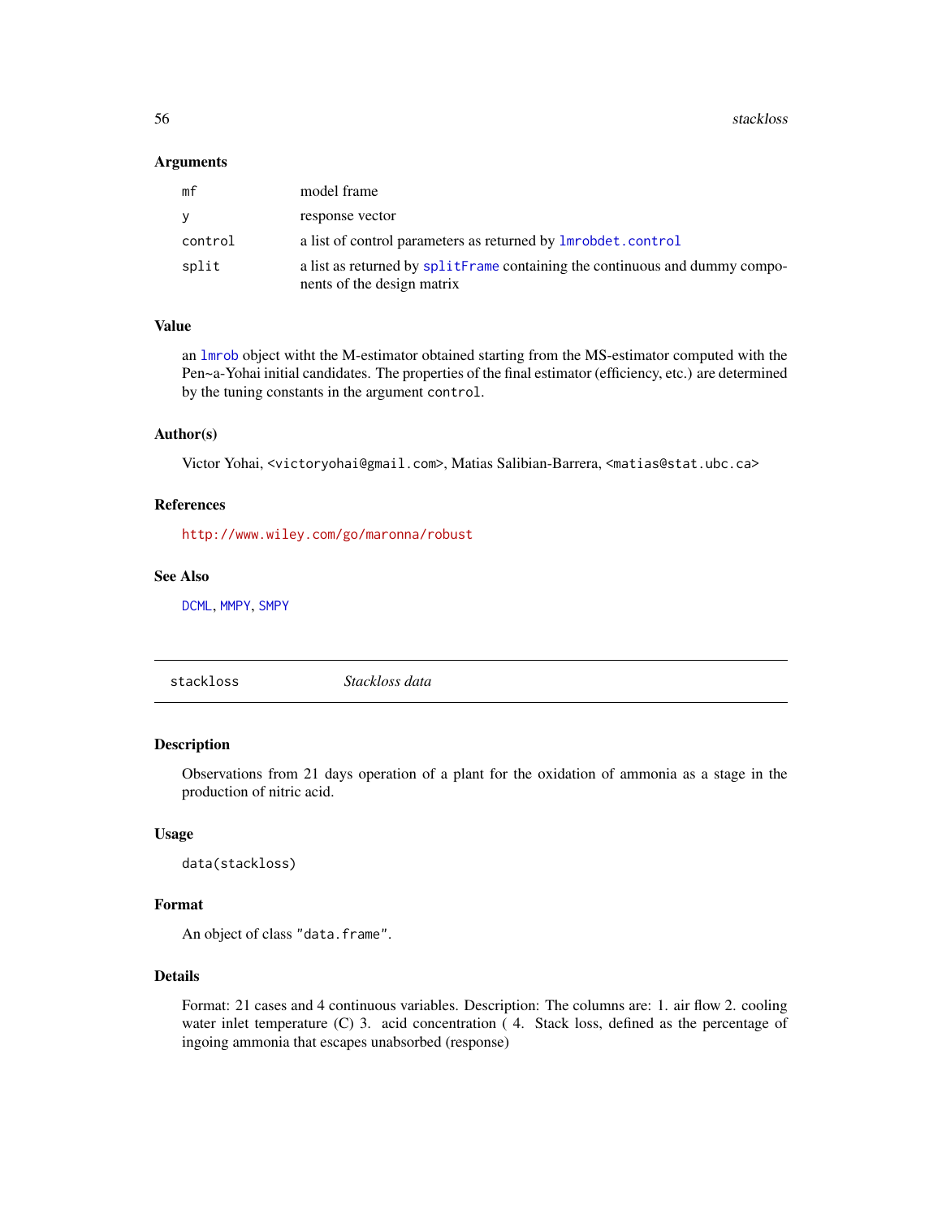### Arguments

| | |
|---|---|
| `mf` | model frame |
| `y` | response vector |
| `control` | a list of control parameters as returned by `lmrobdet.control` |
| `split` | a list as returned by `splitFrame` containing the continuous and dummy components of the design matrix |

### Value

an `lmrob` object witht the M-estimator obtained starting from the MS-estimator computed with the Pen~a-Yohai initial candidates. The properties of the final estimator (efficiency, etc.) are determined by the tuning constants in the argument `control`.

### Author(s)

Victor Yohai, <victoryohai@gmail.com>, Matias Salibian-Barrera, <matias@stat.ubc.ca>

### References

http://www.wiley.com/go/maronna/robust

### See Also

`DCML`, `MMPY`, `SMPY`

---

## stackloss — *Stackloss data*

### Description

Observations from 21 days operation of a plant for the oxidation of ammonia as a stage in the production of nitric acid.

### Usage

```
data(stackloss)
```

### Format

An object of class "data.frame".

### Details

Format: 21 cases and 4 continuous variables. Description: The columns are: 1. air flow 2. cooling water inlet temperature (C) 3. acid concentration ( 4. Stack loss, defined as the percentage of ingoing ammonia that escapes unabsorbed (response)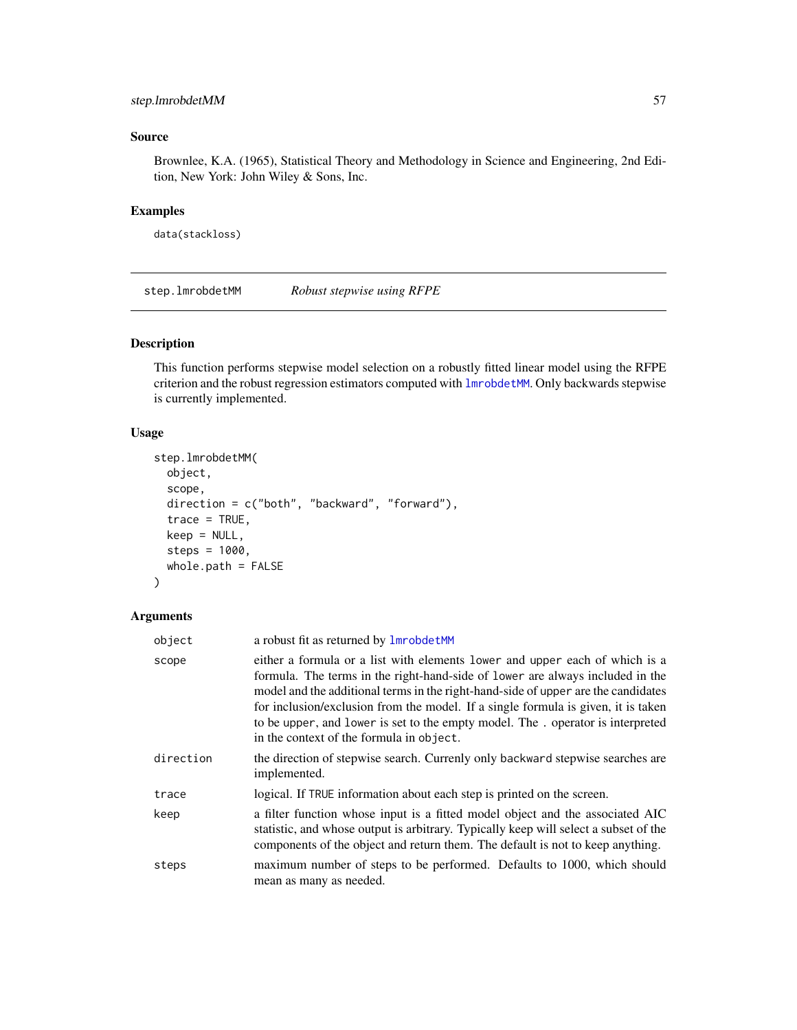### Source

Brownlee, K.A. (1965), Statistical Theory and Methodology in Science and Engineering, 2nd Edition, New York: John Wiley & Sons, Inc.

### Examples

```
data(stackloss)
```

---

## step.lmrobdetMM *Robust stepwise using RFPE*

### Description

This function performs stepwise model selection on a robustly fitted linear model using the RFPE criterion and the robust regression estimators computed with `lmrobdetMM`. Only backwards stepwise is currently implemented.

### Usage

```
step.lmrobdetMM(
  object,
  scope,
  direction = c("both", "backward", "forward"),
  trace = TRUE,
  keep = NULL,
  steps = 1000,
  whole.path = FALSE
)
```

### Arguments

| | |
|---|---|
| `object` | a robust fit as returned by `lmrobdetMM` |
| `scope` | either a formula or a list with elements `lower` and `upper` each of which is a formula. The terms in the right-hand-side of `lower` are always included in the model and the additional terms in the right-hand-side of `upper` are the candidates for inclusion/exclusion from the model. If a single formula is given, it is taken to be `upper`, and `lower` is set to the empty model. The `.` operator is interpreted in the context of the formula in `object`. |
| `direction` | the direction of stepwise search. Curenly only `backward` stepwise searches are implemented. |
| `trace` | logical. If `TRUE` information about each step is printed on the screen. |
| `keep` | a filter function whose input is a fitted model object and the associated AIC statistic, and whose output is arbitrary. Typically keep will select a subset of the components of the object and return them. The default is not to keep anything. |
| `steps` | maximum number of steps to be performed. Defaults to 1000, which should mean as many as needed. |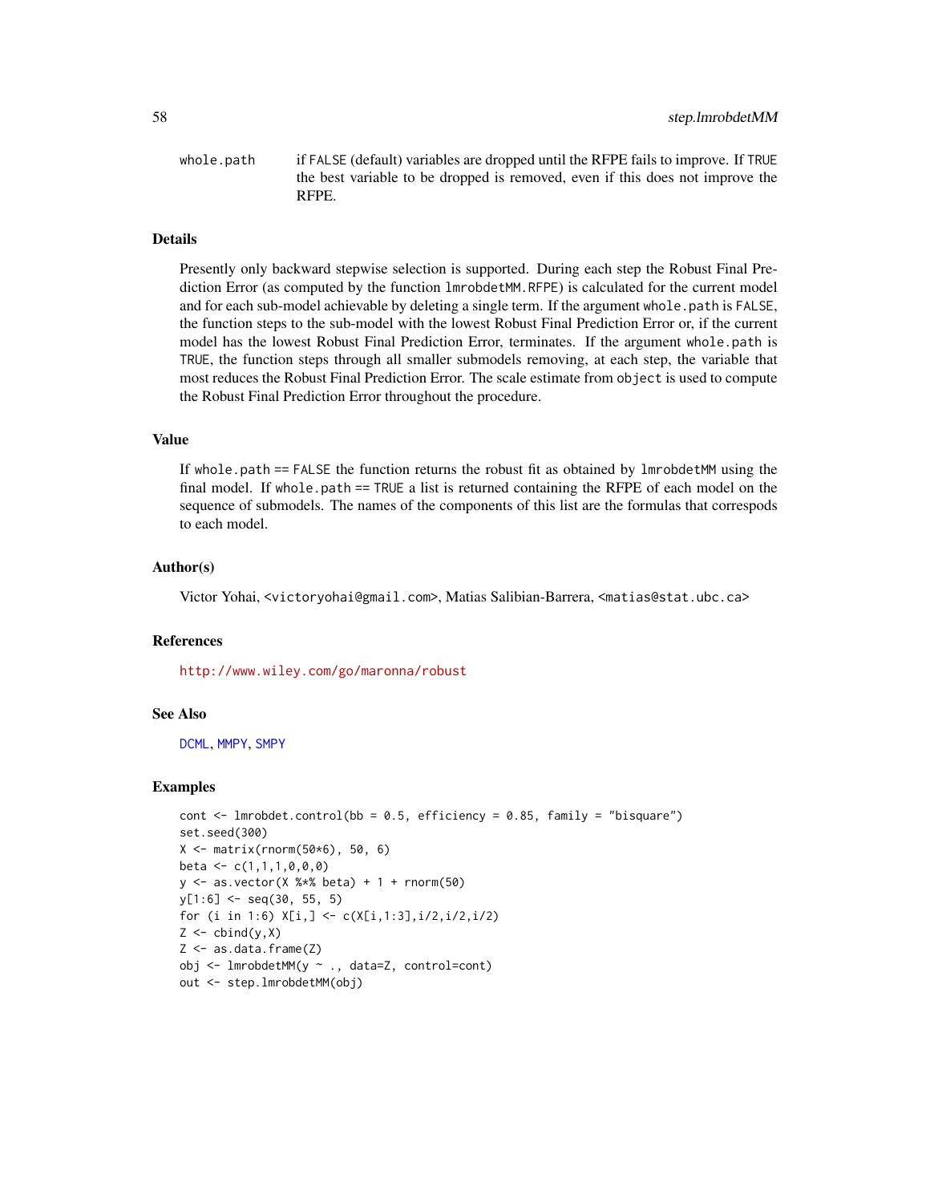whole.path    if FALSE (default) variables are dropped until the RFPE fails to improve. If TRUE the best variable to be dropped is removed, even if this does not improve the RFPE.

### Details

Presently only backward stepwise selection is supported. During each step the Robust Final Prediction Error (as computed by the function lmrobdetMM.RFPE) is calculated for the current model and for each sub-model achievable by deleting a single term. If the argument whole.path is FALSE, the function steps to the sub-model with the lowest Robust Final Prediction Error or, if the current model has the lowest Robust Final Prediction Error, terminates. If the argument whole.path is TRUE, the function steps through all smaller submodels removing, at each step, the variable that most reduces the Robust Final Prediction Error. The scale estimate from object is used to compute the Robust Final Prediction Error throughout the procedure.

### Value

If whole.path == FALSE the function returns the robust fit as obtained by lmrobdetMM using the final model. If whole.path == TRUE a list is returned containing the RFPE of each model on the sequence of submodels. The names of the components of this list are the formulas that correspods to each model.

### Author(s)

Victor Yohai, <victoryohai@gmail.com>, Matias Salibian-Barrera, <matias@stat.ubc.ca>

### References

http://www.wiley.com/go/maronna/robust

### See Also

DCML, MMPY, SMPY

### Examples

```
cont <- lmrobdet.control(bb = 0.5, efficiency = 0.85, family = "bisquare")
set.seed(300)
X <- matrix(rnorm(50*6), 50, 6)
beta <- c(1,1,1,0,0,0)
y <- as.vector(X %*% beta) + 1 + rnorm(50)
y[1:6] <- seq(30, 55, 5)
for (i in 1:6) X[i,] <- c(X[i,1:3],i/2,i/2,i/2)
Z <- cbind(y,X)
Z <- as.data.frame(Z)
obj <- lmrobdetMM(y ~ ., data=Z, control=cont)
out <- step.lmrobdetMM(obj)
```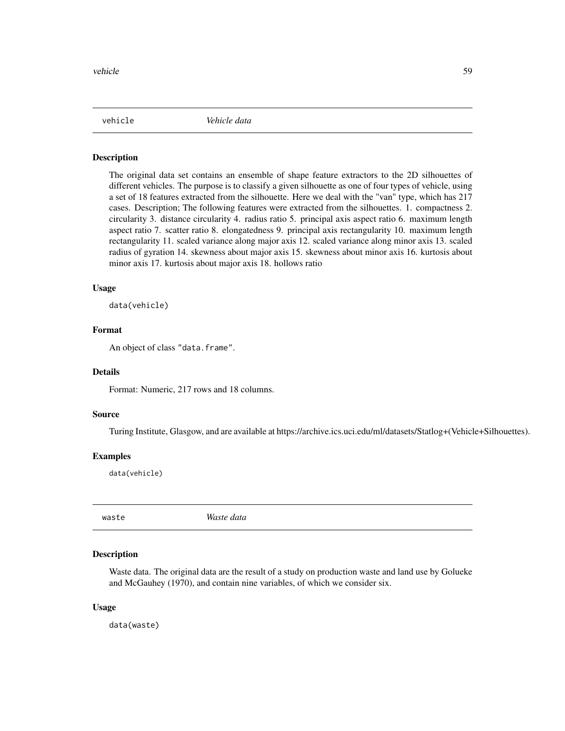## vehicle *Vehicle data*

### Description

The original data set contains an ensemble of shape feature extractors to the 2D silhouettes of different vehicles. The purpose is to classify a given silhouette as one of four types of vehicle, using a set of 18 features extracted from the silhouette. Here we deal with the "van" type, which has 217 cases. Description; The following features were extracted from the silhouettes. 1. compactness 2. circularity 3. distance circularity 4. radius ratio 5. principal axis aspect ratio 6. maximum length aspect ratio 7. scatter ratio 8. elongatedness 9. principal axis rectangularity 10. maximum length rectangularity 11. scaled variance along major axis 12. scaled variance along minor axis 13. scaled radius of gyration 14. skewness about major axis 15. skewness about minor axis 16. kurtosis about minor axis 17. kurtosis about major axis 18. hollows ratio

### Usage

```
data(vehicle)
```

### Format

An object of class "data.frame".

### Details

Format: Numeric, 217 rows and 18 columns.

### Source

Turing Institute, Glasgow, and are available at https://archive.ics.uci.edu/ml/datasets/Statlog+(Vehicle+Silhouettes).

### Examples

```
data(vehicle)
```

## waste *Waste data*

### Description

Waste data. The original data are the result of a study on production waste and land use by Golueke and McGauhey (1970), and contain nine variables, of which we consider six.

### Usage

```
data(waste)
```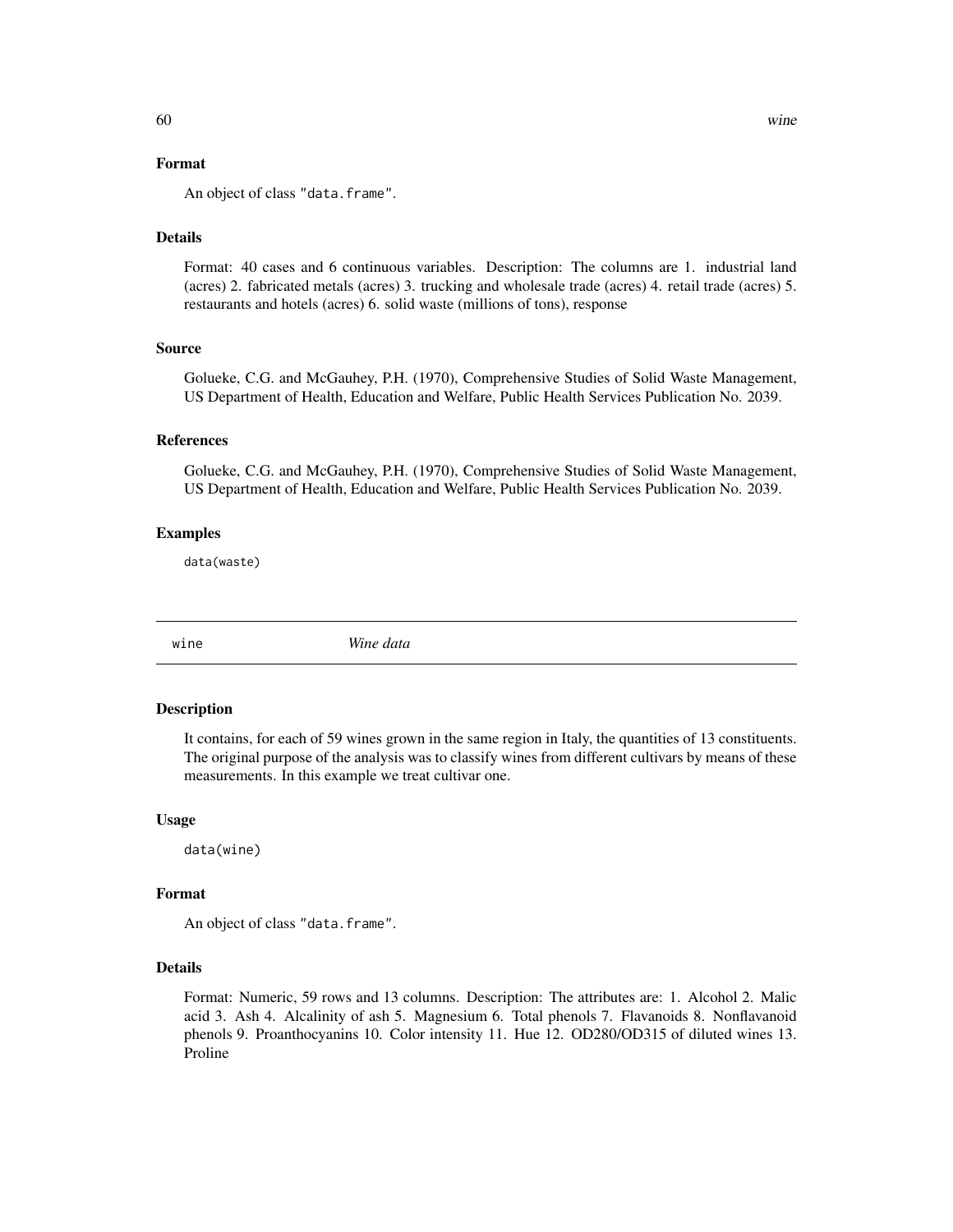### Format

An object of class "data.frame".

### Details

Format: 40 cases and 6 continuous variables. Description: The columns are 1. industrial land (acres) 2. fabricated metals (acres) 3. trucking and wholesale trade (acres) 4. retail trade (acres) 5. restaurants and hotels (acres) 6. solid waste (millions of tons), response

### Source

Golueke, C.G. and McGauhey, P.H. (1970), Comprehensive Studies of Solid Waste Management, US Department of Health, Education and Welfare, Public Health Services Publication No. 2039.

### References

Golueke, C.G. and McGauhey, P.H. (1970), Comprehensive Studies of Solid Waste Management, US Department of Health, Education and Welfare, Public Health Services Publication No. 2039.

### Examples

```
data(waste)
```

---

## wine *Wine data*

---

### Description

It contains, for each of 59 wines grown in the same region in Italy, the quantities of 13 constituents. The original purpose of the analysis was to classify wines from different cultivars by means of these measurements. In this example we treat cultivar one.

### Usage

```
data(wine)
```

### Format

An object of class "data.frame".

### Details

Format: Numeric, 59 rows and 13 columns. Description: The attributes are: 1. Alcohol 2. Malic acid 3. Ash 4. Alcalinity of ash 5. Magnesium 6. Total phenols 7. Flavanoids 8. Nonflavanoid phenols 9. Proanthocyanins 10. Color intensity 11. Hue 12. OD280/OD315 of diluted wines 13. Proline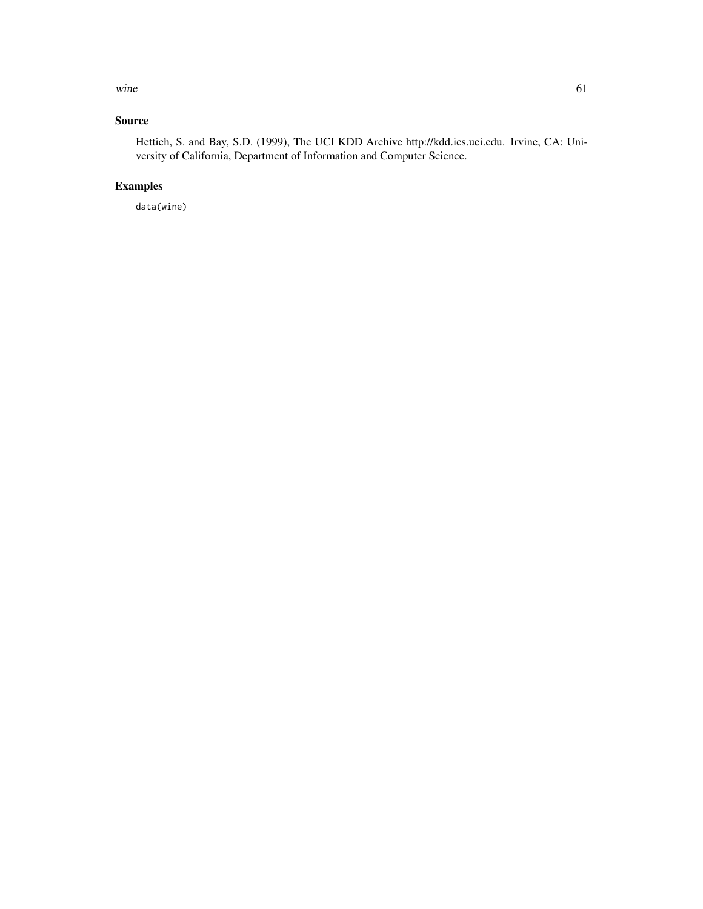## Source

Hettich, S. and Bay, S.D. (1999), The UCI KDD Archive http://kdd.ics.uci.edu. Irvine, CA: University of California, Department of Information and Computer Science.

## Examples

```
data(wine)
```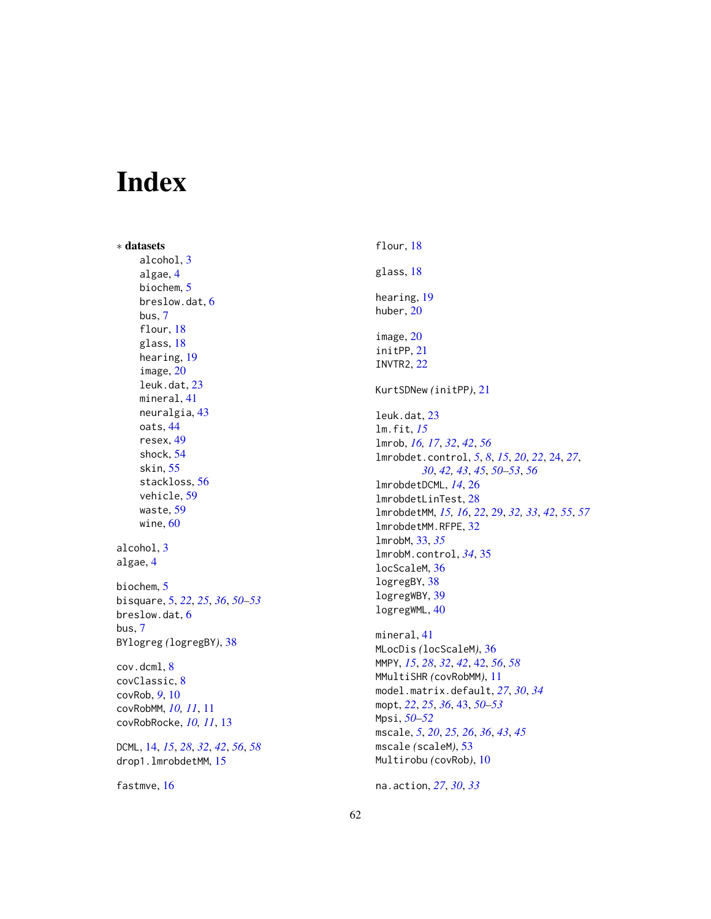# Index

∗ **datasets**

- alcohol, 3
- algae, 4
- biochem, 5
- breslow.dat, 6
- bus, 7
- flour, 18
- glass, 18
- hearing, 19
- image, 20
- leuk.dat, 23
- mineral, 41
- neuralgia, 43
- oats, 44
- resex, 49
- shock, 54
- skin, 55
- stackloss, 56
- vehicle, 59
- waste, 59
- wine, 60

alcohol, 3
algae, 4

biochem, 5
bisquare, 5, *22*, *25*, *36*, *50–53*
breslow.dat, 6
bus, 7
BYlogreg *(*logregBY*)*, 38

cov.dcml, 8
covClassic, 8
covRob, *9*, 10
covRobMM, *10, 11*, 11
covRobRocke, *10, 11*, 13

DCML, 14, *15*, *28*, *32*, *42*, *56*, *58*
drop1.lmrobdetMM, 15

fastmve, 16

flour, 18

glass, 18

hearing, 19
huber, 20

image, 20
initPP, 21
INVTR2, 22

KurtSDNew *(*initPP*)*, 21

leuk.dat, 23
lm.fit, *15*
lmrob, *16, 17*, *32*, *42*, *56*
lmrobdet.control, *5*, *8*, *15*, *20*, *22*, 24, *27*, *30*, *42, 43*, *45*, *50–53*, *56*
lmrobdetDCML, *14*, 26
lmrobdetLinTest, 28
lmrobdetMM, *15, 16*, *22*, 29, *32, 33*, *42*, *55*, *57*
lmrobdetMM.RFPE, 32
lmrobM, 33, *35*
lmrobM.control, *34*, 35
locScaleM, 36
logregBY, 38
logregWBY, 39
logregWML, 40

mineral, 41
MLocDis *(*locScaleM*)*, 36
MMPY, *15*, *28*, *32*, *42*, 42, *56*, *58*
MMultiSHR *(*covRobMM*)*, 11
model.matrix.default, *27*, *30*, *34*
mopt, *22*, *25*, *36*, 43, *50–53*
Mpsi, *50–52*
mscale, *5*, *20*, *25, 26*, *36*, *43*, *45*
mscale *(*scaleM*)*, 53
Multirobu *(*covRob*)*, 10

na.action, *27*, *30*, *33*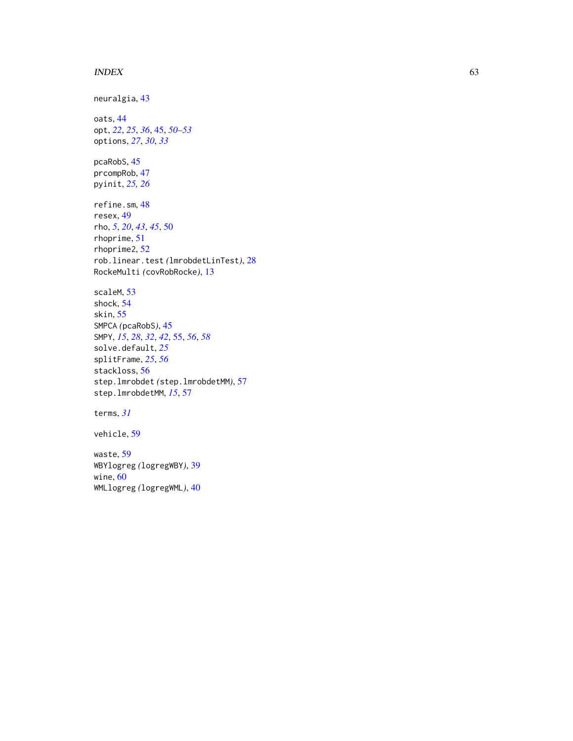neuralgia, 43

oats, 44
opt, *22*, *25*, *36*, 45, *50–53*
options, *27*, *30*, *33*

pcaRobS, 45
prcompRob, 47
pyinit, *25, 26*

refine.sm, 48
resex, 49
rho, *5*, *20*, *43*, *45*, 50
rhoprime, 51
rhoprime2, 52
rob.linear.test *(*lmrobdetLinTest*)*, 28
RockeMulti *(*covRobRocke*)*, 13

scaleM, 53
shock, 54
skin, 55
SMPCA *(*pcaRobS*)*, 45
SMPY, *15*, *28*, *32*, *42*, 55, *56*, *58*
solve.default, *25*
splitFrame, *25*, *56*
stackloss, 56
step.lmrobdet *(*step.lmrobdetMM*)*, 57
step.lmrobdetMM, *15*, 57

terms, *31*

vehicle, 59

waste, 59
WBYlogreg *(*logregWBY*)*, 39
wine, 60
WMLlogreg *(*logregWML*)*, 40